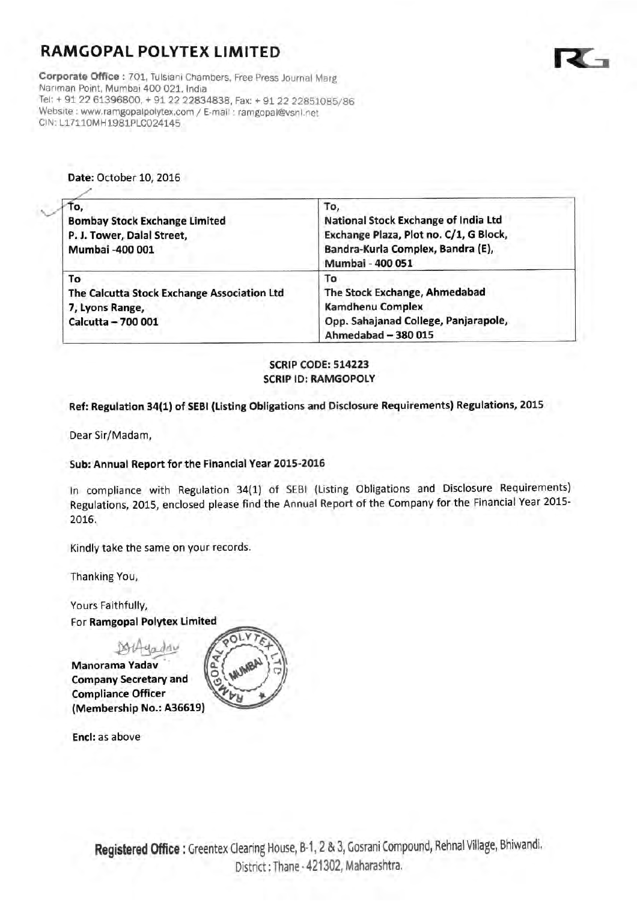# RAMGOPAL POLYTEX LIMITED

**Corporate Office :** 701, Tulsiani Chambers, Free Press Journal Marg
Nariman Point, Mumbai 400 021, India
Tel: + 91 22 61396800, + 91 22 22834838, Fax: + 91 22 22851085/86
Website : www.ramgopalpolytex.com / E-mail : ramgopal@vsnl.net
CIN: L17110MH1981PLC024145

**Date:** October 10, 2016

| To, **Bombay Stock Exchange Limited** **P. J. Tower, Dalal Street,** **Mumbai -400 001** | To, **National Stock Exchange of India Ltd** **Exchange Plaza, Plot no. C/1, G Block,** **Bandra-Kurla Complex, Bandra (E),** **Mumbai - 400 051** |
|---|---|
| To **The Calcutta Stock Exchange Association Ltd** **7, Lyons Range,** **Calcutta – 700 001** | To **The Stock Exchange, Ahmedabad** **Kamdhenu Complex** **Opp. Sahajanad College, Panjarapole,** **Ahmedabad – 380 015** |

**SCRIP CODE: 514223**
**SCRIP ID: RAMGOPOLY**

**Ref: Regulation 34(1) of SEBI (Listing Obligations and Disclosure Requirements) Regulations, 2015**

Dear Sir/Madam,

**Sub: Annual Report for the Financial Year 2015-2016**

In compliance with Regulation 34(1) of SEBI (Listing Obligations and Disclosure Requirements) Regulations, 2015, enclosed please find the Annual Report of the Company for the Financial Year 2015-2016.

Kindly take the same on your records.

Thanking You,

Yours Faithfully,
For **Ramgopal Polytex Limited**

**Manorama Yadav**
**Company Secretary and**
**Compliance Officer**
**(Membership No.: A36619)**

**Encl:** as above

**Registered Office :** Greentex Clearing House, B-1, 2 & 3, Gosrani Compound, Rehnal Village, Bhiwandi. District : Thane - 421302, Maharashtra.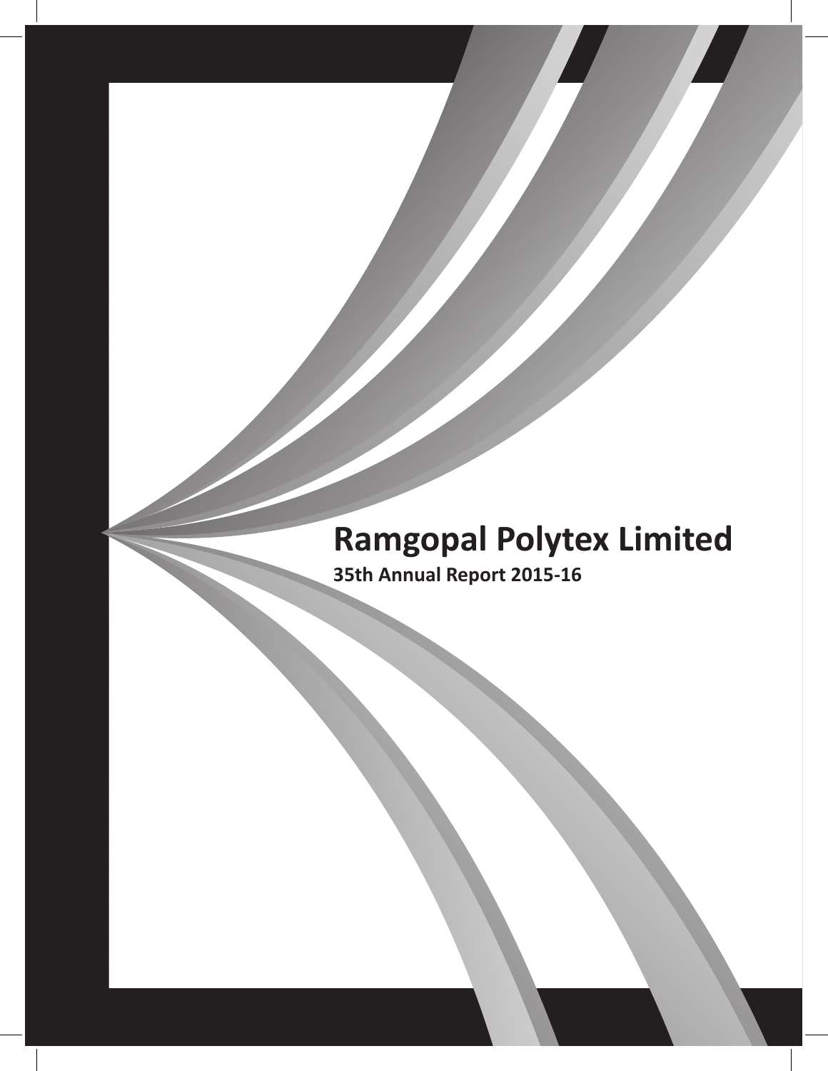# Ramgopal Polytex Limited

**35th Annual Report 2015-16**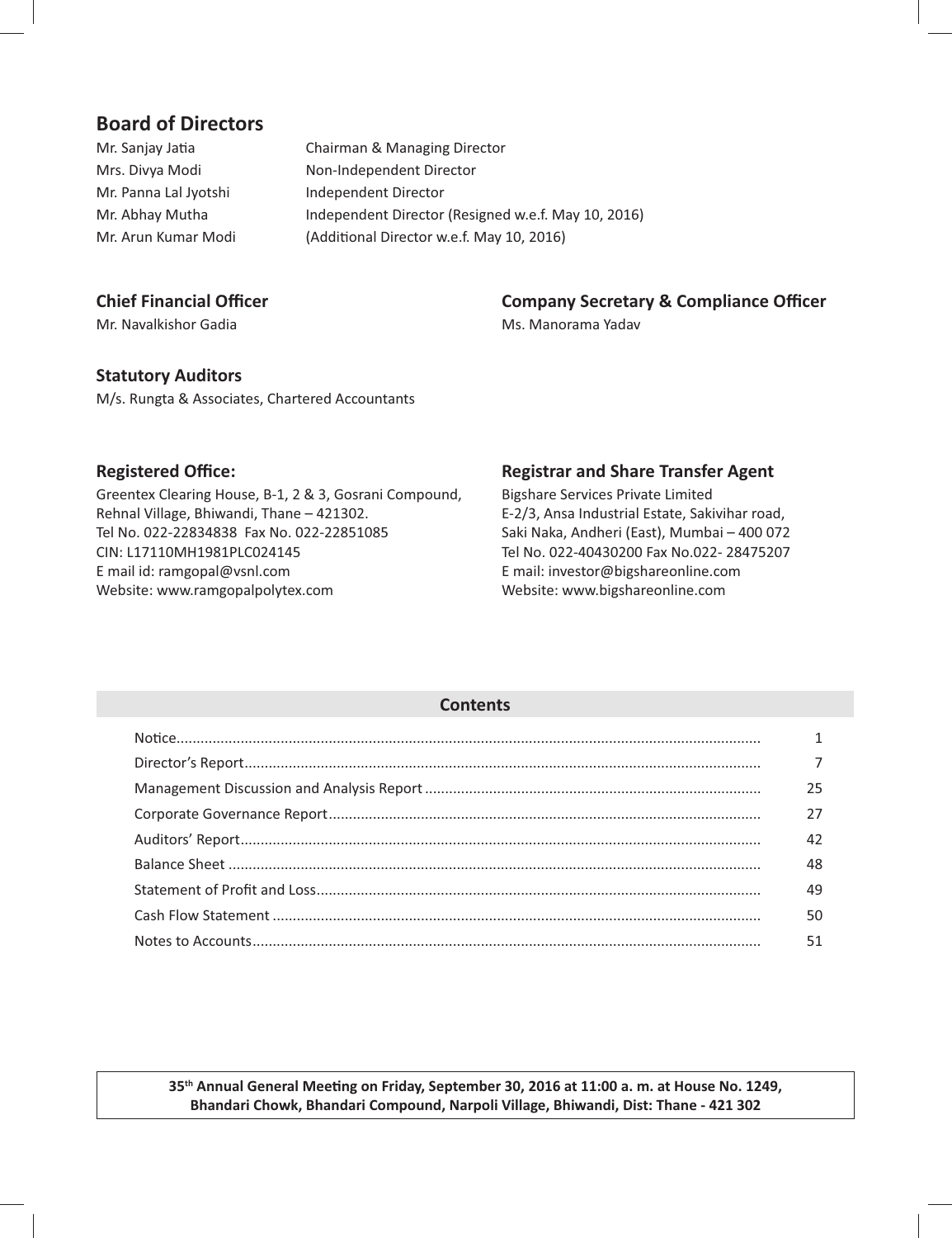## Board of Directors

| | |
|---|---|
| Mr. Sanjay Jatia | Chairman & Managing Director |
| Mrs. Divya Modi | Non-Independent Director |
| Mr. Panna Lal Jyotshi | Independent Director |
| Mr. Abhay Mutha | Independent Director (Resigned w.e.f. May 10, 2016) |
| Mr. Arun Kumar Modi | (Additional Director w.e.f. May 10, 2016) |

## Chief Financial Officer

Mr. Navalkishor Gadia

## Company Secretary & Compliance Officer

Ms. Manorama Yadav

## Statutory Auditors

M/s. Rungta & Associates, Chartered Accountants

## Registered Office:

Greentex Clearing House, B-1, 2 & 3, Gosrani Compound,
Rehnal Village, Bhiwandi, Thane – 421302.
Tel No. 022-22834838 Fax No. 022-22851085
CIN: L17110MH1981PLC024145
E mail id: ramgopal@vsnl.com
Website: www.ramgopalpolytex.com

## Registrar and Share Transfer Agent

Bigshare Services Private Limited
E-2/3, Ansa Industrial Estate, Sakivihar road,
Saki Naka, Andheri (East), Mumbai – 400 072
Tel No. 022-40430200 Fax No.022- 28475207
E mail: investor@bigshareonline.com
Website: www.bigshareonline.com

## Contents

| | |
|---|---|
| Notice | 1 |
| Director's Report | 7 |
| Management Discussion and Analysis Report | 25 |
| Corporate Governance Report | 27 |
| Auditors' Report | 42 |
| Balance Sheet | 48 |
| Statement of Profit and Loss | 49 |
| Cash Flow Statement | 50 |
| Notes to Accounts | 51 |

**35th Annual General Meeting on Friday, September 30, 2016 at 11:00 a. m. at House No. 1249, Bhandari Chowk, Bhandari Compound, Narpoli Village, Bhiwandi, Dist: Thane - 421 302**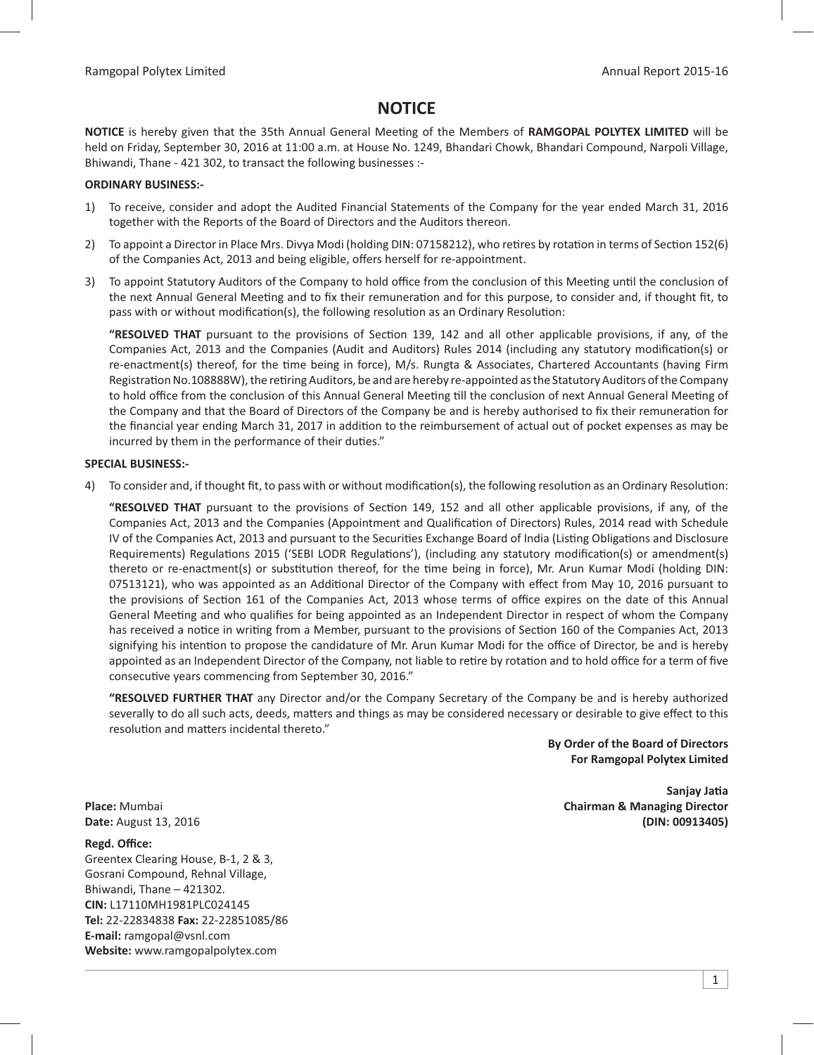# NOTICE

**NOTICE** is hereby given that the 35th Annual General Meeting of the Members of **RAMGOPAL POLYTEX LIMITED** will be held on Friday, September 30, 2016 at 11:00 a.m. at House No. 1249, Bhandari Chowk, Bhandari Compound, Narpoli Village, Bhiwandi, Thane - 421 302, to transact the following businesses :-

**ORDINARY BUSINESS:-**

1) To receive, consider and adopt the Audited Financial Statements of the Company for the year ended March 31, 2016 together with the Reports of the Board of Directors and the Auditors thereon.

2) To appoint a Director in Place Mrs. Divya Modi (holding DIN: 07158212), who retires by rotation in terms of Section 152(6) of the Companies Act, 2013 and being eligible, offers herself for re-appointment.

3) To appoint Statutory Auditors of the Company to hold office from the conclusion of this Meeting until the conclusion of the next Annual General Meeting and to fix their remuneration and for this purpose, to consider and, if thought fit, to pass with or without modification(s), the following resolution as an Ordinary Resolution:

   **"RESOLVED THAT** pursuant to the provisions of Section 139, 142 and all other applicable provisions, if any, of the Companies Act, 2013 and the Companies (Audit and Auditors) Rules 2014 (including any statutory modification(s) or re-enactment(s) thereof, for the time being in force), M/s. Rungta & Associates, Chartered Accountants (having Firm Registration No.108888W), the retiring Auditors, be and are hereby re-appointed as the Statutory Auditors of the Company to hold office from the conclusion of this Annual General Meeting till the conclusion of next Annual General Meeting of the Company and that the Board of Directors of the Company be and is hereby authorised to fix their remuneration for the financial year ending March 31, 2017 in addition to the reimbursement of actual out of pocket expenses as may be incurred by them in the performance of their duties."

**SPECIAL BUSINESS:-**

4) To consider and, if thought fit, to pass with or without modification(s), the following resolution as an Ordinary Resolution:

   **"RESOLVED THAT** pursuant to the provisions of Section 149, 152 and all other applicable provisions, if any, of the Companies Act, 2013 and the Companies (Appointment and Qualification of Directors) Rules, 2014 read with Schedule IV of the Companies Act, 2013 and pursuant to the Securities Exchange Board of India (Listing Obligations and Disclosure Requirements) Regulations 2015 ('SEBI LODR Regulations'), (including any statutory modification(s) or amendment(s) thereto or re-enactment(s) or substitution thereof, for the time being in force), Mr. Arun Kumar Modi (holding DIN: 07513121), who was appointed as an Additional Director of the Company with effect from May 10, 2016 pursuant to the provisions of Section 161 of the Companies Act, 2013 whose terms of office expires on the date of this Annual General Meeting and who qualifies for being appointed as an Independent Director in respect of whom the Company has received a notice in writing from a Member, pursuant to the provisions of Section 160 of the Companies Act, 2013 signifying his intention to propose the candidature of Mr. Arun Kumar Modi for the office of Director, be and is hereby appointed as an Independent Director of the Company, not liable to retire by rotation and to hold office for a term of five consecutive years commencing from September 30, 2016."

   **"RESOLVED FURTHER THAT** any Director and/or the Company Secretary of the Company be and is hereby authorized severally to do all such acts, deeds, matters and things as may be considered necessary or desirable to give effect to this resolution and matters incidental thereto."

**By Order of the Board of Directors**
**For Ramgopal Polytex Limited**

**Sanjay Jatia**
**Chairman & Managing Director**
**(DIN: 00913405)**

**Place:** Mumbai
**Date:** August 13, 2016

**Regd. Office:**
Greentex Clearing House, B-1, 2 & 3,
Gosrani Compound, Rehnal Village,
Bhiwandi, Thane – 421302.
**CIN:** L17110MH1981PLC024145
**Tel:** 22-22834838 **Fax:** 22-22851085/86
**E-mail:** ramgopal@vsnl.com
**Website:** www.ramgopalpolytex.com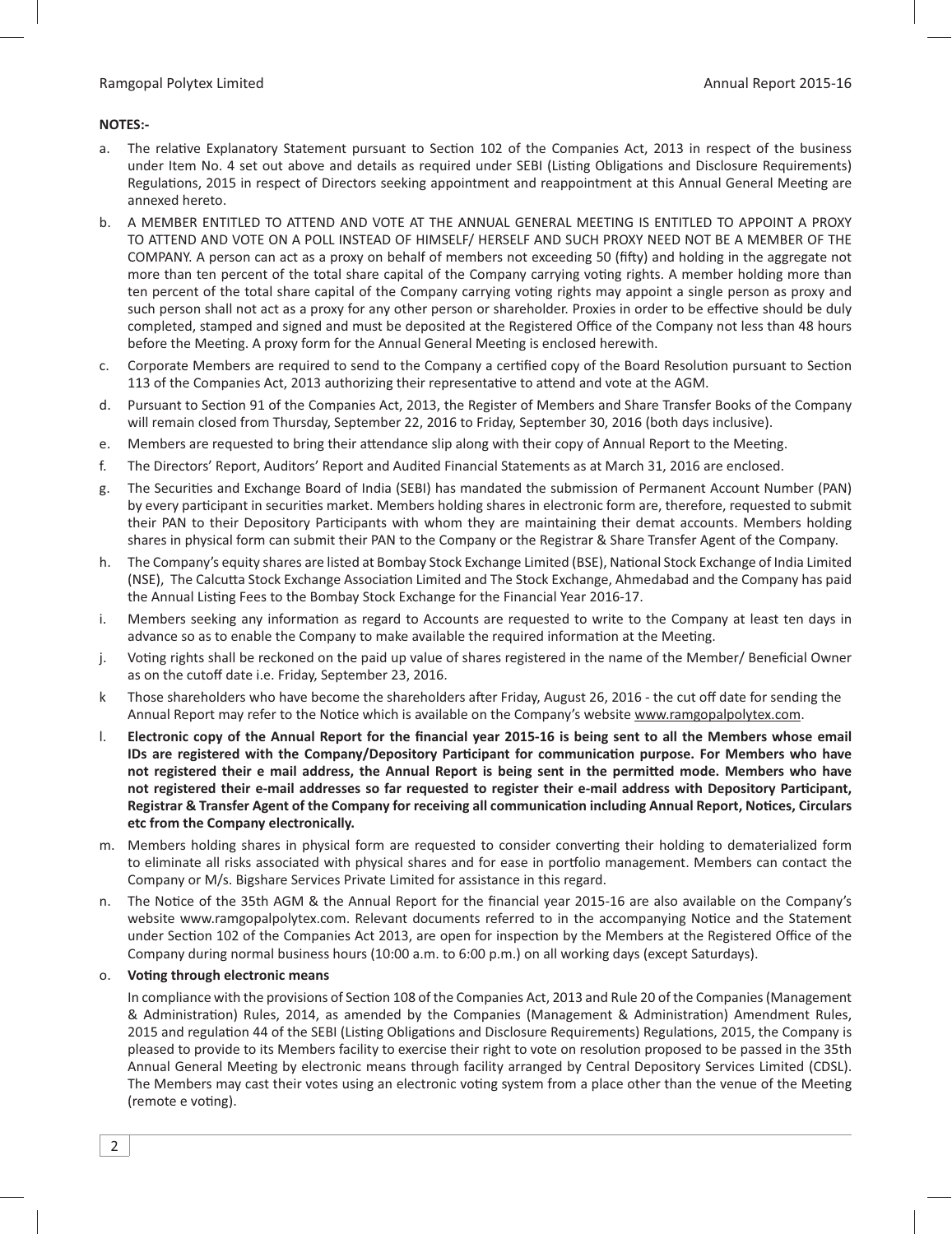**NOTES:-**

a. The relative Explanatory Statement pursuant to Section 102 of the Companies Act, 2013 in respect of the business under Item No. 4 set out above and details as required under SEBI (Listing Obligations and Disclosure Requirements) Regulations, 2015 in respect of Directors seeking appointment and reappointment at this Annual General Meeting are annexed hereto.

b. A MEMBER ENTITLED TO ATTEND AND VOTE AT THE ANNUAL GENERAL MEETING IS ENTITLED TO APPOINT A PROXY TO ATTEND AND VOTE ON A POLL INSTEAD OF HIMSELF/ HERSELF AND SUCH PROXY NEED NOT BE A MEMBER OF THE COMPANY. A person can act as a proxy on behalf of members not exceeding 50 (fifty) and holding in the aggregate not more than ten percent of the total share capital of the Company carrying voting rights. A member holding more than ten percent of the total share capital of the Company carrying voting rights may appoint a single person as proxy and such person shall not act as a proxy for any other person or shareholder. Proxies in order to be effective should be duly completed, stamped and signed and must be deposited at the Registered Office of the Company not less than 48 hours before the Meeting. A proxy form for the Annual General Meeting is enclosed herewith.

c. Corporate Members are required to send to the Company a certified copy of the Board Resolution pursuant to Section 113 of the Companies Act, 2013 authorizing their representative to attend and vote at the AGM.

d. Pursuant to Section 91 of the Companies Act, 2013, the Register of Members and Share Transfer Books of the Company will remain closed from Thursday, September 22, 2016 to Friday, September 30, 2016 (both days inclusive).

e. Members are requested to bring their attendance slip along with their copy of Annual Report to the Meeting.

f. The Directors' Report, Auditors' Report and Audited Financial Statements as at March 31, 2016 are enclosed.

g. The Securities and Exchange Board of India (SEBI) has mandated the submission of Permanent Account Number (PAN) by every participant in securities market. Members holding shares in electronic form are, therefore, requested to submit their PAN to their Depository Participants with whom they are maintaining their demat accounts. Members holding shares in physical form can submit their PAN to the Company or the Registrar & Share Transfer Agent of the Company.

h. The Company's equity shares are listed at Bombay Stock Exchange Limited (BSE), National Stock Exchange of India Limited (NSE), The Calcutta Stock Exchange Association Limited and The Stock Exchange, Ahmedabad and the Company has paid the Annual Listing Fees to the Bombay Stock Exchange for the Financial Year 2016-17.

i. Members seeking any information as regard to Accounts are requested to write to the Company at least ten days in advance so as to enable the Company to make available the required information at the Meeting.

j. Voting rights shall be reckoned on the paid up value of shares registered in the name of the Member/ Beneficial Owner as on the cutoff date i.e. Friday, September 23, 2016.

k Those shareholders who have become the shareholders after Friday, August 26, 2016 - the cut off date for sending the Annual Report may refer to the Notice which is available on the Company's website www.ramgopalpolytex.com.

l. **Electronic copy of the Annual Report for the financial year 2015-16 is being sent to all the Members whose email IDs are registered with the Company/Depository Participant for communication purpose. For Members who have not registered their e mail address, the Annual Report is being sent in the permitted mode. Members who have not registered their e-mail addresses so far requested to register their e-mail address with Depository Participant, Registrar & Transfer Agent of the Company for receiving all communication including Annual Report, Notices, Circulars etc from the Company electronically.**

m. Members holding shares in physical form are requested to consider converting their holding to dematerialized form to eliminate all risks associated with physical shares and for ease in portfolio management. Members can contact the Company or M/s. Bigshare Services Private Limited for assistance in this regard.

n. The Notice of the 35th AGM & the Annual Report for the financial year 2015-16 are also available on the Company's website www.ramgopalpolytex.com. Relevant documents referred to in the accompanying Notice and the Statement under Section 102 of the Companies Act 2013, are open for inspection by the Members at the Registered Office of the Company during normal business hours (10:00 a.m. to 6:00 p.m.) on all working days (except Saturdays).

o. **Voting through electronic means**

In compliance with the provisions of Section 108 of the Companies Act, 2013 and Rule 20 of the Companies (Management & Administration) Rules, 2014, as amended by the Companies (Management & Administration) Amendment Rules, 2015 and regulation 44 of the SEBI (Listing Obligations and Disclosure Requirements) Regulations, 2015, the Company is pleased to provide to its Members facility to exercise their right to vote on resolution proposed to be passed in the 35th Annual General Meeting by electronic means through facility arranged by Central Depository Services Limited (CDSL). The Members may cast their votes using an electronic voting system from a place other than the venue of the Meeting (remote e voting).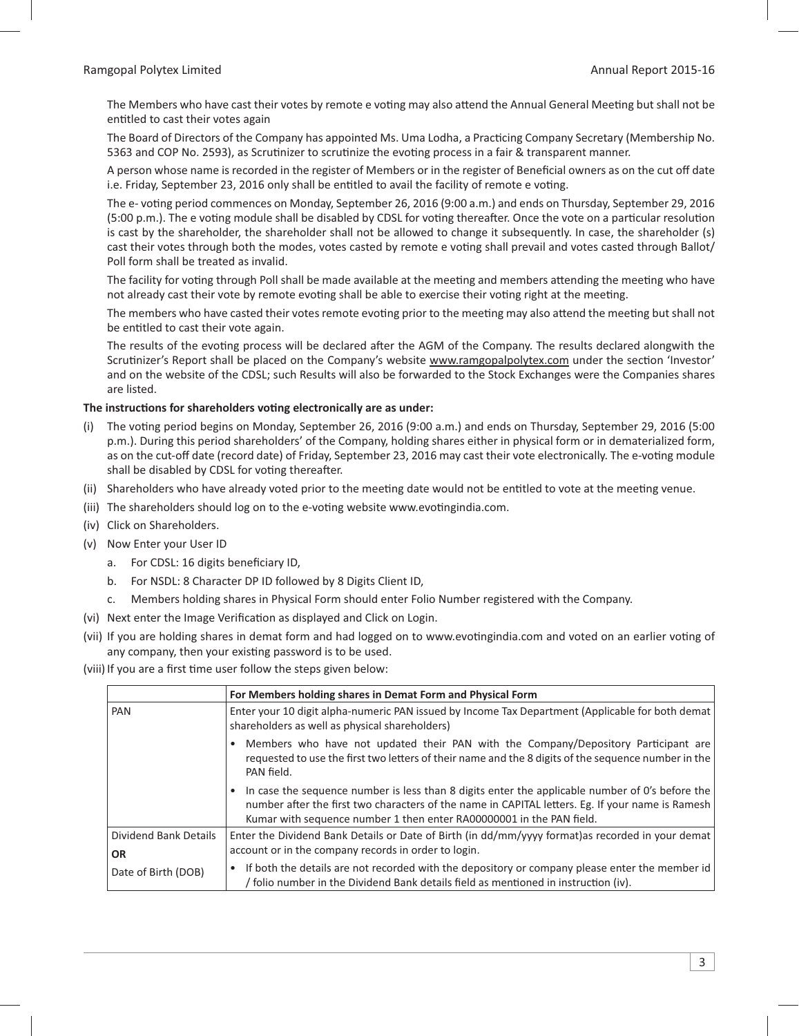The Members who have cast their votes by remote e voting may also attend the Annual General Meeting but shall not be entitled to cast their votes again

The Board of Directors of the Company has appointed Ms. Uma Lodha, a Practicing Company Secretary (Membership No. 5363 and COP No. 2593), as Scrutinizer to scrutinize the evoting process in a fair & transparent manner.

A person whose name is recorded in the register of Members or in the register of Beneficial owners as on the cut off date i.e. Friday, September 23, 2016 only shall be entitled to avail the facility of remote e voting.

The e- voting period commences on Monday, September 26, 2016 (9:00 a.m.) and ends on Thursday, September 29, 2016 (5:00 p.m.). The e voting module shall be disabled by CDSL for voting thereafter. Once the vote on a particular resolution is cast by the shareholder, the shareholder shall not be allowed to change it subsequently. In case, the shareholder (s) cast their votes through both the modes, votes casted by remote e voting shall prevail and votes casted through Ballot/ Poll form shall be treated as invalid.

The facility for voting through Poll shall be made available at the meeting and members attending the meeting who have not already cast their vote by remote evoting shall be able to exercise their voting right at the meeting.

The members who have casted their votes remote evoting prior to the meeting may also attend the meeting but shall not be entitled to cast their vote again.

The results of the evoting process will be declared after the AGM of the Company. The results declared alongwith the Scrutinizer's Report shall be placed on the Company's website www.ramgopalpolytex.com under the section 'Investor' and on the website of the CDSL; such Results will also be forwarded to the Stock Exchanges were the Companies shares are listed.

**The instructions for shareholders voting electronically are as under:**

(i) The voting period begins on Monday, September 26, 2016 (9:00 a.m.) and ends on Thursday, September 29, 2016 (5:00 p.m.). During this period shareholders' of the Company, holding shares either in physical form or in dematerialized form, as on the cut-off date (record date) of Friday, September 23, 2016 may cast their vote electronically. The e-voting module shall be disabled by CDSL for voting thereafter.

(ii) Shareholders who have already voted prior to the meeting date would not be entitled to vote at the meeting venue.

(iii) The shareholders should log on to the e-voting website www.evotingindia.com.

(iv) Click on Shareholders.

(v) Now Enter your User ID

   a. For CDSL: 16 digits beneficiary ID,

   b. For NSDL: 8 Character DP ID followed by 8 Digits Client ID,

   c. Members holding shares in Physical Form should enter Folio Number registered with the Company.

(vi) Next enter the Image Verification as displayed and Click on Login.

(vii) If you are holding shares in demat form and had logged on to www.evotingindia.com and voted on an earlier voting of any company, then your existing password is to be used.

(viii) If you are a first time user follow the steps given below:

| | For Members holding shares in Demat Form and Physical Form |
|---|---|
| PAN | Enter your 10 digit alpha-numeric PAN issued by Income Tax Department (Applicable for both demat shareholders as well as physical shareholders)<br>• Members who have not updated their PAN with the Company/Depository Participant are requested to use the first two letters of their name and the 8 digits of the sequence number in the PAN field.<br>• In case the sequence number is less than 8 digits enter the applicable number of 0's before the number after the first two characters of the name in CAPITAL letters. Eg. If your name is Ramesh Kumar with sequence number 1 then enter RA00000001 in the PAN field. |
| Dividend Bank Details **OR** Date of Birth (DOB) | Enter the Dividend Bank Details or Date of Birth (in dd/mm/yyyy format)as recorded in your demat account or in the company records in order to login.<br>• If both the details are not recorded with the depository or company please enter the member id / folio number in the Dividend Bank details field as mentioned in instruction (iv). |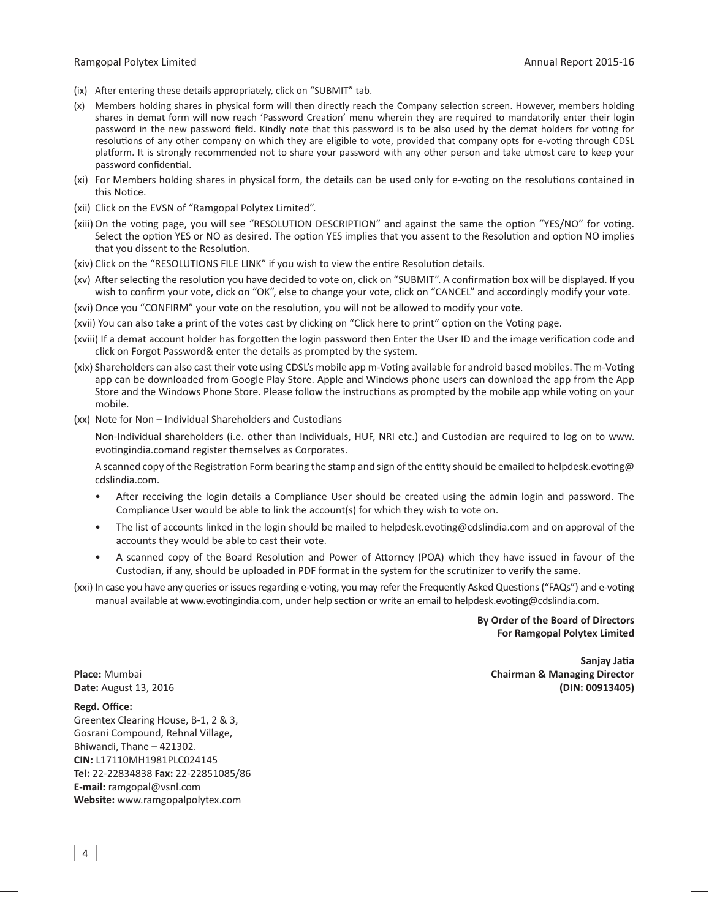(ix) After entering these details appropriately, click on "SUBMIT" tab.

(x) Members holding shares in physical form will then directly reach the Company selection screen. However, members holding shares in demat form will now reach 'Password Creation' menu wherein they are required to mandatorily enter their login password in the new password field. Kindly note that this password is to be also used by the demat holders for voting for resolutions of any other company on which they are eligible to vote, provided that company opts for e-voting through CDSL platform. It is strongly recommended not to share your password with any other person and take utmost care to keep your password confidential.

(xi) For Members holding shares in physical form, the details can be used only for e-voting on the resolutions contained in this Notice.

(xii) Click on the EVSN of "Ramgopal Polytex Limited".

(xiii) On the voting page, you will see "RESOLUTION DESCRIPTION" and against the same the option "YES/NO" for voting. Select the option YES or NO as desired. The option YES implies that you assent to the Resolution and option NO implies that you dissent to the Resolution.

(xiv) Click on the "RESOLUTIONS FILE LINK" if you wish to view the entire Resolution details.

(xv) After selecting the resolution you have decided to vote on, click on "SUBMIT". A confirmation box will be displayed. If you wish to confirm your vote, click on "OK", else to change your vote, click on "CANCEL" and accordingly modify your vote.

(xvi) Once you "CONFIRM" your vote on the resolution, you will not be allowed to modify your vote.

(xvii) You can also take a print of the votes cast by clicking on "Click here to print" option on the Voting page.

(xviii) If a demat account holder has forgotten the login password then Enter the User ID and the image verification code and click on Forgot Password& enter the details as prompted by the system.

(xix) Shareholders can also cast their vote using CDSL's mobile app m-Voting available for android based mobiles. The m-Voting app can be downloaded from Google Play Store. Apple and Windows phone users can download the app from the App Store and the Windows Phone Store. Please follow the instructions as prompted by the mobile app while voting on your mobile.

(xx) Note for Non – Individual Shareholders and Custodians

Non-Individual shareholders (i.e. other than Individuals, HUF, NRI etc.) and Custodian are required to log on to www.evotingindia.comand register themselves as Corporates.

A scanned copy of the Registration Form bearing the stamp and sign of the entity should be emailed to helpdesk.evoting@cdslindia.com.

- After receiving the login details a Compliance User should be created using the admin login and password. The Compliance User would be able to link the account(s) for which they wish to vote on.
- The list of accounts linked in the login should be mailed to helpdesk.evoting@cdslindia.com and on approval of the accounts they would be able to cast their vote.
- A scanned copy of the Board Resolution and Power of Attorney (POA) which they have issued in favour of the Custodian, if any, should be uploaded in PDF format in the system for the scrutinizer to verify the same.

(xxi) In case you have any queries or issues regarding e-voting, you may refer the Frequently Asked Questions ("FAQs") and e-voting manual available at www.evotingindia.com, under help section or write an email to helpdesk.evoting@cdslindia.com.

**By Order of the Board of Directors**
**For Ramgopal Polytex Limited**

**Sanjay Jatia**
**Chairman & Managing Director**
**(DIN: 00913405)**

**Place:** Mumbai
**Date:** August 13, 2016

**Regd. Office:**
Greentex Clearing House, B-1, 2 & 3,
Gosrani Compound, Rehnal Village,
Bhiwandi, Thane – 421302.
**CIN:** L17110MH1981PLC024145
**Tel:** 22-22834838 **Fax:** 22-22851085/86
**E-mail:** ramgopal@vsnl.com
**Website:** www.ramgopalpolytex.com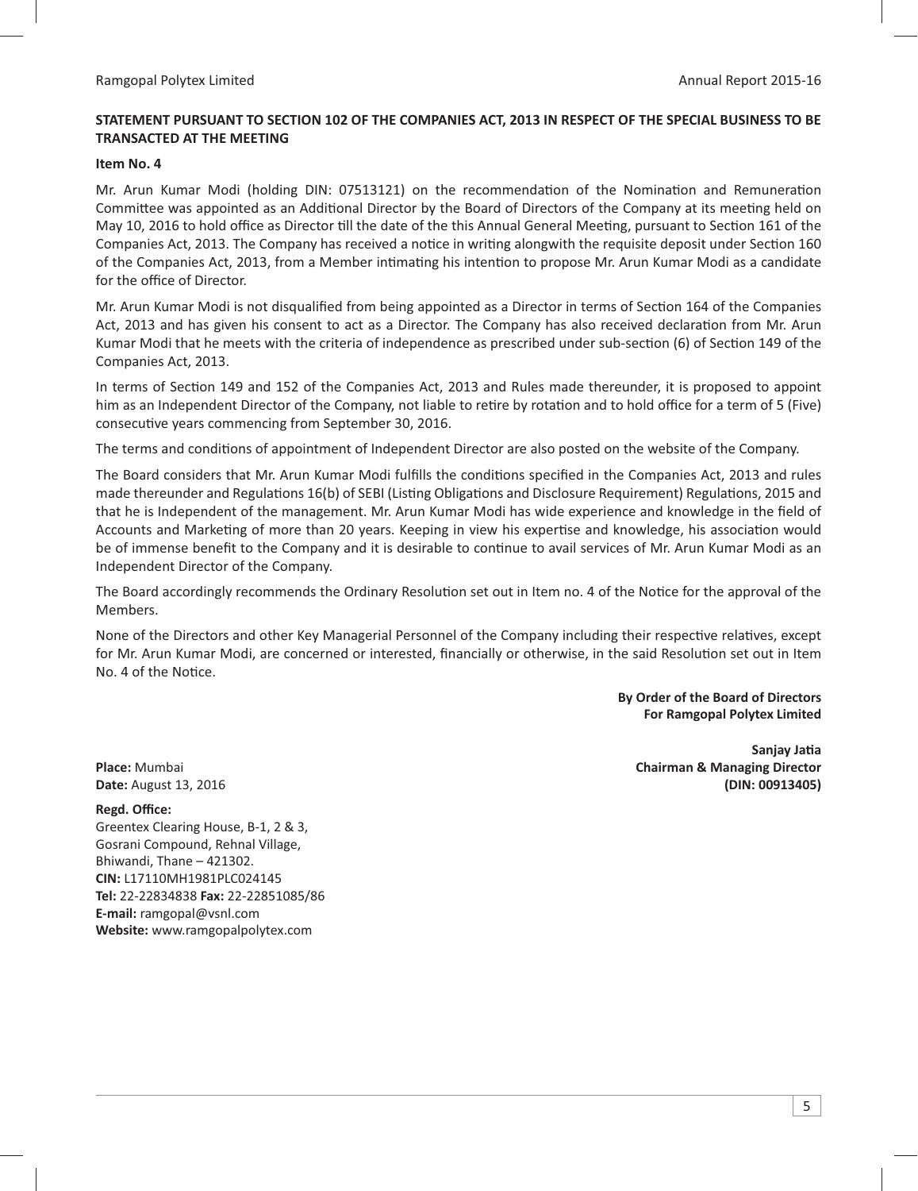**STATEMENT PURSUANT TO SECTION 102 OF THE COMPANIES ACT, 2013 IN RESPECT OF THE SPECIAL BUSINESS TO BE TRANSACTED AT THE MEETING**

**Item No. 4**

Mr. Arun Kumar Modi (holding DIN: 07513121) on the recommendation of the Nomination and Remuneration Committee was appointed as an Additional Director by the Board of Directors of the Company at its meeting held on May 10, 2016 to hold office as Director till the date of the this Annual General Meeting, pursuant to Section 161 of the Companies Act, 2013. The Company has received a notice in writing alongwith the requisite deposit under Section 160 of the Companies Act, 2013, from a Member intimating his intention to propose Mr. Arun Kumar Modi as a candidate for the office of Director.

Mr. Arun Kumar Modi is not disqualified from being appointed as a Director in terms of Section 164 of the Companies Act, 2013 and has given his consent to act as a Director. The Company has also received declaration from Mr. Arun Kumar Modi that he meets with the criteria of independence as prescribed under sub-section (6) of Section 149 of the Companies Act, 2013.

In terms of Section 149 and 152 of the Companies Act, 2013 and Rules made thereunder, it is proposed to appoint him as an Independent Director of the Company, not liable to retire by rotation and to hold office for a term of 5 (Five) consecutive years commencing from September 30, 2016.

The terms and conditions of appointment of Independent Director are also posted on the website of the Company.

The Board considers that Mr. Arun Kumar Modi fulfills the conditions specified in the Companies Act, 2013 and rules made thereunder and Regulations 16(b) of SEBI (Listing Obligations and Disclosure Requirement) Regulations, 2015 and that he is Independent of the management. Mr. Arun Kumar Modi has wide experience and knowledge in the field of Accounts and Marketing of more than 20 years. Keeping in view his expertise and knowledge, his association would be of immense benefit to the Company and it is desirable to continue to avail services of Mr. Arun Kumar Modi as an Independent Director of the Company.

The Board accordingly recommends the Ordinary Resolution set out in Item no. 4 of the Notice for the approval of the Members.

None of the Directors and other Key Managerial Personnel of the Company including their respective relatives, except for Mr. Arun Kumar Modi, are concerned or interested, financially or otherwise, in the said Resolution set out in Item No. 4 of the Notice.

**By Order of the Board of Directors**
**For Ramgopal Polytex Limited**

**Sanjay Jatia**
**Chairman & Managing Director**
**(DIN: 00913405)**

**Place:** Mumbai
**Date:** August 13, 2016

**Regd. Office:**
Greentex Clearing House, B-1, 2 & 3,
Gosrani Compound, Rehnal Village,
Bhiwandi, Thane – 421302.
**CIN:** L17110MH1981PLC024145
**Tel:** 22-22834838 **Fax:** 22-22851085/86
**E-mail:** ramgopal@vsnl.com
**Website:** www.ramgopalpolytex.com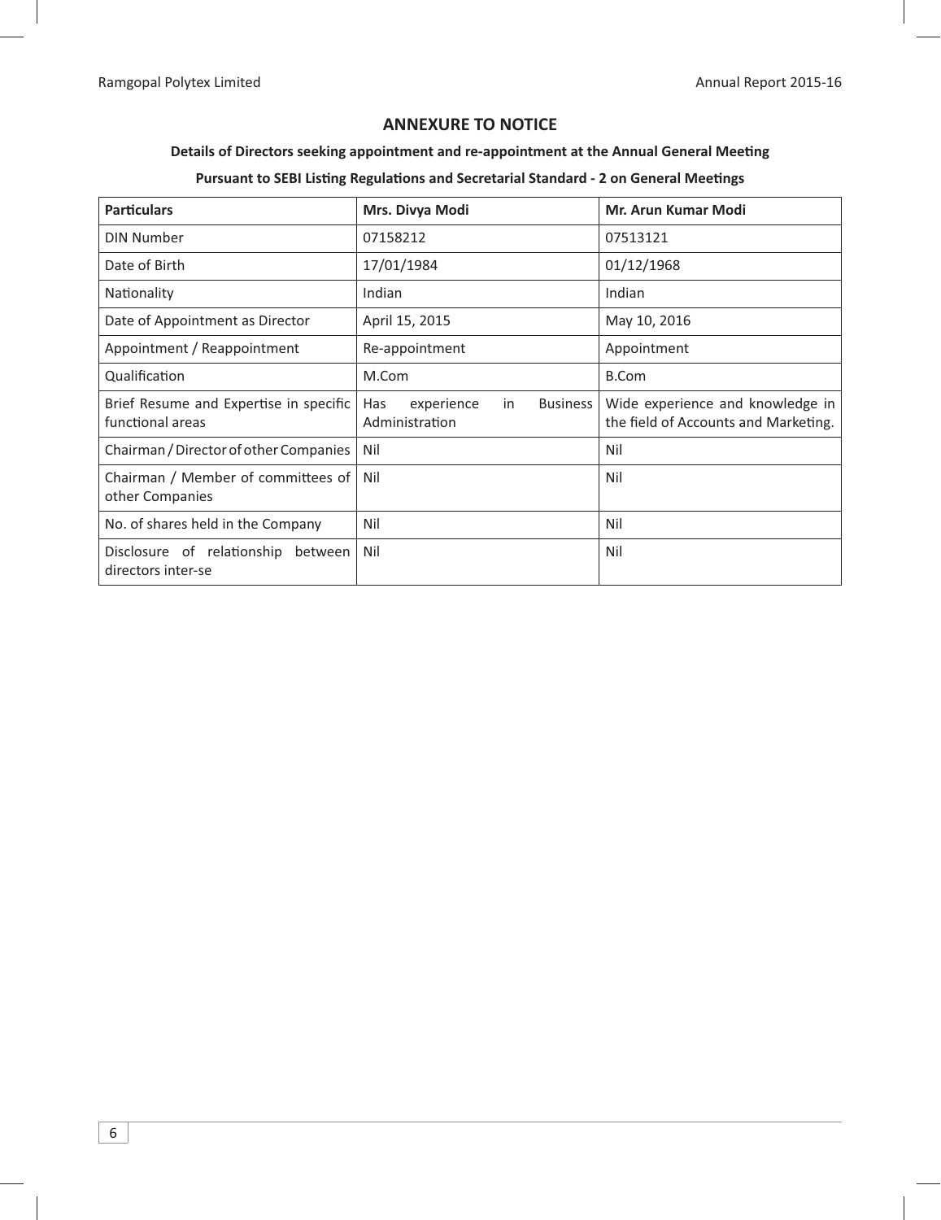## ANNEXURE TO NOTICE

**Details of Directors seeking appointment and re-appointment at the Annual General Meeting**

**Pursuant to SEBI Listing Regulations and Secretarial Standard - 2 on General Meetings**

| Particulars | Mrs. Divya Modi | Mr. Arun Kumar Modi |
|---|---|---|
| DIN Number | 07158212 | 07513121 |
| Date of Birth | 17/01/1984 | 01/12/1968 |
| Nationality | Indian | Indian |
| Date of Appointment as Director | April 15, 2015 | May 10, 2016 |
| Appointment / Reappointment | Re-appointment | Appointment |
| Qualification | M.Com | B.Com |
| Brief Resume and Expertise in specific functional areas | Has experience in Business Administration | Wide experience and knowledge in the field of Accounts and Marketing. |
| Chairman / Director of other Companies | Nil | Nil |
| Chairman / Member of committees of other Companies | Nil | Nil |
| No. of shares held in the Company | Nil | Nil |
| Disclosure of relationship between directors inter-se | Nil | Nil |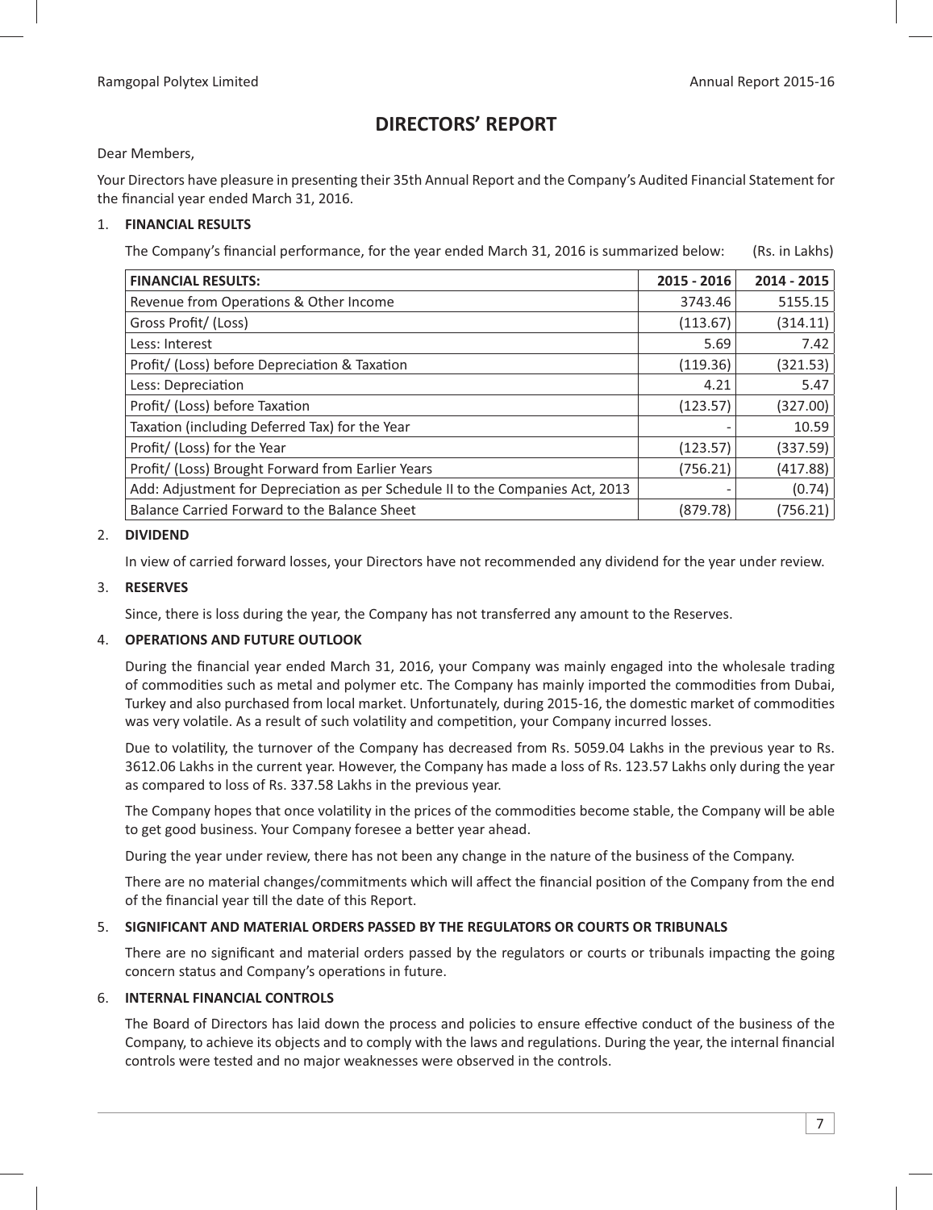# DIRECTORS' REPORT

Dear Members,

Your Directors have pleasure in presenting their 35th Annual Report and the Company's Audited Financial Statement for the financial year ended March 31, 2016.

## 1. FINANCIAL RESULTS

The Company's financial performance, for the year ended March 31, 2016 is summarized below: (Rs. in Lakhs)

| FINANCIAL RESULTS: | 2015 - 2016 | 2014 - 2015 |
|---|---|---|
| Revenue from Operations & Other Income | 3743.46 | 5155.15 |
| Gross Profit/ (Loss) | (113.67) | (314.11) |
| Less: Interest | 5.69 | 7.42 |
| Profit/ (Loss) before Depreciation & Taxation | (119.36) | (321.53) |
| Less: Depreciation | 4.21 | 5.47 |
| Profit/ (Loss) before Taxation | (123.57) | (327.00) |
| Taxation (including Deferred Tax) for the Year | - | 10.59 |
| Profit/ (Loss) for the Year | (123.57) | (337.59) |
| Profit/ (Loss) Brought Forward from Earlier Years | (756.21) | (417.88) |
| Add: Adjustment for Depreciation as per Schedule II to the Companies Act, 2013 | - | (0.74) |
| Balance Carried Forward to the Balance Sheet | (879.78) | (756.21) |

## 2. DIVIDEND

In view of carried forward losses, your Directors have not recommended any dividend for the year under review.

## 3. RESERVES

Since, there is loss during the year, the Company has not transferred any amount to the Reserves.

## 4. OPERATIONS AND FUTURE OUTLOOK

During the financial year ended March 31, 2016, your Company was mainly engaged into the wholesale trading of commodities such as metal and polymer etc. The Company has mainly imported the commodities from Dubai, Turkey and also purchased from local market. Unfortunately, during 2015-16, the domestic market of commodities was very volatile. As a result of such volatility and competition, your Company incurred losses.

Due to volatility, the turnover of the Company has decreased from Rs. 5059.04 Lakhs in the previous year to Rs. 3612.06 Lakhs in the current year. However, the Company has made a loss of Rs. 123.57 Lakhs only during the year as compared to loss of Rs. 337.58 Lakhs in the previous year.

The Company hopes that once volatility in the prices of the commodities become stable, the Company will be able to get good business. Your Company foresee a better year ahead.

During the year under review, there has not been any change in the nature of the business of the Company.

There are no material changes/commitments which will affect the financial position of the Company from the end of the financial year till the date of this Report.

## 5. SIGNIFICANT AND MATERIAL ORDERS PASSED BY THE REGULATORS OR COURTS OR TRIBUNALS

There are no significant and material orders passed by the regulators or courts or tribunals impacting the going concern status and Company's operations in future.

## 6. INTERNAL FINANCIAL CONTROLS

The Board of Directors has laid down the process and policies to ensure effective conduct of the business of the Company, to achieve its objects and to comply with the laws and regulations. During the year, the internal financial controls were tested and no major weaknesses were observed in the controls.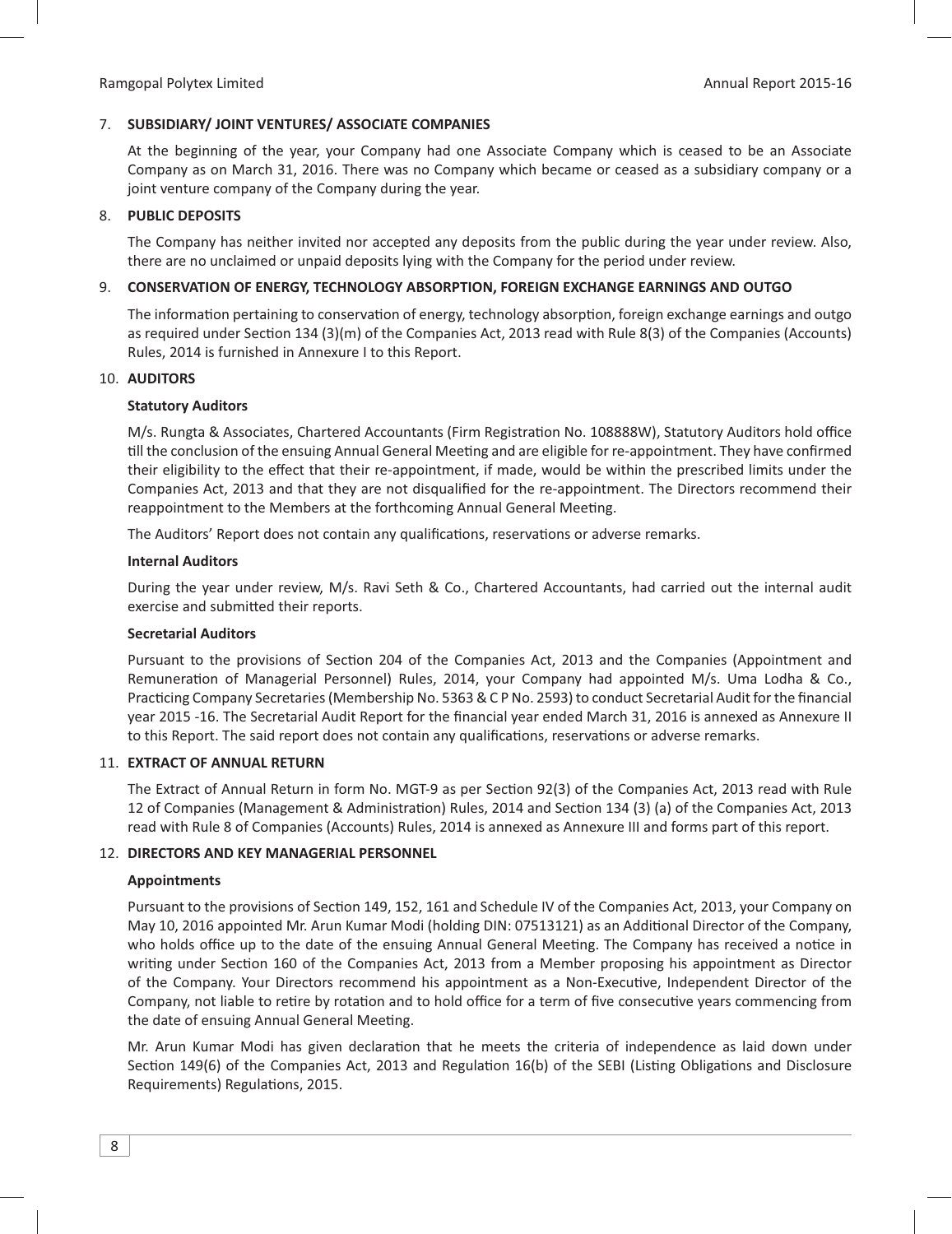## 7. SUBSIDIARY/ JOINT VENTURES/ ASSOCIATE COMPANIES

At the beginning of the year, your Company had one Associate Company which is ceased to be an Associate Company as on March 31, 2016. There was no Company which became or ceased as a subsidiary company or a joint venture company of the Company during the year.

## 8. PUBLIC DEPOSITS

The Company has neither invited nor accepted any deposits from the public during the year under review. Also, there are no unclaimed or unpaid deposits lying with the Company for the period under review.

## 9. CONSERVATION OF ENERGY, TECHNOLOGY ABSORPTION, FOREIGN EXCHANGE EARNINGS AND OUTGO

The information pertaining to conservation of energy, technology absorption, foreign exchange earnings and outgo as required under Section 134 (3)(m) of the Companies Act, 2013 read with Rule 8(3) of the Companies (Accounts) Rules, 2014 is furnished in Annexure I to this Report.

## 10. AUDITORS

### Statutory Auditors

M/s. Rungta & Associates, Chartered Accountants (Firm Registration No. 108888W), Statutory Auditors hold office till the conclusion of the ensuing Annual General Meeting and are eligible for re-appointment. They have confirmed their eligibility to the effect that their re-appointment, if made, would be within the prescribed limits under the Companies Act, 2013 and that they are not disqualified for the re-appointment. The Directors recommend their reappointment to the Members at the forthcoming Annual General Meeting.

The Auditors' Report does not contain any qualifications, reservations or adverse remarks.

### Internal Auditors

During the year under review, M/s. Ravi Seth & Co., Chartered Accountants, had carried out the internal audit exercise and submitted their reports.

### Secretarial Auditors

Pursuant to the provisions of Section 204 of the Companies Act, 2013 and the Companies (Appointment and Remuneration of Managerial Personnel) Rules, 2014, your Company had appointed M/s. Uma Lodha & Co., Practicing Company Secretaries (Membership No. 5363 & C P No. 2593) to conduct Secretarial Audit for the financial year 2015 -16. The Secretarial Audit Report for the financial year ended March 31, 2016 is annexed as Annexure II to this Report. The said report does not contain any qualifications, reservations or adverse remarks.

## 11. EXTRACT OF ANNUAL RETURN

The Extract of Annual Return in form No. MGT-9 as per Section 92(3) of the Companies Act, 2013 read with Rule 12 of Companies (Management & Administration) Rules, 2014 and Section 134 (3) (a) of the Companies Act, 2013 read with Rule 8 of Companies (Accounts) Rules, 2014 is annexed as Annexure III and forms part of this report.

## 12. DIRECTORS AND KEY MANAGERIAL PERSONNEL

### Appointments

Pursuant to the provisions of Section 149, 152, 161 and Schedule IV of the Companies Act, 2013, your Company on May 10, 2016 appointed Mr. Arun Kumar Modi (holding DIN: 07513121) as an Additional Director of the Company, who holds office up to the date of the ensuing Annual General Meeting. The Company has received a notice in writing under Section 160 of the Companies Act, 2013 from a Member proposing his appointment as Director of the Company. Your Directors recommend his appointment as a Non-Executive, Independent Director of the Company, not liable to retire by rotation and to hold office for a term of five consecutive years commencing from the date of ensuing Annual General Meeting.

Mr. Arun Kumar Modi has given declaration that he meets the criteria of independence as laid down under Section 149(6) of the Companies Act, 2013 and Regulation 16(b) of the SEBI (Listing Obligations and Disclosure Requirements) Regulations, 2015.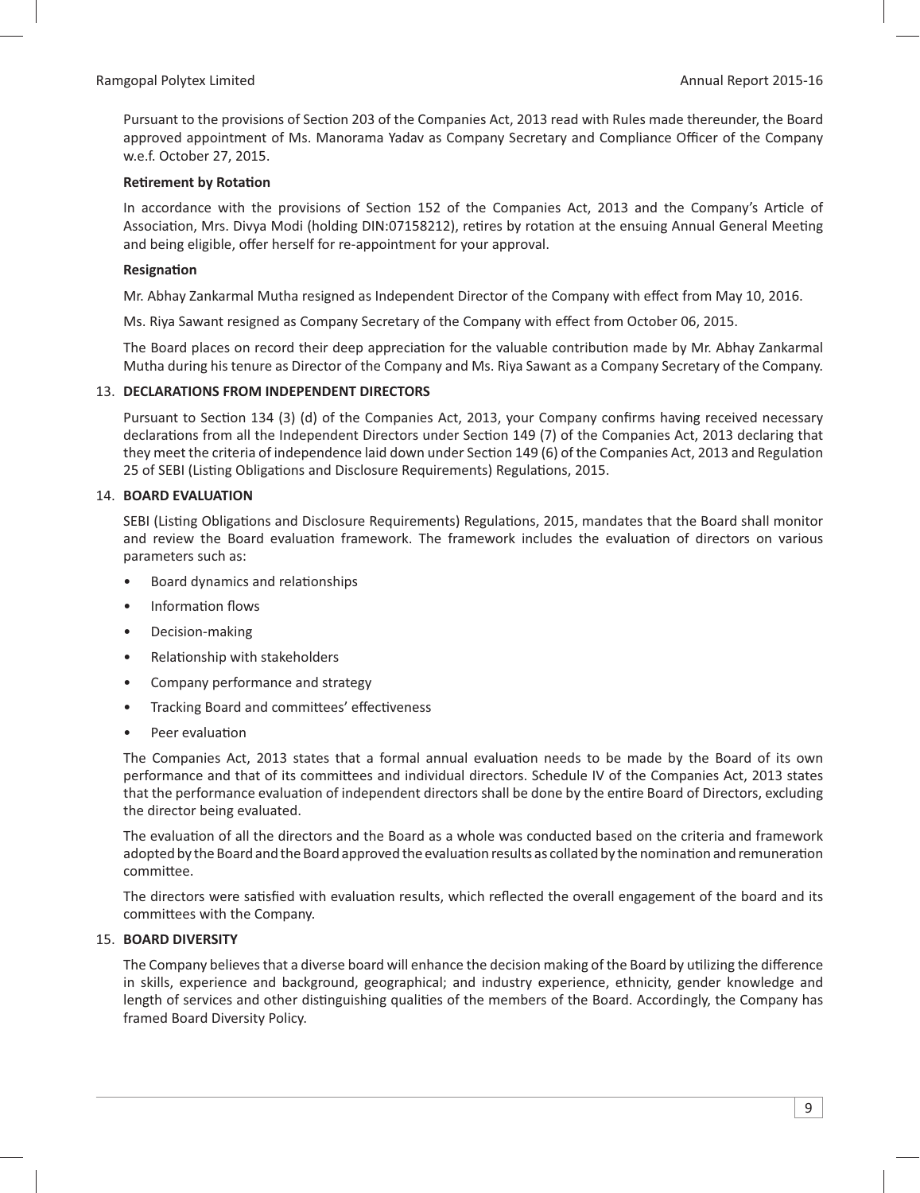Pursuant to the provisions of Section 203 of the Companies Act, 2013 read with Rules made thereunder, the Board approved appointment of Ms. Manorama Yadav as Company Secretary and Compliance Officer of the Company w.e.f. October 27, 2015.

**Retirement by Rotation**

In accordance with the provisions of Section 152 of the Companies Act, 2013 and the Company's Article of Association, Mrs. Divya Modi (holding DIN:07158212), retires by rotation at the ensuing Annual General Meeting and being eligible, offer herself for re-appointment for your approval.

**Resignation**

Mr. Abhay Zankarmal Mutha resigned as Independent Director of the Company with effect from May 10, 2016.

Ms. Riya Sawant resigned as Company Secretary of the Company with effect from October 06, 2015.

The Board places on record their deep appreciation for the valuable contribution made by Mr. Abhay Zankarmal Mutha during his tenure as Director of the Company and Ms. Riya Sawant as a Company Secretary of the Company.

## 13. DECLARATIONS FROM INDEPENDENT DIRECTORS

Pursuant to Section 134 (3) (d) of the Companies Act, 2013, your Company confirms having received necessary declarations from all the Independent Directors under Section 149 (7) of the Companies Act, 2013 declaring that they meet the criteria of independence laid down under Section 149 (6) of the Companies Act, 2013 and Regulation 25 of SEBI (Listing Obligations and Disclosure Requirements) Regulations, 2015.

## 14. BOARD EVALUATION

SEBI (Listing Obligations and Disclosure Requirements) Regulations, 2015, mandates that the Board shall monitor and review the Board evaluation framework. The framework includes the evaluation of directors on various parameters such as:

- Board dynamics and relationships
- Information flows
- Decision-making
- Relationship with stakeholders
- Company performance and strategy
- Tracking Board and committees' effectiveness
- Peer evaluation

The Companies Act, 2013 states that a formal annual evaluation needs to be made by the Board of its own performance and that of its committees and individual directors. Schedule IV of the Companies Act, 2013 states that the performance evaluation of independent directors shall be done by the entire Board of Directors, excluding the director being evaluated.

The evaluation of all the directors and the Board as a whole was conducted based on the criteria and framework adopted by the Board and the Board approved the evaluation results as collated by the nomination and remuneration committee.

The directors were satisfied with evaluation results, which reflected the overall engagement of the board and its committees with the Company.

## 15. BOARD DIVERSITY

The Company believes that a diverse board will enhance the decision making of the Board by utilizing the difference in skills, experience and background, geographical; and industry experience, ethnicity, gender knowledge and length of services and other distinguishing qualities of the members of the Board. Accordingly, the Company has framed Board Diversity Policy.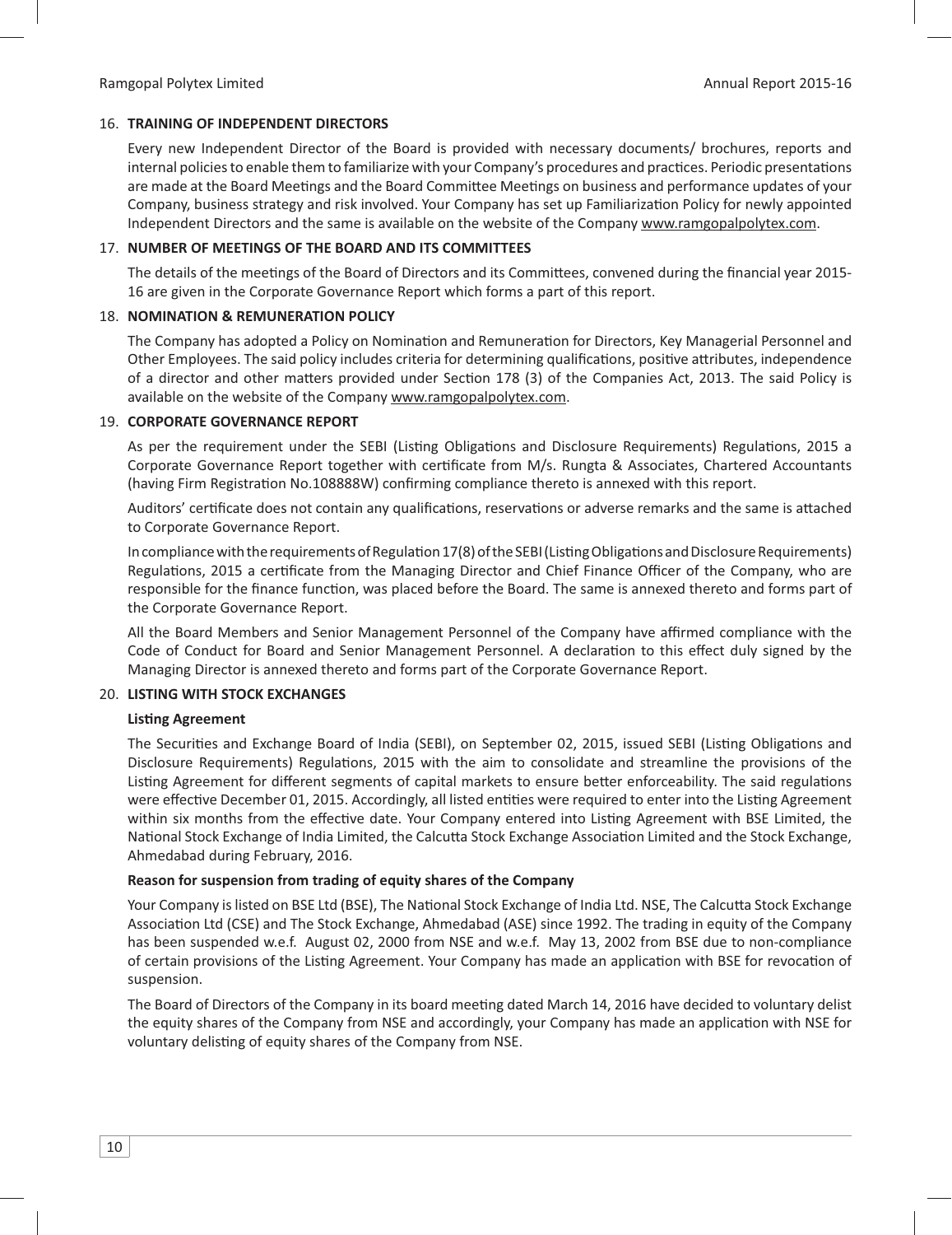## 16. TRAINING OF INDEPENDENT DIRECTORS

Every new Independent Director of the Board is provided with necessary documents/ brochures, reports and internal policies to enable them to familiarize with your Company's procedures and practices. Periodic presentations are made at the Board Meetings and the Board Committee Meetings on business and performance updates of your Company, business strategy and risk involved. Your Company has set up Familiarization Policy for newly appointed Independent Directors and the same is available on the website of the Company www.ramgopalpolytex.com.

## 17. NUMBER OF MEETINGS OF THE BOARD AND ITS COMMITTEES

The details of the meetings of the Board of Directors and its Committees, convened during the financial year 2015-16 are given in the Corporate Governance Report which forms a part of this report.

## 18. NOMINATION & REMUNERATION POLICY

The Company has adopted a Policy on Nomination and Remuneration for Directors, Key Managerial Personnel and Other Employees. The said policy includes criteria for determining qualifications, positive attributes, independence of a director and other matters provided under Section 178 (3) of the Companies Act, 2013. The said Policy is available on the website of the Company www.ramgopalpolytex.com.

## 19. CORPORATE GOVERNANCE REPORT

As per the requirement under the SEBI (Listing Obligations and Disclosure Requirements) Regulations, 2015 a Corporate Governance Report together with certificate from M/s. Rungta & Associates, Chartered Accountants (having Firm Registration No.108888W) confirming compliance thereto is annexed with this report.

Auditors' certificate does not contain any qualifications, reservations or adverse remarks and the same is attached to Corporate Governance Report.

In compliance with the requirements of Regulation 17(8) of the SEBI (Listing Obligations and Disclosure Requirements) Regulations, 2015 a certificate from the Managing Director and Chief Finance Officer of the Company, who are responsible for the finance function, was placed before the Board. The same is annexed thereto and forms part of the Corporate Governance Report.

All the Board Members and Senior Management Personnel of the Company have affirmed compliance with the Code of Conduct for Board and Senior Management Personnel. A declaration to this effect duly signed by the Managing Director is annexed thereto and forms part of the Corporate Governance Report.

## 20. LISTING WITH STOCK EXCHANGES

**Listing Agreement**

The Securities and Exchange Board of India (SEBI), on September 02, 2015, issued SEBI (Listing Obligations and Disclosure Requirements) Regulations, 2015 with the aim to consolidate and streamline the provisions of the Listing Agreement for different segments of capital markets to ensure better enforceability. The said regulations were effective December 01, 2015. Accordingly, all listed entities were required to enter into the Listing Agreement within six months from the effective date. Your Company entered into Listing Agreement with BSE Limited, the National Stock Exchange of India Limited, the Calcutta Stock Exchange Association Limited and the Stock Exchange, Ahmedabad during February, 2016.

**Reason for suspension from trading of equity shares of the Company**

Your Company is listed on BSE Ltd (BSE), The National Stock Exchange of India Ltd. NSE, The Calcutta Stock Exchange Association Ltd (CSE) and The Stock Exchange, Ahmedabad (ASE) since 1992. The trading in equity of the Company has been suspended w.e.f. August 02, 2000 from NSE and w.e.f. May 13, 2002 from BSE due to non-compliance of certain provisions of the Listing Agreement. Your Company has made an application with BSE for revocation of suspension.

The Board of Directors of the Company in its board meeting dated March 14, 2016 have decided to voluntary delist the equity shares of the Company from NSE and accordingly, your Company has made an application with NSE for voluntary delisting of equity shares of the Company from NSE.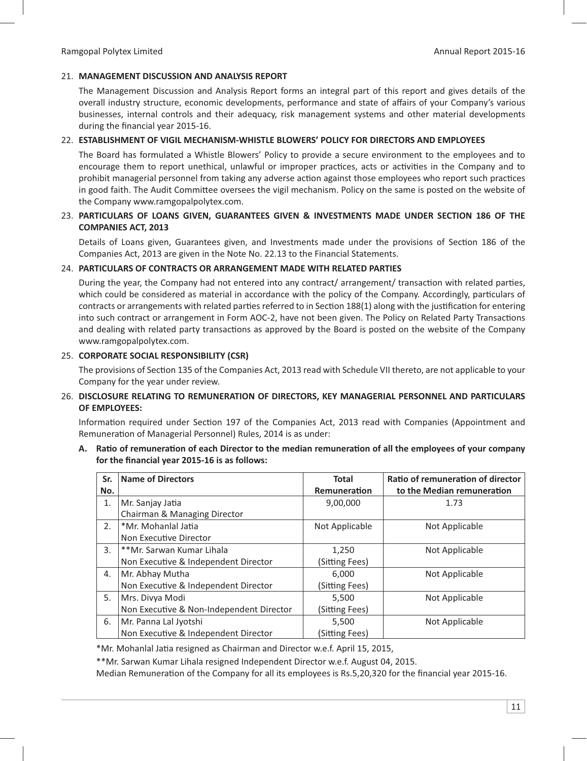## 21. MANAGEMENT DISCUSSION AND ANALYSIS REPORT

The Management Discussion and Analysis Report forms an integral part of this report and gives details of the overall industry structure, economic developments, performance and state of affairs of your Company's various businesses, internal controls and their adequacy, risk management systems and other material developments during the financial year 2015-16.

## 22. ESTABLISHMENT OF VIGIL MECHANISM-WHISTLE BLOWERS' POLICY FOR DIRECTORS AND EMPLOYEES

The Board has formulated a Whistle Blowers' Policy to provide a secure environment to the employees and to encourage them to report unethical, unlawful or improper practices, acts or activities in the Company and to prohibit managerial personnel from taking any adverse action against those employees who report such practices in good faith. The Audit Committee oversees the vigil mechanism. Policy on the same is posted on the website of the Company www.ramgopalpolytex.com.

## 23. PARTICULARS OF LOANS GIVEN, GUARANTEES GIVEN & INVESTMENTS MADE UNDER SECTION 186 OF THE COMPANIES ACT, 2013

Details of Loans given, Guarantees given, and Investments made under the provisions of Section 186 of the Companies Act, 2013 are given in the Note No. 22.13 to the Financial Statements.

## 24. PARTICULARS OF CONTRACTS OR ARRANGEMENT MADE WITH RELATED PARTIES

During the year, the Company had not entered into any contract/ arrangement/ transaction with related parties, which could be considered as material in accordance with the policy of the Company. Accordingly, particulars of contracts or arrangements with related parties referred to in Section 188(1) along with the justification for entering into such contract or arrangement in Form AOC-2, have not been given. The Policy on Related Party Transactions and dealing with related party transactions as approved by the Board is posted on the website of the Company www.ramgopalpolytex.com.

## 25. CORPORATE SOCIAL RESPONSIBILITY (CSR)

The provisions of Section 135 of the Companies Act, 2013 read with Schedule VII thereto, are not applicable to your Company for the year under review.

## 26. DISCLOSURE RELATING TO REMUNERATION OF DIRECTORS, KEY MANAGERIAL PERSONNEL AND PARTICULARS OF EMPLOYEES:

Information required under Section 197 of the Companies Act, 2013 read with Companies (Appointment and Remuneration of Managerial Personnel) Rules, 2014 is as under:

**A. Ratio of remuneration of each Director to the median remuneration of all the employees of your company for the financial year 2015-16 is as follows:**

| Sr. No. | Name of Directors | Total Remuneration | Ratio of remuneration of director to the Median remuneration |
|---|---|---|---|
| 1. | Mr. Sanjay Jatia<br>Chairman & Managing Director | 9,00,000 | 1.73 |
| 2. | *Mr. Mohanlal Jatia<br>Non Executive Director | Not Applicable | Not Applicable |
| 3. | **Mr. Sarwan Kumar Lihala<br>Non Executive & Independent Director | 1,250<br>(Sitting Fees) | Not Applicable |
| 4. | Mr. Abhay Mutha<br>Non Executive & Independent Director | 6,000<br>(Sitting Fees) | Not Applicable |
| 5. | Mrs. Divya Modi<br>Non Executive & Non-Independent Director | 5,500<br>(Sitting Fees) | Not Applicable |
| 6. | Mr. Panna Lal Jyotshi<br>Non Executive & Independent Director | 5,500<br>(Sitting Fees) | Not Applicable |

*Mr. Mohanlal Jatia resigned as Chairman and Director w.e.f. April 15, 2015,

**Mr. Sarwan Kumar Lihala resigned Independent Director w.e.f. August 04, 2015.

Median Remuneration of the Company for all its employees is Rs.5,20,320 for the financial year 2015-16.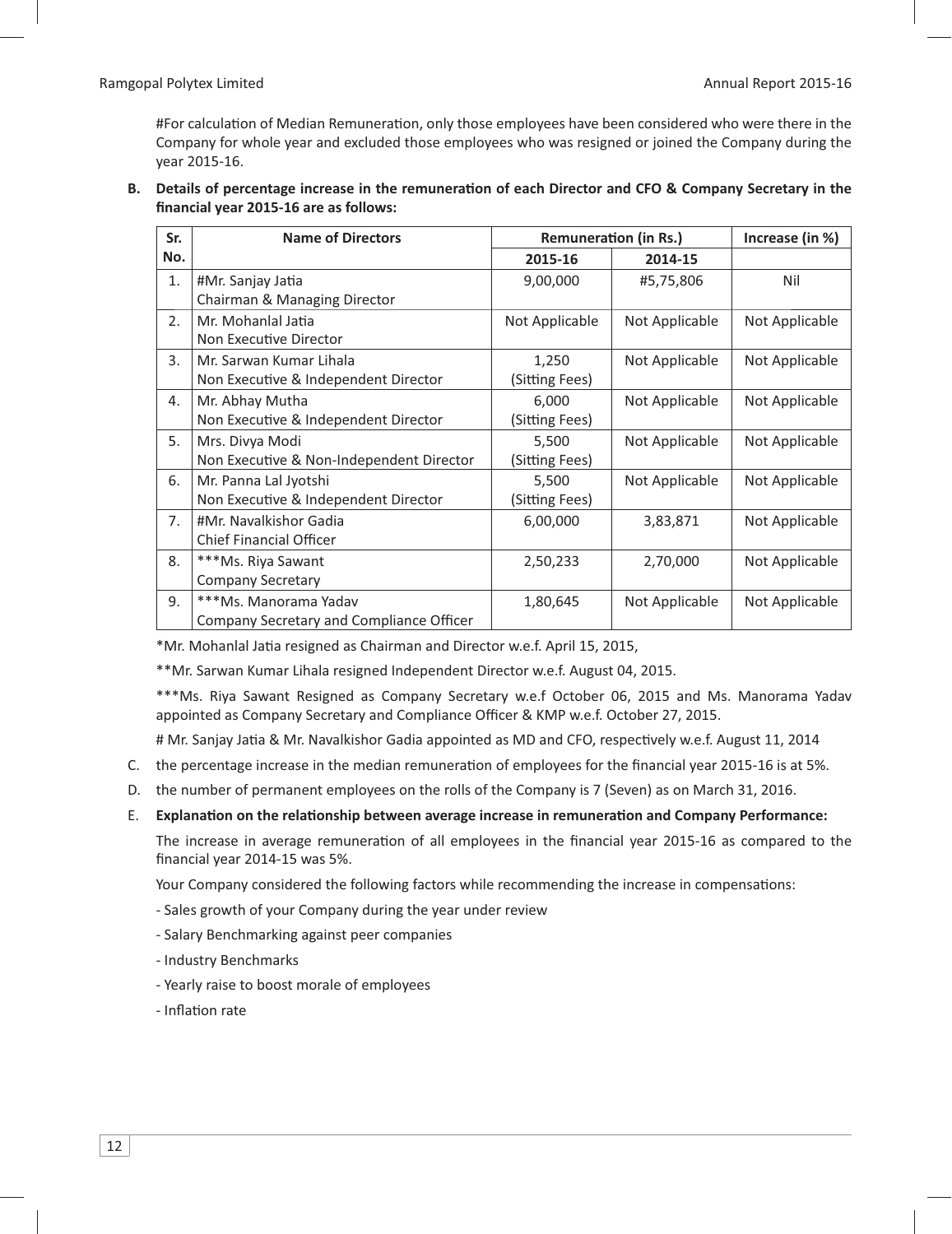#For calculation of Median Remuneration, only those employees have been considered who were there in the Company for whole year and excluded those employees who was resigned or joined the Company during the year 2015-16.

**B. Details of percentage increase in the remuneration of each Director and CFO & Company Secretary in the financial year 2015-16 are as follows:**

| Sr. No. | Name of Directors | Remuneration (in Rs.) | | Increase (in %) |
|---|---|---|---|---|
| | | 2015-16 | 2014-15 | |
| 1. | #Mr. Sanjay Jatia<br>Chairman & Managing Director | 9,00,000 | #5,75,806 | Nil |
| 2. | Mr. Mohanlal Jatia<br>Non Executive Director | Not Applicable | Not Applicable | Not Applicable |
| 3. | Mr. Sarwan Kumar Lihala<br>Non Executive & Independent Director | 1,250<br>(Sitting Fees) | Not Applicable | Not Applicable |
| 4. | Mr. Abhay Mutha<br>Non Executive & Independent Director | 6,000<br>(Sitting Fees) | Not Applicable | Not Applicable |
| 5. | Mrs. Divya Modi<br>Non Executive & Non-Independent Director | 5,500<br>(Sitting Fees) | Not Applicable | Not Applicable |
| 6. | Mr. Panna Lal Jyotshi<br>Non Executive & Independent Director | 5,500<br>(Sitting Fees) | Not Applicable | Not Applicable |
| 7. | #Mr. Navalkishor Gadia<br>Chief Financial Officer | 6,00,000 | 3,83,871 | Not Applicable |
| 8. | ***Ms. Riya Sawant<br>Company Secretary | 2,50,233 | 2,70,000 | Not Applicable |
| 9. | ***Ms. Manorama Yadav<br>Company Secretary and Compliance Officer | 1,80,645 | Not Applicable | Not Applicable |

*Mr. Mohanlal Jatia resigned as Chairman and Director w.e.f. April 15, 2015,

**Mr. Sarwan Kumar Lihala resigned Independent Director w.e.f. August 04, 2015.

***Ms. Riya Sawant Resigned as Company Secretary w.e.f October 06, 2015 and Ms. Manorama Yadav appointed as Company Secretary and Compliance Officer & KMP w.e.f. October 27, 2015.

# Mr. Sanjay Jatia & Mr. Navalkishor Gadia appointed as MD and CFO, respectively w.e.f. August 11, 2014

C. the percentage increase in the median remuneration of employees for the financial year 2015-16 is at 5%.

D. the number of permanent employees on the rolls of the Company is 7 (Seven) as on March 31, 2016.

E. **Explanation on the relationship between average increase in remuneration and Company Performance:**

The increase in average remuneration of all employees in the financial year 2015-16 as compared to the financial year 2014-15 was 5%.

Your Company considered the following factors while recommending the increase in compensations:

- Sales growth of your Company during the year under review
- Salary Benchmarking against peer companies
- Industry Benchmarks
- Yearly raise to boost morale of employees
- Inflation rate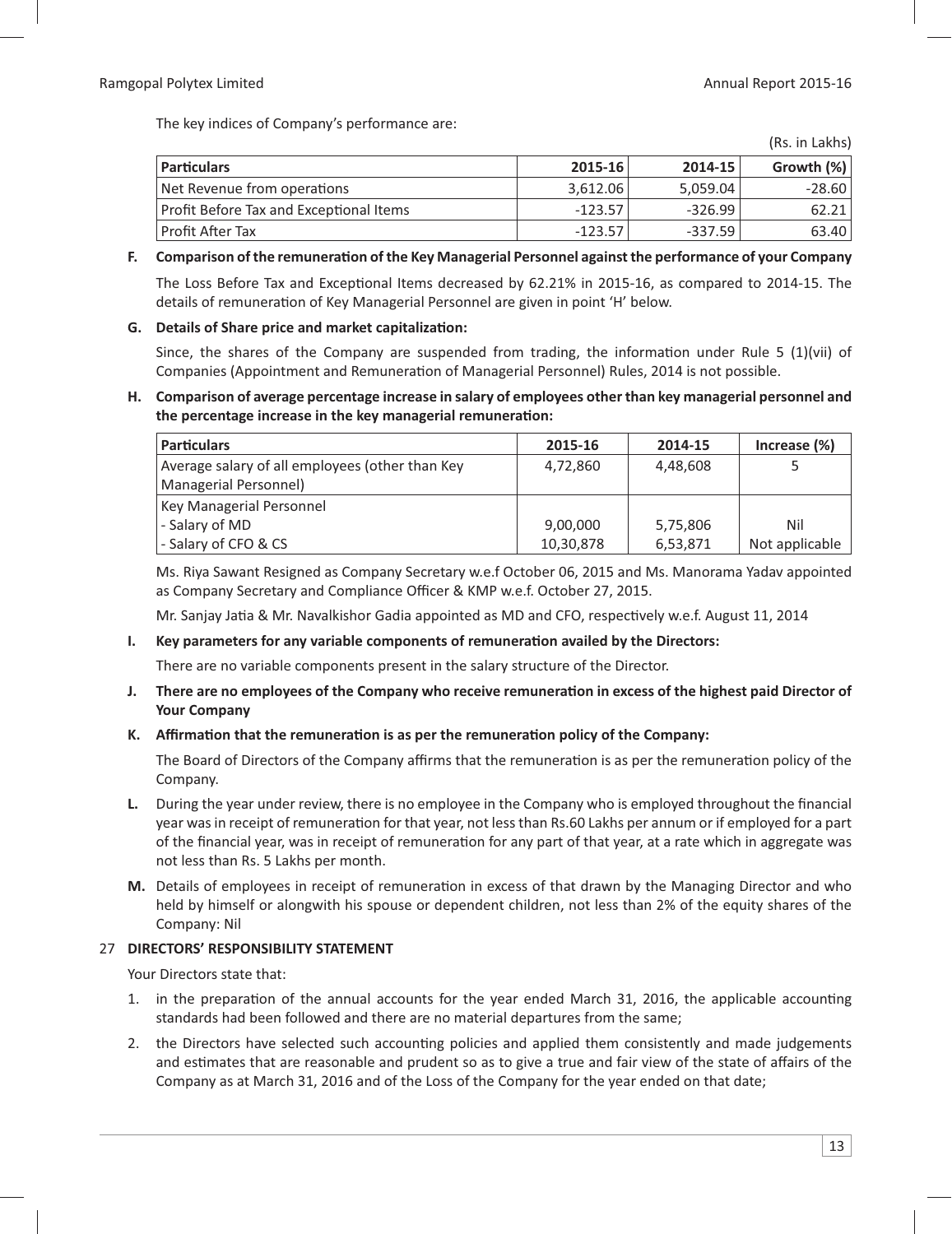The key indices of Company's performance are:

(Rs. in Lakhs)

| Particulars | 2015-16 | 2014-15 | Growth (%) |
|---|---|---|---|
| Net Revenue from operations | 3,612.06 | 5,059.04 | -28.60 |
| Profit Before Tax and Exceptional Items | -123.57 | -326.99 | 62.21 |
| Profit After Tax | -123.57 | -337.59 | 63.40 |

**F. Comparison of the remuneration of the Key Managerial Personnel against the performance of your Company**

The Loss Before Tax and Exceptional Items decreased by 62.21% in 2015-16, as compared to 2014-15. The details of remuneration of Key Managerial Personnel are given in point 'H' below.

**G. Details of Share price and market capitalization:**

Since, the shares of the Company are suspended from trading, the information under Rule 5 (1)(vii) of Companies (Appointment and Remuneration of Managerial Personnel) Rules, 2014 is not possible.

**H. Comparison of average percentage increase in salary of employees other than key managerial personnel and the percentage increase in the key managerial remuneration:**

| Particulars | 2015-16 | 2014-15 | Increase (%) |
|---|---|---|---|
| Average salary of all employees (other than Key Managerial Personnel) | 4,72,860 | 4,48,608 | 5 |
| Key Managerial Personnel<br>- Salary of MD<br>- Salary of CFO & CS | <br>9,00,000<br>10,30,878 | <br>5,75,806<br>6,53,871 | <br>Nil<br>Not applicable |

Ms. Riya Sawant Resigned as Company Secretary w.e.f October 06, 2015 and Ms. Manorama Yadav appointed as Company Secretary and Compliance Officer & KMP w.e.f. October 27, 2015.

Mr. Sanjay Jatia & Mr. Navalkishor Gadia appointed as MD and CFO, respectively w.e.f. August 11, 2014

**I. Key parameters for any variable components of remuneration availed by the Directors:**

There are no variable components present in the salary structure of the Director.

**J. There are no employees of the Company who receive remuneration in excess of the highest paid Director of Your Company**

**K. Affirmation that the remuneration is as per the remuneration policy of the Company:**

The Board of Directors of the Company affirms that the remuneration is as per the remuneration policy of the Company.

**L.** During the year under review, there is no employee in the Company who is employed throughout the financial year was in receipt of remuneration for that year, not less than Rs.60 Lakhs per annum or if employed for a part of the financial year, was in receipt of remuneration for any part of that year, at a rate which in aggregate was not less than Rs. 5 Lakhs per month.

**M.** Details of employees in receipt of remuneration in excess of that drawn by the Managing Director and who held by himself or alongwith his spouse or dependent children, not less than 2% of the equity shares of the Company: Nil

## 27 DIRECTORS' RESPONSIBILITY STATEMENT

Your Directors state that:

1. in the preparation of the annual accounts for the year ended March 31, 2016, the applicable accounting standards had been followed and there are no material departures from the same;
2. the Directors have selected such accounting policies and applied them consistently and made judgements and estimates that are reasonable and prudent so as to give a true and fair view of the state of affairs of the Company as at March 31, 2016 and of the Loss of the Company for the year ended on that date;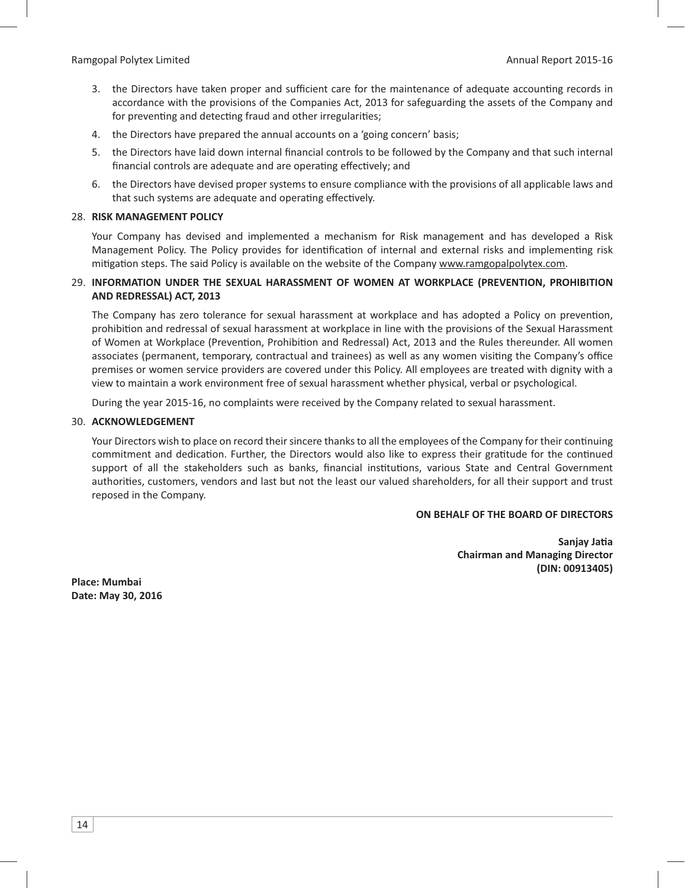3. the Directors have taken proper and sufficient care for the maintenance of adequate accounting records in accordance with the provisions of the Companies Act, 2013 for safeguarding the assets of the Company and for preventing and detecting fraud and other irregularities;
4. the Directors have prepared the annual accounts on a 'going concern' basis;
5. the Directors have laid down internal financial controls to be followed by the Company and that such internal financial controls are adequate and are operating effectively; and
6. the Directors have devised proper systems to ensure compliance with the provisions of all applicable laws and that such systems are adequate and operating effectively.

## 28. RISK MANAGEMENT POLICY

Your Company has devised and implemented a mechanism for Risk management and has developed a Risk Management Policy. The Policy provides for identification of internal and external risks and implementing risk mitigation steps. The said Policy is available on the website of the Company www.ramgopalpolytex.com.

## 29. INFORMATION UNDER THE SEXUAL HARASSMENT OF WOMEN AT WORKPLACE (PREVENTION, PROHIBITION AND REDRESSAL) ACT, 2013

The Company has zero tolerance for sexual harassment at workplace and has adopted a Policy on prevention, prohibition and redressal of sexual harassment at workplace in line with the provisions of the Sexual Harassment of Women at Workplace (Prevention, Prohibition and Redressal) Act, 2013 and the Rules thereunder. All women associates (permanent, temporary, contractual and trainees) as well as any women visiting the Company's office premises or women service providers are covered under this Policy. All employees are treated with dignity with a view to maintain a work environment free of sexual harassment whether physical, verbal or psychological.

During the year 2015-16, no complaints were received by the Company related to sexual harassment.

## 30. ACKNOWLEDGEMENT

Your Directors wish to place on record their sincere thanks to all the employees of the Company for their continuing commitment and dedication. Further, the Directors would also like to express their gratitude for the continued support of all the stakeholders such as banks, financial institutions, various State and Central Government authorities, customers, vendors and last but not the least our valued shareholders, for all their support and trust reposed in the Company.

**ON BEHALF OF THE BOARD OF DIRECTORS**

**Sanjay Jatia**
**Chairman and Managing Director**
**(DIN: 00913405)**

**Place: Mumbai**
**Date: May 30, 2016**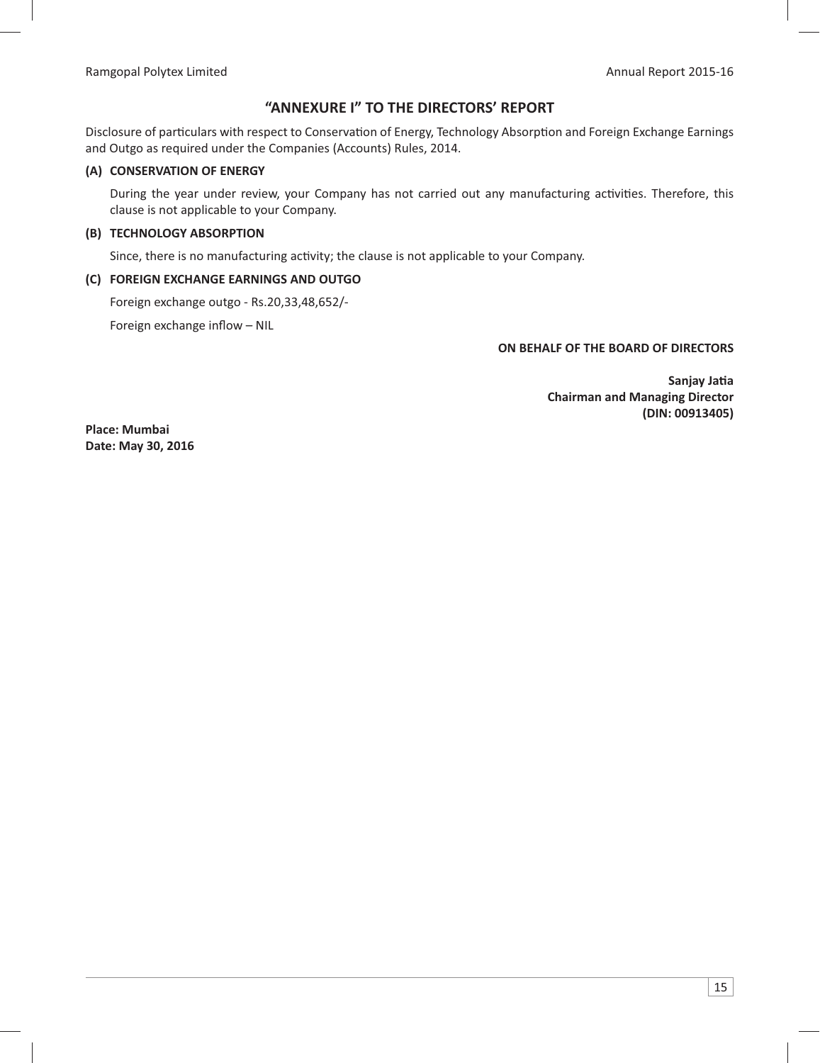## "ANNEXURE I" TO THE DIRECTORS' REPORT

Disclosure of particulars with respect to Conservation of Energy, Technology Absorption and Foreign Exchange Earnings and Outgo as required under the Companies (Accounts) Rules, 2014.

### (A) CONSERVATION OF ENERGY

During the year under review, your Company has not carried out any manufacturing activities. Therefore, this clause is not applicable to your Company.

### (B) TECHNOLOGY ABSORPTION

Since, there is no manufacturing activity; the clause is not applicable to your Company.

### (C) FOREIGN EXCHANGE EARNINGS AND OUTGO

Foreign exchange outgo - Rs.20,33,48,652/-

Foreign exchange inflow – NIL

**ON BEHALF OF THE BOARD OF DIRECTORS**

**Sanjay Jatia**
**Chairman and Managing Director**
**(DIN: 00913405)**

**Place: Mumbai**
**Date: May 30, 2016**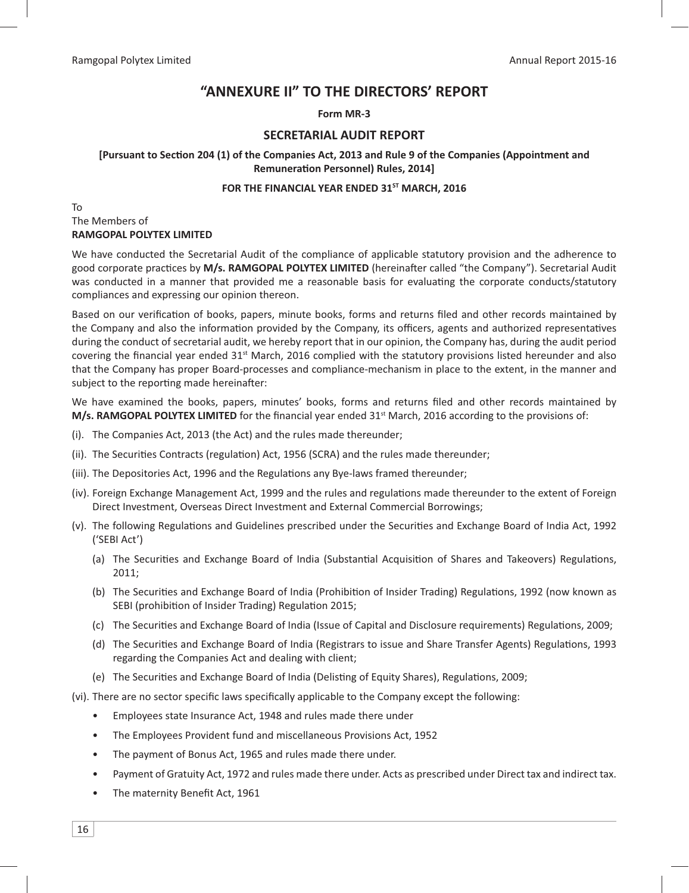# "ANNEXURE II" TO THE DIRECTORS' REPORT

**Form MR-3**

## SECRETARIAL AUDIT REPORT

**[Pursuant to Section 204 (1) of the Companies Act, 2013 and Rule 9 of the Companies (Appointment and Remuneration Personnel) Rules, 2014]**

**FOR THE FINANCIAL YEAR ENDED 31ST MARCH, 2016**

To
The Members of
**RAMGOPAL POLYTEX LIMITED**

We have conducted the Secretarial Audit of the compliance of applicable statutory provision and the adherence to good corporate practices by **M/s. RAMGOPAL POLYTEX LIMITED** (hereinafter called "the Company"). Secretarial Audit was conducted in a manner that provided me a reasonable basis for evaluating the corporate conducts/statutory compliances and expressing our opinion thereon.

Based on our verification of books, papers, minute books, forms and returns filed and other records maintained by the Company and also the information provided by the Company, its officers, agents and authorized representatives during the conduct of secretarial audit, we hereby report that in our opinion, the Company has, during the audit period covering the financial year ended 31st March, 2016 complied with the statutory provisions listed hereunder and also that the Company has proper Board-processes and compliance-mechanism in place to the extent, in the manner and subject to the reporting made hereinafter:

We have examined the books, papers, minutes' books, forms and returns filed and other records maintained by **M/s. RAMGOPAL POLYTEX LIMITED** for the financial year ended 31st March, 2016 according to the provisions of:

(i). The Companies Act, 2013 (the Act) and the rules made thereunder;

(ii). The Securities Contracts (regulation) Act, 1956 (SCRA) and the rules made thereunder;

(iii). The Depositories Act, 1996 and the Regulations any Bye-laws framed thereunder;

(iv). Foreign Exchange Management Act, 1999 and the rules and regulations made thereunder to the extent of Foreign Direct Investment, Overseas Direct Investment and External Commercial Borrowings;

(v). The following Regulations and Guidelines prescribed under the Securities and Exchange Board of India Act, 1992 ('SEBI Act')

- (a) The Securities and Exchange Board of India (Substantial Acquisition of Shares and Takeovers) Regulations, 2011;
- (b) The Securities and Exchange Board of India (Prohibition of Insider Trading) Regulations, 1992 (now known as SEBI (prohibition of Insider Trading) Regulation 2015;
- (c) The Securities and Exchange Board of India (Issue of Capital and Disclosure requirements) Regulations, 2009;
- (d) The Securities and Exchange Board of India (Registrars to issue and Share Transfer Agents) Regulations, 1993 regarding the Companies Act and dealing with client;
- (e) The Securities and Exchange Board of India (Delisting of Equity Shares), Regulations, 2009;

(vi). There are no sector specific laws specifically applicable to the Company except the following:

- Employees state Insurance Act, 1948 and rules made there under
- The Employees Provident fund and miscellaneous Provisions Act, 1952
- The payment of Bonus Act, 1965 and rules made there under.
- Payment of Gratuity Act, 1972 and rules made there under. Acts as prescribed under Direct tax and indirect tax.
- The maternity Benefit Act, 1961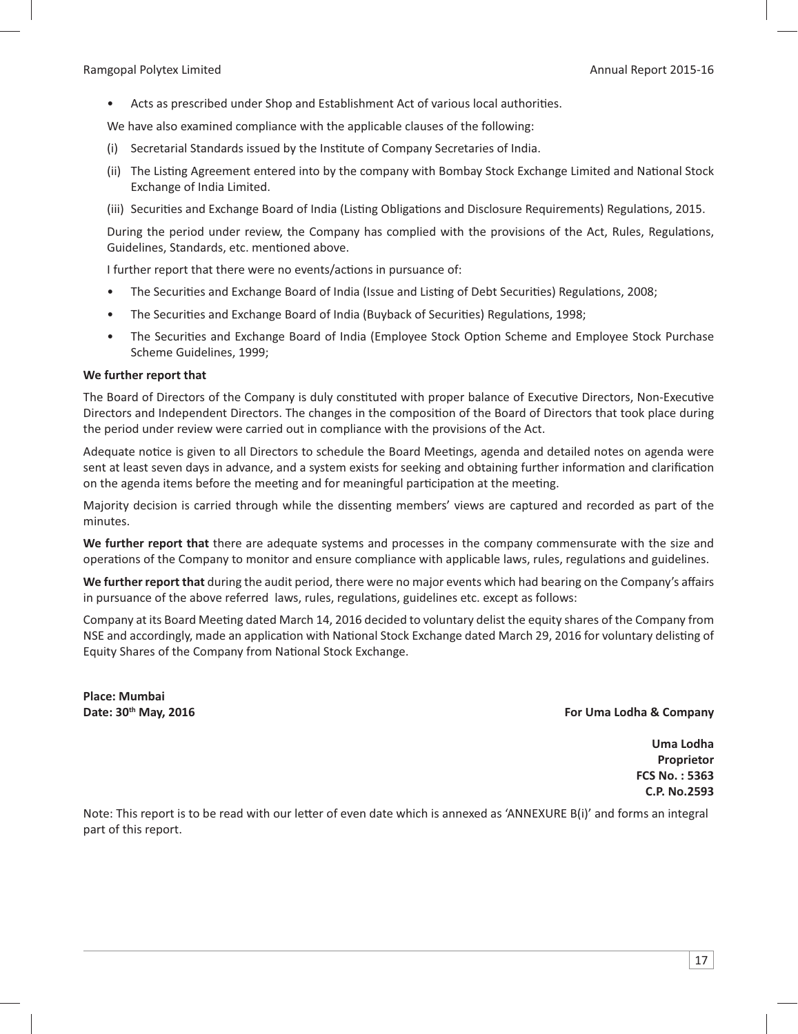- Acts as prescribed under Shop and Establishment Act of various local authorities.

We have also examined compliance with the applicable clauses of the following:

(i) Secretarial Standards issued by the Institute of Company Secretaries of India.

(ii) The Listing Agreement entered into by the company with Bombay Stock Exchange Limited and National Stock Exchange of India Limited.

(iii) Securities and Exchange Board of India (Listing Obligations and Disclosure Requirements) Regulations, 2015.

During the period under review, the Company has complied with the provisions of the Act, Rules, Regulations, Guidelines, Standards, etc. mentioned above.

I further report that there were no events/actions in pursuance of:

- The Securities and Exchange Board of India (Issue and Listing of Debt Securities) Regulations, 2008;
- The Securities and Exchange Board of India (Buyback of Securities) Regulations, 1998;
- The Securities and Exchange Board of India (Employee Stock Option Scheme and Employee Stock Purchase Scheme Guidelines, 1999;

**We further report that**

The Board of Directors of the Company is duly constituted with proper balance of Executive Directors, Non-Executive Directors and Independent Directors. The changes in the composition of the Board of Directors that took place during the period under review were carried out in compliance with the provisions of the Act.

Adequate notice is given to all Directors to schedule the Board Meetings, agenda and detailed notes on agenda were sent at least seven days in advance, and a system exists for seeking and obtaining further information and clarification on the agenda items before the meeting and for meaningful participation at the meeting.

Majority decision is carried through while the dissenting members' views are captured and recorded as part of the minutes.

**We further report that** there are adequate systems and processes in the company commensurate with the size and operations of the Company to monitor and ensure compliance with applicable laws, rules, regulations and guidelines.

**We further report that** during the audit period, there were no major events which had bearing on the Company's affairs in pursuance of the above referred laws, rules, regulations, guidelines etc. except as follows:

Company at its Board Meeting dated March 14, 2016 decided to voluntary delist the equity shares of the Company from NSE and accordingly, made an application with National Stock Exchange dated March 29, 2016 for voluntary delisting of Equity Shares of the Company from National Stock Exchange.

**Place: Mumbai**
**Date: 30th May, 2016**

**For Uma Lodha & Company**

**Uma Lodha**
**Proprietor**
**FCS No. : 5363**
**C.P. No.2593**

Note: This report is to be read with our letter of even date which is annexed as 'ANNEXURE B(i)' and forms an integral part of this report.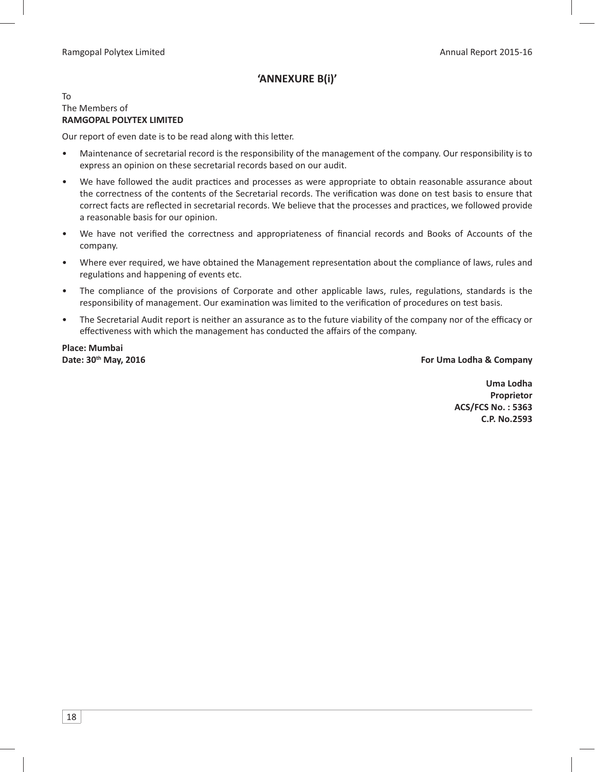## 'ANNEXURE B(i)'

To
The Members of
**RAMGOPAL POLYTEX LIMITED**

Our report of even date is to be read along with this letter.

- Maintenance of secretarial record is the responsibility of the management of the company. Our responsibility is to express an opinion on these secretarial records based on our audit.
- We have followed the audit practices and processes as were appropriate to obtain reasonable assurance about the correctness of the contents of the Secretarial records. The verification was done on test basis to ensure that correct facts are reflected in secretarial records. We believe that the processes and practices, we followed provide a reasonable basis for our opinion.
- We have not verified the correctness and appropriateness of financial records and Books of Accounts of the company.
- Where ever required, we have obtained the Management representation about the compliance of laws, rules and regulations and happening of events etc.
- The compliance of the provisions of Corporate and other applicable laws, rules, regulations, standards is the responsibility of management. Our examination was limited to the verification of procedures on test basis.
- The Secretarial Audit report is neither an assurance as to the future viability of the company nor of the efficacy or effectiveness with which the management has conducted the affairs of the company.

**Place: Mumbai**
**Date: 30th May, 2016**

**For Uma Lodha & Company**

**Uma Lodha**
**Proprietor**
**ACS/FCS No. : 5363**
**C.P. No.2593**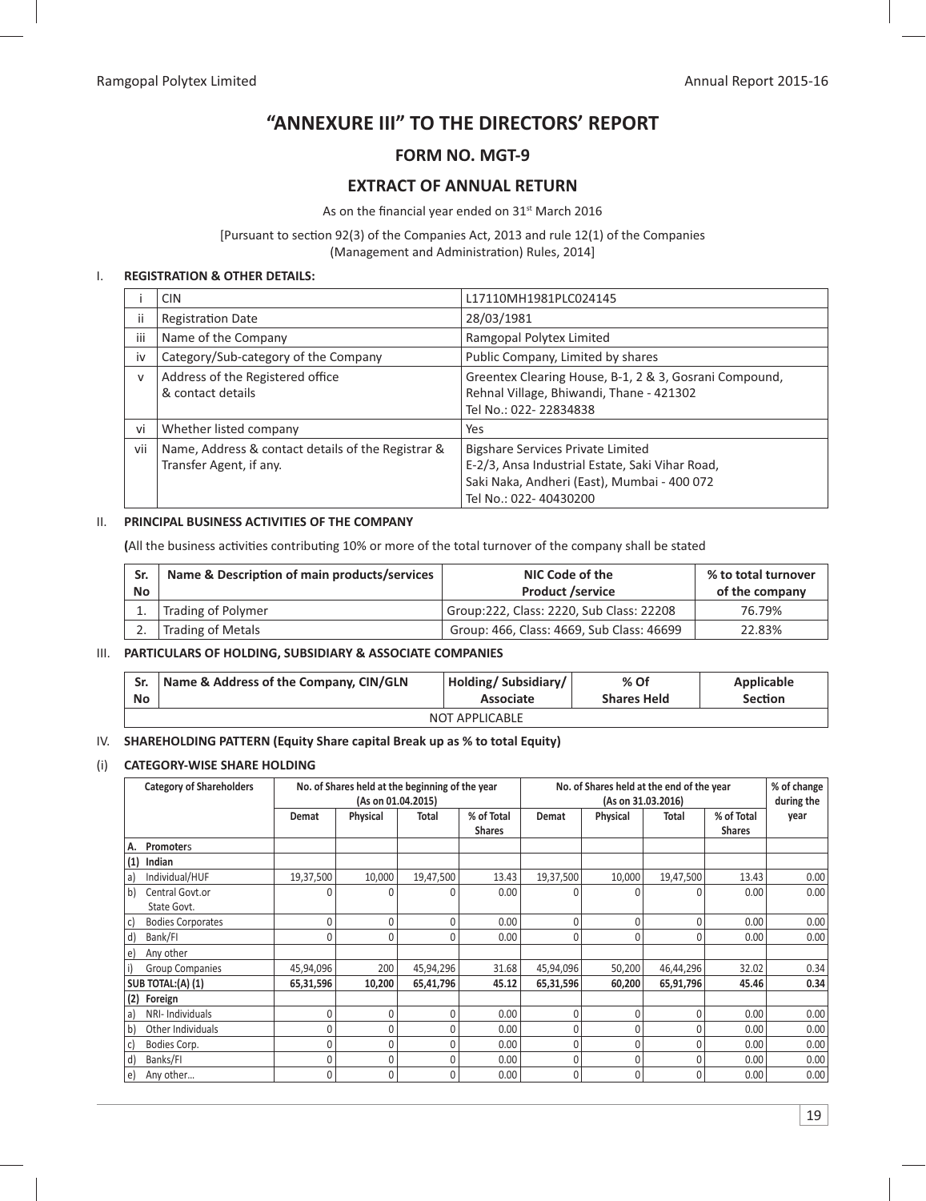# "ANNEXURE III" TO THE DIRECTORS' REPORT

## FORM NO. MGT-9

## EXTRACT OF ANNUAL RETURN

As on the financial year ended on 31st March 2016

[Pursuant to section 92(3) of the Companies Act, 2013 and rule 12(1) of the Companies (Management and Administration) Rules, 2014]

### I. REGISTRATION & OTHER DETAILS:

| | | |
|---|---|---|
| i | CIN | L17110MH1981PLC024145 |
| ii | Registration Date | 28/03/1981 |
| iii | Name of the Company | Ramgopal Polytex Limited |
| iv | Category/Sub-category of the Company | Public Company, Limited by shares |
| v | Address of the Registered office & contact details | Greentex Clearing House, B-1, 2 & 3, Gosrani Compound, Rehnal Village, Bhiwandi, Thane - 421302<br>Tel No.: 022- 22834838 |
| vi | Whether listed company | Yes |
| vii | Name, Address & contact details of the Registrar & Transfer Agent, if any. | Bigshare Services Private Limited<br>E-2/3, Ansa Industrial Estate, Saki Vihar Road, Saki Naka, Andheri (East), Mumbai - 400 072<br>Tel No.: 022- 40430200 |

### II. PRINCIPAL BUSINESS ACTIVITIES OF THE COMPANY

**(**All the business activities contributing 10% or more of the total turnover of the company shall be stated

| Sr. No | Name & Description of main products/services | NIC Code of the Product /service | % to total turnover of the company |
|---|---|---|---|
| 1. | Trading of Polymer | Group:222, Class: 2220, Sub Class: 22208 | 76.79% |
| 2. | Trading of Metals | Group: 466, Class: 4669, Sub Class: 46699 | 22.83% |

### III. PARTICULARS OF HOLDING, SUBSIDIARY & ASSOCIATE COMPANIES

| Sr. No | Name & Address of the Company, CIN/GLN | Holding/ Subsidiary/ Associate | % Of Shares Held | Applicable Section |
|---|---|---|---|---|
| NOT APPLICABLE | | | | |

### IV. SHAREHOLDING PATTERN (Equity Share capital Break up as % to total Equity)

### (i) CATEGORY-WISE SHARE HOLDING

| Category of Shareholders | No. of Shares held at the beginning of the year (As on 01.04.2015) | | | | No. of Shares held at the end of the year (As on 31.03.2016) | | | | % of change during the year |
|---|---|---|---|---|---|---|---|---|---|
| | Demat | Physical | Total | % of Total Shares | Demat | Physical | Total | % of Total Shares | |
| **A. Promoters** | | | | | | | | | |
| **(1) Indian** | | | | | | | | | |
| a) Individual/HUF | 19,37,500 | 10,000 | 19,47,500 | 13.43 | 19,37,500 | 10,000 | 19,47,500 | 13.43 | 0.00 |
| b) Central Govt.or State Govt. | 0 | 0 | 0 | 0.00 | 0 | 0 | 0 | 0.00 | 0.00 |
| c) Bodies Corporates | 0 | 0 | 0 | 0.00 | 0 | 0 | 0 | 0.00 | 0.00 |
| d) Bank/FI | 0 | 0 | 0 | 0.00 | 0 | 0 | 0 | 0.00 | 0.00 |
| e) Any other | | | | | | | | | |
| i) Group Companies | 45,94,096 | 200 | 45,94,296 | 31.68 | 45,94,096 | 50,200 | 46,44,296 | 32.02 | 0.34 |
| **SUB TOTAL:(A) (1)** | **65,31,596** | **10,200** | **65,41,796** | **45.12** | **65,31,596** | **60,200** | **65,91,796** | **45.46** | **0.34** |
| **(2) Foreign** | | | | | | | | | |
| a) NRI- Individuals | 0 | 0 | 0 | 0.00 | 0 | 0 | 0 | 0.00 | 0.00 |
| b) Other Individuals | 0 | 0 | 0 | 0.00 | 0 | 0 | 0 | 0.00 | 0.00 |
| c) Bodies Corp. | 0 | 0 | 0 | 0.00 | 0 | 0 | 0 | 0.00 | 0.00 |
| d) Banks/FI | 0 | 0 | 0 | 0.00 | 0 | 0 | 0 | 0.00 | 0.00 |
| e) Any other... | 0 | 0 | 0 | 0.00 | 0 | 0 | 0 | 0.00 | 0.00 |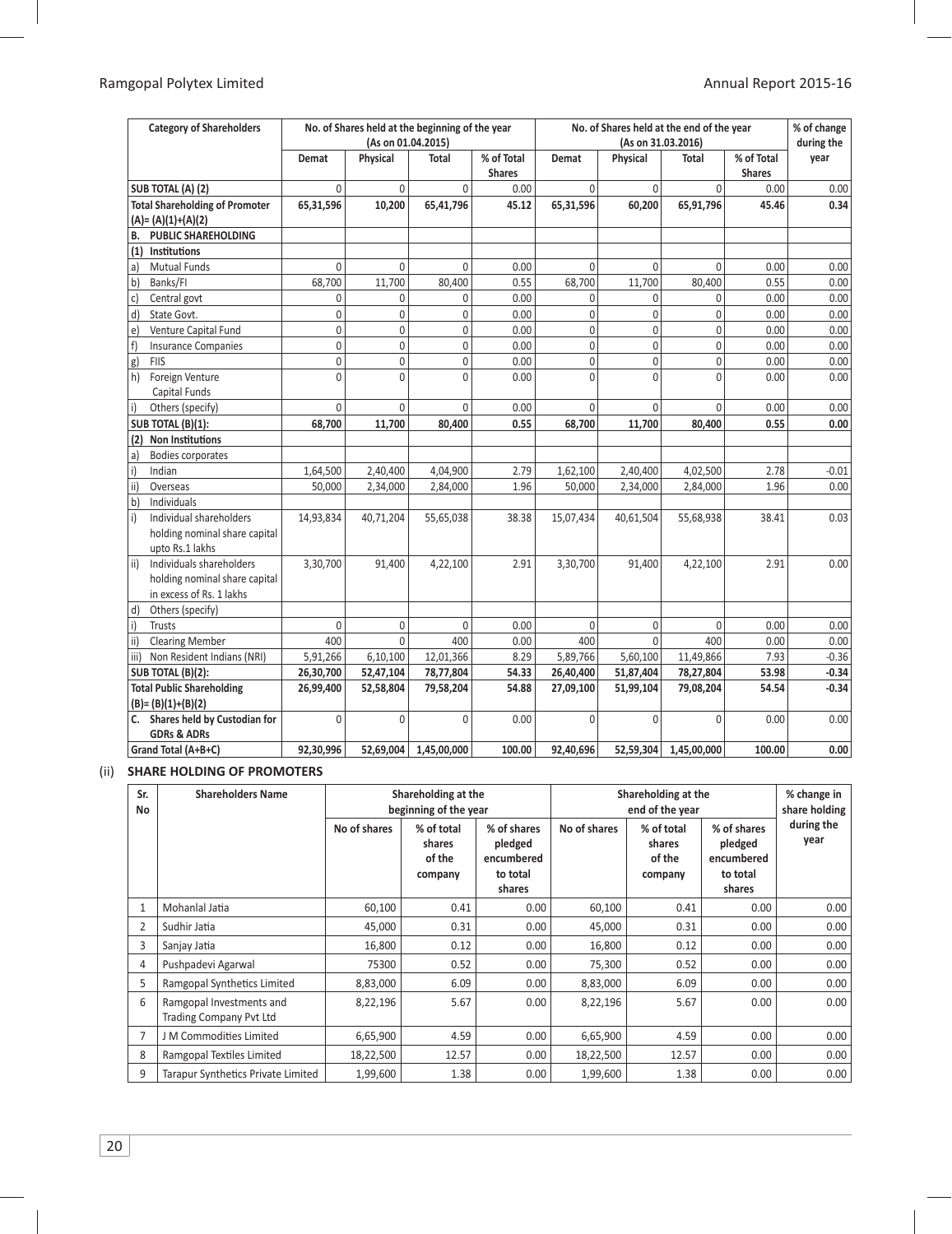| Category of Shareholders | No. of Shares held at the beginning of the year (As on 01.04.2015) | | | | No. of Shares held at the end of the year (As on 31.03.2016) | | | | % of change during the year |
|---|---|---|---|---|---|---|---|---|---|
| | Demat | Physical | Total | % of Total Shares | Demat | Physical | Total | % of Total Shares | |
| **SUB TOTAL (A) (2)** | 0 | 0 | 0 | 0.00 | 0 | 0 | 0 | 0.00 | 0.00 |
| **Total Shareholding of Promoter (A)= (A)(1)+(A)(2)** | **65,31,596** | **10,200** | **65,41,796** | **45.12** | **65,31,596** | **60,200** | **65,91,796** | **45.46** | **0.34** |
| **B. PUBLIC SHAREHOLDING** | | | | | | | | | |
| **(1) Institutions** | | | | | | | | | |
| a) Mutual Funds | 0 | 0 | 0 | 0.00 | 0 | 0 | 0 | 0.00 | 0.00 |
| b) Banks/FI | 68,700 | 11,700 | 80,400 | 0.55 | 68,700 | 11,700 | 80,400 | 0.55 | 0.00 |
| c) Central govt | 0 | 0 | 0 | 0.00 | 0 | 0 | 0 | 0.00 | 0.00 |
| d) State Govt. | 0 | 0 | 0 | 0.00 | 0 | 0 | 0 | 0.00 | 0.00 |
| e) Venture Capital Fund | 0 | 0 | 0 | 0.00 | 0 | 0 | 0 | 0.00 | 0.00 |
| f) Insurance Companies | 0 | 0 | 0 | 0.00 | 0 | 0 | 0 | 0.00 | 0.00 |
| g) FIIS | 0 | 0 | 0 | 0.00 | 0 | 0 | 0 | 0.00 | 0.00 |
| h) Foreign Venture Capital Funds | 0 | 0 | 0 | 0.00 | 0 | 0 | 0 | 0.00 | 0.00 |
| i) Others (specify) | 0 | 0 | 0 | 0.00 | 0 | 0 | 0 | 0.00 | 0.00 |
| **SUB TOTAL (B)(1):** | **68,700** | **11,700** | **80,400** | **0.55** | **68,700** | **11,700** | **80,400** | **0.55** | **0.00** |
| **(2) Non Institutions** | | | | | | | | | |
| a) Bodies corporates | | | | | | | | | |
| i) Indian | 1,64,500 | 2,40,400 | 4,04,900 | 2.79 | 1,62,100 | 2,40,400 | 4,02,500 | 2.78 | -0.01 |
| ii) Overseas | 50,000 | 2,34,000 | 2,84,000 | 1.96 | 50,000 | 2,34,000 | 2,84,000 | 1.96 | 0.00 |
| b) Individuals | | | | | | | | | |
| i) Individual shareholders holding nominal share capital upto Rs.1 lakhs | 14,93,834 | 40,71,204 | 55,65,038 | 38.38 | 15,07,434 | 40,61,504 | 55,68,938 | 38.41 | 0.03 |
| ii) Individuals shareholders holding nominal share capital in excess of Rs. 1 lakhs | 3,30,700 | 91,400 | 4,22,100 | 2.91 | 3,30,700 | 91,400 | 4,22,100 | 2.91 | 0.00 |
| d) Others (specify) | | | | | | | | | |
| i) Trusts | 0 | 0 | 0 | 0.00 | 0 | 0 | 0 | 0.00 | 0.00 |
| ii) Clearing Member | 400 | 0 | 400 | 0.00 | 400 | 0 | 400 | 0.00 | 0.00 |
| iii) Non Resident Indians (NRI) | 5,91,266 | 6,10,100 | 12,01,366 | 8.29 | 5,89,766 | 5,60,100 | 11,49,866 | 7.93 | -0.36 |
| **SUB TOTAL (B)(2):** | **26,30,700** | **52,47,104** | **78,77,804** | **54.33** | **26,40,400** | **51,87,404** | **78,27,804** | **53.98** | **-0.34** |
| **Total Public Shareholding (B)= (B)(1)+(B)(2)** | **26,99,400** | **52,58,804** | **79,58,204** | **54.88** | **27,09,100** | **51,99,104** | **79,08,204** | **54.54** | **-0.34** |
| **C. Shares held by Custodian for GDRs & ADRs** | 0 | 0 | 0 | 0.00 | 0 | 0 | 0 | 0.00 | 0.00 |
| **Grand Total (A+B+C)** | **92,30,996** | **52,69,004** | **1,45,00,000** | **100.00** | **92,40,696** | **52,59,304** | **1,45,00,000** | **100.00** | **0.00** |

(ii) **SHARE HOLDING OF PROMOTERS**

| Sr. No | Shareholders Name | Shareholding at the beginning of the year | | | Shareholding at the end of the year | | | % change in share holding during the year |
|---|---|---|---|---|---|---|---|---|
| | | No of shares | % of total shares of the company | % of shares pledged encumbered to total shares | No of shares | % of total shares of the company | % of shares pledged encumbered to total shares | |
| 1 | Mohanlal Jatia | 60,100 | 0.41 | 0.00 | 60,100 | 0.41 | 0.00 | 0.00 |
| 2 | Sudhir Jatia | 45,000 | 0.31 | 0.00 | 45,000 | 0.31 | 0.00 | 0.00 |
| 3 | Sanjay Jatia | 16,800 | 0.12 | 0.00 | 16,800 | 0.12 | 0.00 | 0.00 |
| 4 | Pushpadevi Agarwal | 75300 | 0.52 | 0.00 | 75,300 | 0.52 | 0.00 | 0.00 |
| 5 | Ramgopal Synthetics Limited | 8,83,000 | 6.09 | 0.00 | 8,83,000 | 6.09 | 0.00 | 0.00 |
| 6 | Ramgopal Investments and Trading Company Pvt Ltd | 8,22,196 | 5.67 | 0.00 | 8,22,196 | 5.67 | 0.00 | 0.00 |
| 7 | J M Commodities Limited | 6,65,900 | 4.59 | 0.00 | 6,65,900 | 4.59 | 0.00 | 0.00 |
| 8 | Ramgopal Textiles Limited | 18,22,500 | 12.57 | 0.00 | 18,22,500 | 12.57 | 0.00 | 0.00 |
| 9 | Tarapur Synthetics Private Limited | 1,99,600 | 1.38 | 0.00 | 1,99,600 | 1.38 | 0.00 | 0.00 |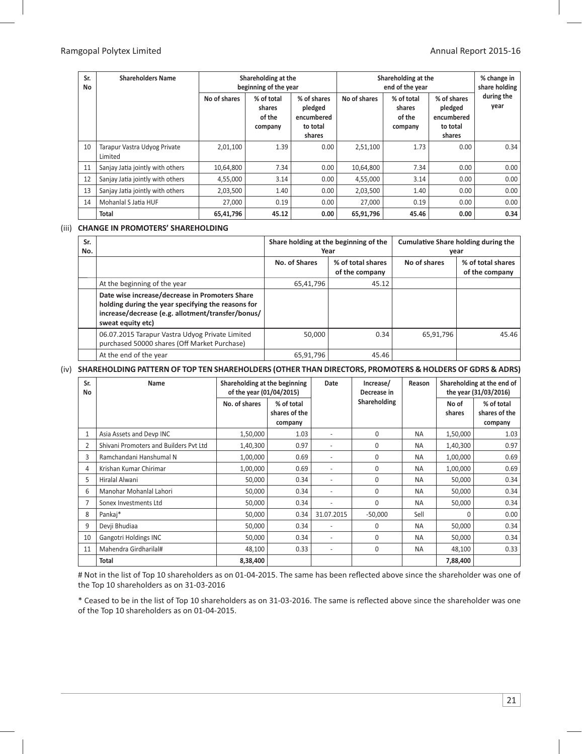| Sr. No | Shareholders Name | Shareholding at the beginning of the year | | | Shareholding at the end of the year | | | % change in share holding during the year |
|---|---|---|---|---|---|---|---|---|
| | | No of shares | % of total shares of the company | % of shares pledged encumbered to total shares | No of shares | % of total shares of the company | % of shares pledged encumbered to total shares | |
| 10 | Tarapur Vastra Udyog Private Limited | 2,01,100 | 1.39 | 0.00 | 2,51,100 | 1.73 | 0.00 | 0.34 |
| 11 | Sanjay Jatia jointly with others | 10,64,800 | 7.34 | 0.00 | 10,64,800 | 7.34 | 0.00 | 0.00 |
| 12 | Sanjay Jatia jointly with others | 4,55,000 | 3.14 | 0.00 | 4,55,000 | 3.14 | 0.00 | 0.00 |
| 13 | Sanjay Jatia jointly with others | 2,03,500 | 1.40 | 0.00 | 2,03,500 | 1.40 | 0.00 | 0.00 |
| 14 | Mohanlal S Jatia HUF | 27,000 | 0.19 | 0.00 | 27,000 | 0.19 | 0.00 | 0.00 |
| | **Total** | **65,41,796** | **45.12** | **0.00** | **65,91,796** | **45.46** | **0.00** | **0.34** |

(iii) **CHANGE IN PROMOTERS' SHAREHOLDING**

| Sr. No. | | Share holding at the beginning of the Year | | Cumulative Share holding during the year | |
|---|---|---|---|---|---|
| | | No. of Shares | % of total shares of the company | No of shares | % of total shares of the company |
| | At the beginning of the year | 65,41,796 | 45.12 | | |
| | **Date wise increase/decrease in Promoters Share holding during the year specifying the reasons for increase/decrease (e.g. allotment/transfer/bonus/ sweat equity etc)** | | | | |
| | 06.07.2015 Tarapur Vastra Udyog Private Limited purchased 50000 shares (Off Market Purchase) | 50,000 | 0.34 | 65,91,796 | 45.46 |
| | At the end of the year | 65,91,796 | 45.46 | | |

(iv) **SHAREHOLDING PATTERN OF TOP TEN SHAREHOLDERS (OTHER THAN DIRECTORS, PROMOTERS & HOLDERS OF GDRS & ADRS)**

| Sr. No | Name | Shareholding at the beginning of the year (01/04/2015) | | Date | Increase/ Decrease in Shareholding | Reason | Shareholding at the end of the year (31/03/2016) | |
|---|---|---|---|---|---|---|---|---|
| | | No. of shares | % of total shares of the company | | | | No of shares | % of total shares of the company |
| 1 | Asia Assets and Devp INC | 1,50,000 | 1.03 | - | 0 | NA | 1,50,000 | 1.03 |
| 2 | Shivani Promoters and Builders Pvt Ltd | 1,40,300 | 0.97 | - | 0 | NA | 1,40,300 | 0.97 |
| 3 | Ramchandani Hanshumal N | 1,00,000 | 0.69 | - | 0 | NA | 1,00,000 | 0.69 |
| 4 | Krishan Kumar Chirimar | 1,00,000 | 0.69 | - | 0 | NA | 1,00,000 | 0.69 |
| 5 | Hiralal Alwani | 50,000 | 0.34 | - | 0 | NA | 50,000 | 0.34 |
| 6 | Manohar Mohanlal Lahori | 50,000 | 0.34 | - | 0 | NA | 50,000 | 0.34 |
| 7 | Sonex Investments Ltd | 50,000 | 0.34 | - | 0 | NA | 50,000 | 0.34 |
| 8 | Pankaj* | 50,000 | 0.34 | 31.07.2015 | -50,000 | Sell | 0 | 0.00 |
| 9 | Devji Bhudiaa | 50,000 | 0.34 | - | 0 | NA | 50,000 | 0.34 |
| 10 | Gangotri Holdings INC | 50,000 | 0.34 | - | 0 | NA | 50,000 | 0.34 |
| 11 | Mahendra Girdharilal# | 48,100 | 0.33 | - | 0 | NA | 48,100 | 0.33 |
| | **Total** | **8,38,400** | | | | | **7,88,400** | |

# Not in the list of Top 10 shareholders as on 01-04-2015. The same has been reflected above since the shareholder was one of the Top 10 shareholders as on 31-03-2016

* Ceased to be in the list of Top 10 shareholders as on 31-03-2016. The same is reflected above since the shareholder was one of the Top 10 shareholders as on 01-04-2015.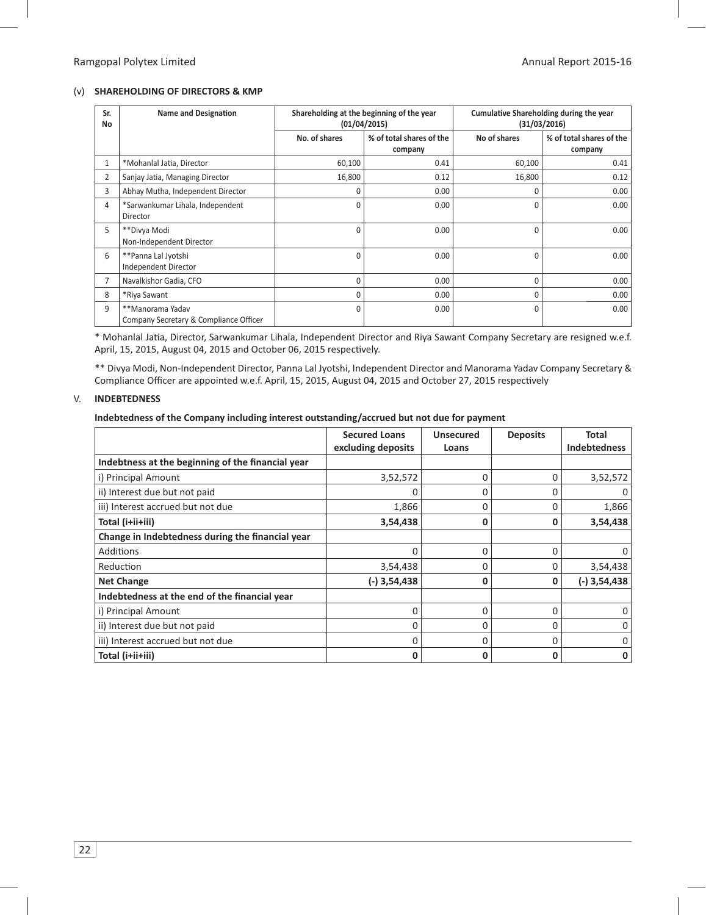(v) **SHAREHOLDING OF DIRECTORS & KMP**

| Sr. No | Name and Designation | Shareholding at the beginning of the year (01/04/2015) | | Cumulative Shareholding during the year (31/03/2016) | |
|---|---|---|---|---|---|
| | | No. of shares | % of total shares of the company | No of shares | % of total shares of the company |
| 1 | *Mohanlal Jatia, Director | 60,100 | 0.41 | 60,100 | 0.41 |
| 2 | Sanjay Jatia, Managing Director | 16,800 | 0.12 | 16,800 | 0.12 |
| 3 | Abhay Mutha, Independent Director | 0 | 0.00 | 0 | 0.00 |
| 4 | *Sarwankumar Lihala, Independent Director | 0 | 0.00 | 0 | 0.00 |
| 5 | **Divya Modi Non-Independent Director | 0 | 0.00 | 0 | 0.00 |
| 6 | **Panna Lal Jyotshi Independent Director | 0 | 0.00 | 0 | 0.00 |
| 7 | Navalkishor Gadia, CFO | 0 | 0.00 | 0 | 0.00 |
| 8 | *Riya Sawant | 0 | 0.00 | 0 | 0.00 |
| 9 | **Manorama Yadav Company Secretary & Compliance Officer | 0 | 0.00 | 0 | 0.00 |

* Mohanlal Jatia, Director, Sarwankumar Lihala, Independent Director and Riya Sawant Company Secretary are resigned w.e.f. April, 15, 2015, August 04, 2015 and October 06, 2015 respectively.

** Divya Modi, Non-Independent Director, Panna Lal Jyotshi, Independent Director and Manorama Yadav Company Secretary & Compliance Officer are appointed w.e.f. April, 15, 2015, August 04, 2015 and October 27, 2015 respectively

## V. INDEBTEDNESS

**Indebtedness of the Company including interest outstanding/accrued but not due for payment**

| | Secured Loans excluding deposits | Unsecured Loans | Deposits | Total Indebtedness |
|---|---|---|---|---|
| **Indebtness at the beginning of the financial year** | | | | |
| i) Principal Amount | 3,52,572 | 0 | 0 | 3,52,572 |
| ii) Interest due but not paid | 0 | 0 | 0 | 0 |
| iii) Interest accrued but not due | 1,866 | 0 | 0 | 1,866 |
| **Total (i+ii+iii)** | **3,54,438** | **0** | **0** | **3,54,438** |
| **Change in Indebtedness during the financial year** | | | | |
| Additions | 0 | 0 | 0 | 0 |
| Reduction | 3,54,438 | 0 | 0 | 3,54,438 |
| **Net Change** | **(-) 3,54,438** | **0** | **0** | **(-) 3,54,438** |
| **Indebtedness at the end of the financial year** | | | | |
| i) Principal Amount | 0 | 0 | 0 | 0 |
| ii) Interest due but not paid | 0 | 0 | 0 | 0 |
| iii) Interest accrued but not due | 0 | 0 | 0 | 0 |
| **Total (i+ii+iii)** | **0** | **0** | **0** | **0** |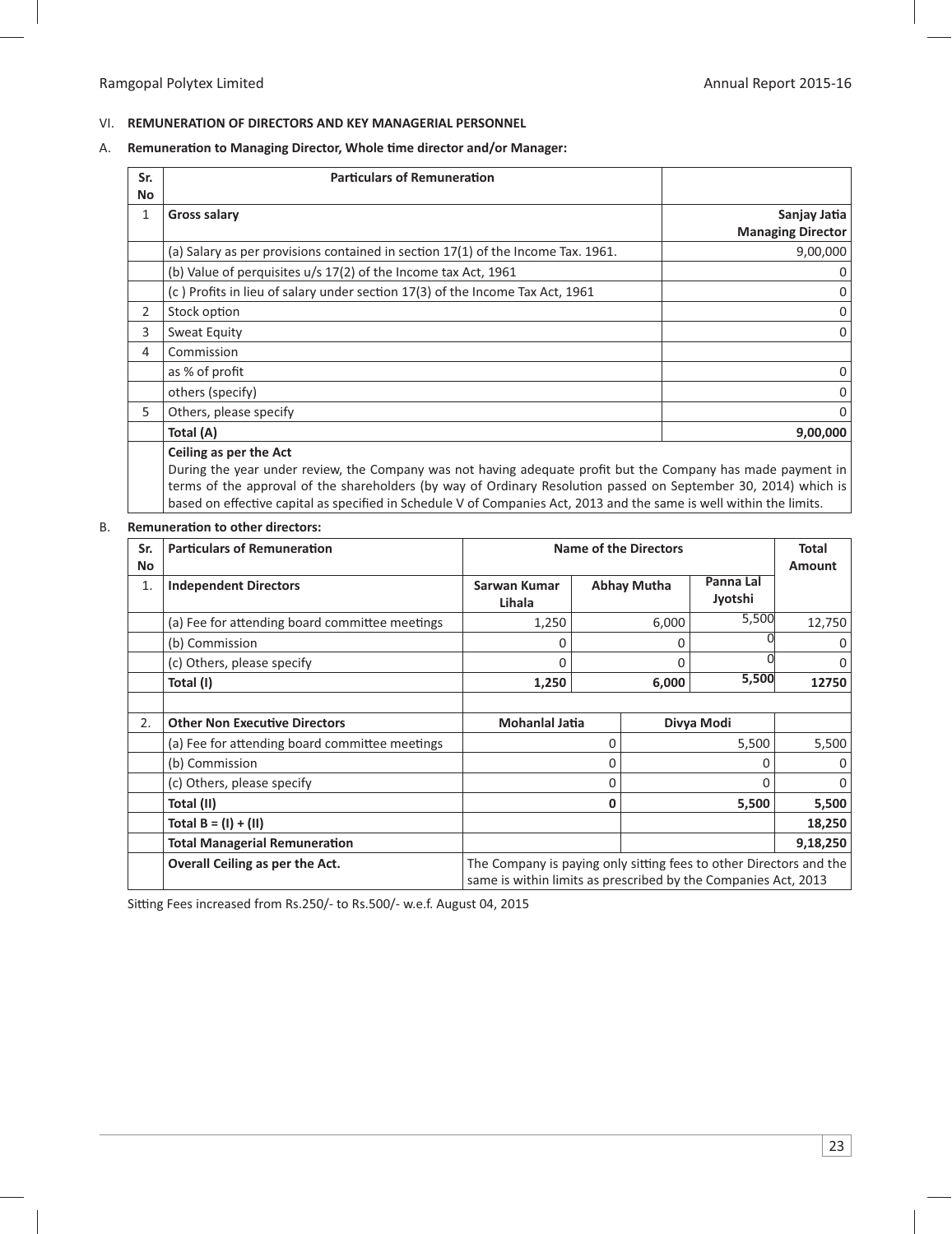## VI. REMUNERATION OF DIRECTORS AND KEY MANAGERIAL PERSONNEL

### A. Remuneration to Managing Director, Whole time director and/or Manager:

| Sr. No | Particulars of Remuneration | |
|---|---|---|
| 1 | **Gross salary** | **Sanjay Jatia Managing Director** |
| | (a) Salary as per provisions contained in section 17(1) of the Income Tax. 1961. | 9,00,000 |
| | (b) Value of perquisites u/s 17(2) of the Income tax Act, 1961 | 0 |
| | (c ) Profits in lieu of salary under section 17(3) of the Income Tax Act, 1961 | 0 |
| 2 | Stock option | 0 |
| 3 | Sweat Equity | 0 |
| 4 | Commission | |
| | as % of profit | 0 |
| | others (specify) | 0 |
| 5 | Others, please specify | 0 |
| | **Total (A)** | **9,00,000** |
| | **Ceiling as per the Act** During the year under review, the Company was not having adequate profit but the Company has made payment in terms of the approval of the shareholders (by way of Ordinary Resolution passed on September 30, 2014) which is based on effective capital as specified in Schedule V of Companies Act, 2013 and the same is well within the limits. | |

### B. Remuneration to other directors:

| Sr. No | Particulars of Remuneration | Name of the Directors | | | Total Amount |
|---|---|---|---|---|---|
| 1. | **Independent Directors** | **Sarwan Kumar Lihala** | **Abhay Mutha** | **Panna Lal Jyotshi** | |
| | (a) Fee for attending board committee meetings | 1,250 | 6,000 | 5,500 | 12,750 |
| | (b) Commission | 0 | 0 | 0 | 0 |
| | (c) Others, please specify | 0 | 0 | 0 | 0 |
| | **Total (I)** | **1,250** | **6,000** | **5,500** | **12750** |
| | | | | | |
| 2. | **Other Non Executive Directors** | **Mohanlal Jatia** | | **Divya Modi** | |
| | (a) Fee for attending board committee meetings | 0 | | 5,500 | 5,500 |
| | (b) Commission | 0 | | 0 | 0 |
| | (c) Others, please specify | 0 | | 0 | 0 |
| | **Total (II)** | **0** | | **5,500** | **5,500** |
| | **Total B = (I) + (II)** | | | | **18,250** |
| | **Total Managerial Remuneration** | | | | **9,18,250** |
| | **Overall Ceiling as per the Act.** | The Company is paying only sitting fees to other Directors and the same is within limits as prescribed by the Companies Act, 2013 | | | |

Sitting Fees increased from Rs.250/- to Rs.500/- w.e.f. August 04, 2015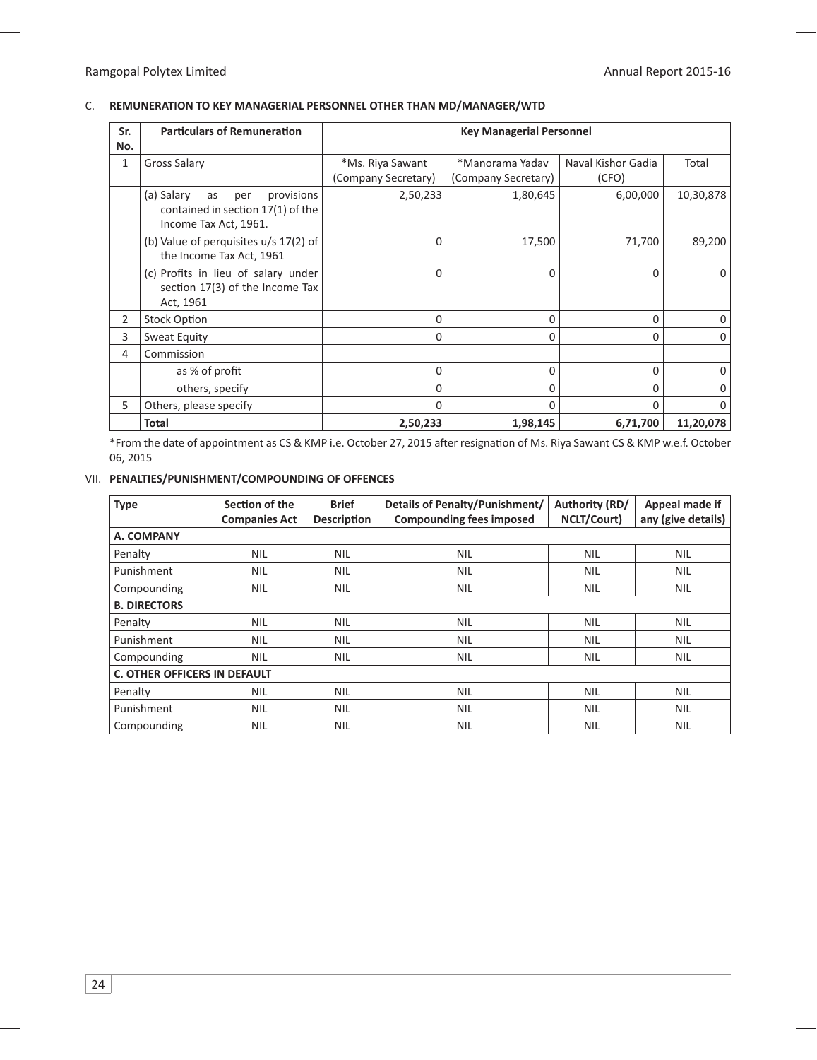### C. REMUNERATION TO KEY MANAGERIAL PERSONNEL OTHER THAN MD/MANAGER/WTD

| Sr. No. | Particulars of Remuneration | Key Managerial Personnel | | | |
|---|---|---|---|---|---|
| 1 | Gross Salary | *Ms. Riya Sawant (Company Secretary) | *Manorama Yadav (Company Secretary) | Naval Kishor Gadia (CFO) | Total |
| | (a) Salary as per provisions contained in section 17(1) of the Income Tax Act, 1961. | 2,50,233 | 1,80,645 | 6,00,000 | 10,30,878 |
| | (b) Value of perquisites u/s 17(2) of the Income Tax Act, 1961 | 0 | 17,500 | 71,700 | 89,200 |
| | (c) Profits in lieu of salary under section 17(3) of the Income Tax Act, 1961 | 0 | 0 | 0 | 0 |
| 2 | Stock Option | 0 | 0 | 0 | 0 |
| 3 | Sweat Equity | 0 | 0 | 0 | 0 |
| 4 | Commission | | | | |
| | as % of profit | 0 | 0 | 0 | 0 |
| | others, specify | 0 | 0 | 0 | 0 |
| 5 | Others, please specify | 0 | 0 | 0 | 0 |
| | **Total** | **2,50,233** | **1,98,145** | **6,71,700** | **11,20,078** |

*From the date of appointment as CS & KMP i.e. October 27, 2015 after resignation of Ms. Riya Sawant CS & KMP w.e.f. October 06, 2015

### VII. PENALTIES/PUNISHMENT/COMPOUNDING OF OFFENCES

| Type | Section of the Companies Act | Brief Description | Details of Penalty/Punishment/ Compounding fees imposed | Authority (RD/ NCLT/Court) | Appeal made if any (give details) |
|---|---|---|---|---|---|
| **A. COMPANY** | | | | | |
| Penalty | NIL | NIL | NIL | NIL | NIL |
| Punishment | NIL | NIL | NIL | NIL | NIL |
| Compounding | NIL | NIL | NIL | NIL | NIL |
| **B. DIRECTORS** | | | | | |
| Penalty | NIL | NIL | NIL | NIL | NIL |
| Punishment | NIL | NIL | NIL | NIL | NIL |
| Compounding | NIL | NIL | NIL | NIL | NIL |
| **C. OTHER OFFICERS IN DEFAULT** | | | | | |
| Penalty | NIL | NIL | NIL | NIL | NIL |
| Punishment | NIL | NIL | NIL | NIL | NIL |
| Compounding | NIL | NIL | NIL | NIL | NIL |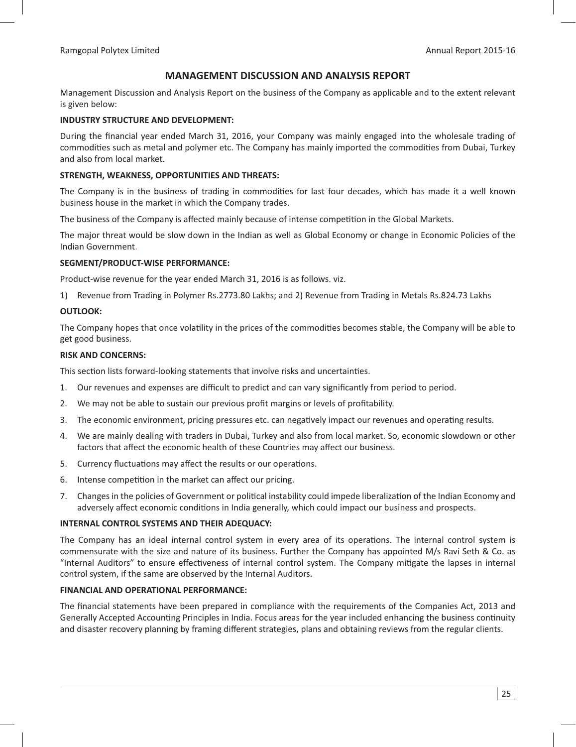# MANAGEMENT DISCUSSION AND ANALYSIS REPORT

Management Discussion and Analysis Report on the business of the Company as applicable and to the extent relevant is given below:

**INDUSTRY STRUCTURE AND DEVELOPMENT:**

During the financial year ended March 31, 2016, your Company was mainly engaged into the wholesale trading of commodities such as metal and polymer etc. The Company has mainly imported the commodities from Dubai, Turkey and also from local market.

**STRENGTH, WEAKNESS, OPPORTUNITIES AND THREATS:**

The Company is in the business of trading in commodities for last four decades, which has made it a well known business house in the market in which the Company trades.

The business of the Company is affected mainly because of intense competition in the Global Markets.

The major threat would be slow down in the Indian as well as Global Economy or change in Economic Policies of the Indian Government.

**SEGMENT/PRODUCT-WISE PERFORMANCE:**

Product-wise revenue for the year ended March 31, 2016 is as follows. viz.

1) Revenue from Trading in Polymer Rs.2773.80 Lakhs; and 2) Revenue from Trading in Metals Rs.824.73 Lakhs

**OUTLOOK:**

The Company hopes that once volatility in the prices of the commodities becomes stable, the Company will be able to get good business.

**RISK AND CONCERNS:**

This section lists forward-looking statements that involve risks and uncertainties.

1. Our revenues and expenses are difficult to predict and can vary significantly from period to period.
2. We may not be able to sustain our previous profit margins or levels of profitability.
3. The economic environment, pricing pressures etc. can negatively impact our revenues and operating results.
4. We are mainly dealing with traders in Dubai, Turkey and also from local market. So, economic slowdown or other factors that affect the economic health of these Countries may affect our business.
5. Currency fluctuations may affect the results or our operations.
6. Intense competition in the market can affect our pricing.
7. Changes in the policies of Government or political instability could impede liberalization of the Indian Economy and adversely affect economic conditions in India generally, which could impact our business and prospects.

**INTERNAL CONTROL SYSTEMS AND THEIR ADEQUACY:**

The Company has an ideal internal control system in every area of its operations. The internal control system is commensurate with the size and nature of its business. Further the Company has appointed M/s Ravi Seth & Co. as "Internal Auditors" to ensure effectiveness of internal control system. The Company mitigate the lapses in internal control system, if the same are observed by the Internal Auditors.

**FINANCIAL AND OPERATIONAL PERFORMANCE:**

The financial statements have been prepared in compliance with the requirements of the Companies Act, 2013 and Generally Accepted Accounting Principles in India. Focus areas for the year included enhancing the business continuity and disaster recovery planning by framing different strategies, plans and obtaining reviews from the regular clients.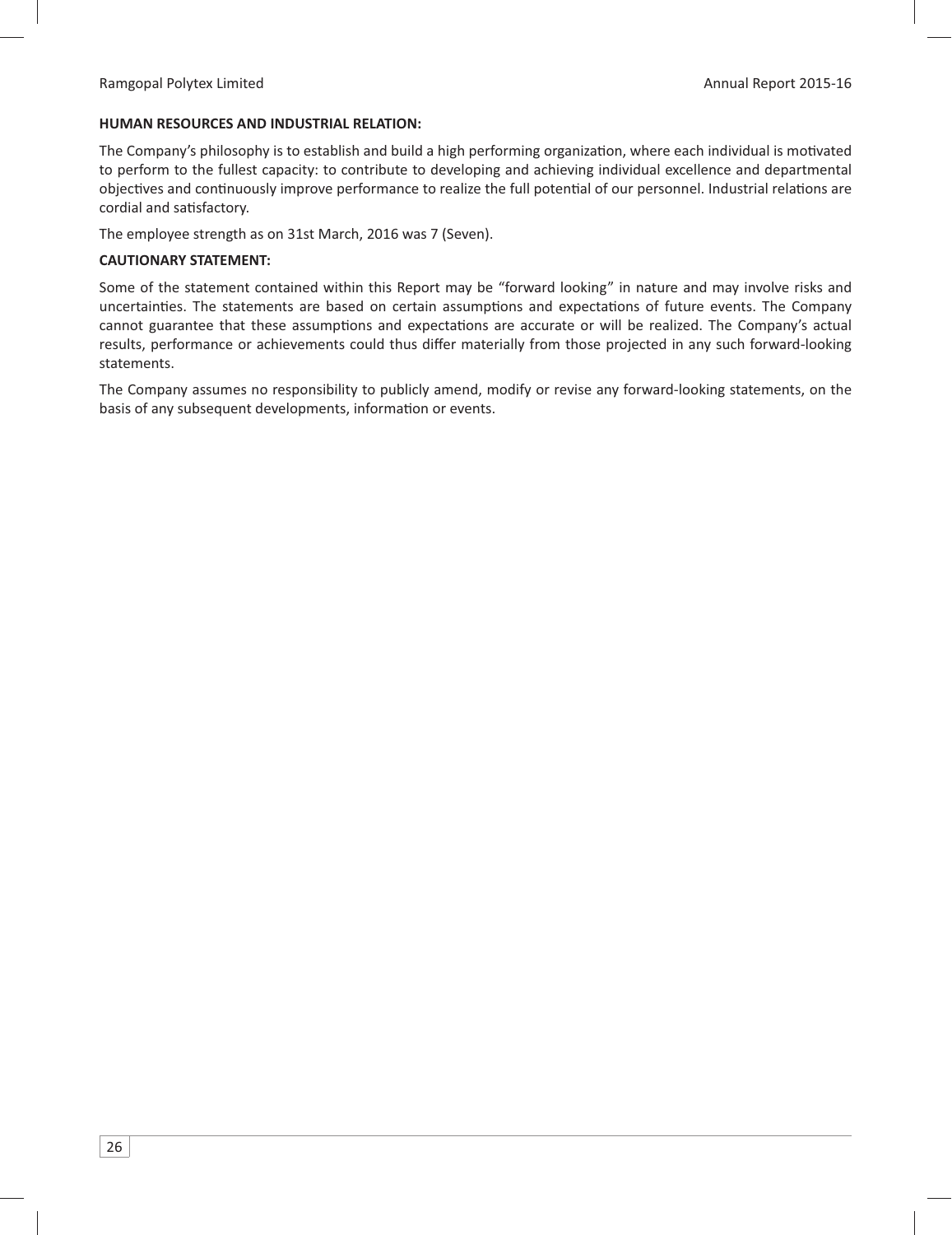**HUMAN RESOURCES AND INDUSTRIAL RELATION:**

The Company's philosophy is to establish and build a high performing organization, where each individual is motivated to perform to the fullest capacity: to contribute to developing and achieving individual excellence and departmental objectives and continuously improve performance to realize the full potential of our personnel. Industrial relations are cordial and satisfactory.

The employee strength as on 31st March, 2016 was 7 (Seven).

**CAUTIONARY STATEMENT:**

Some of the statement contained within this Report may be "forward looking" in nature and may involve risks and uncertainties. The statements are based on certain assumptions and expectations of future events. The Company cannot guarantee that these assumptions and expectations are accurate or will be realized. The Company's actual results, performance or achievements could thus differ materially from those projected in any such forward-looking statements.

The Company assumes no responsibility to publicly amend, modify or revise any forward-looking statements, on the basis of any subsequent developments, information or events.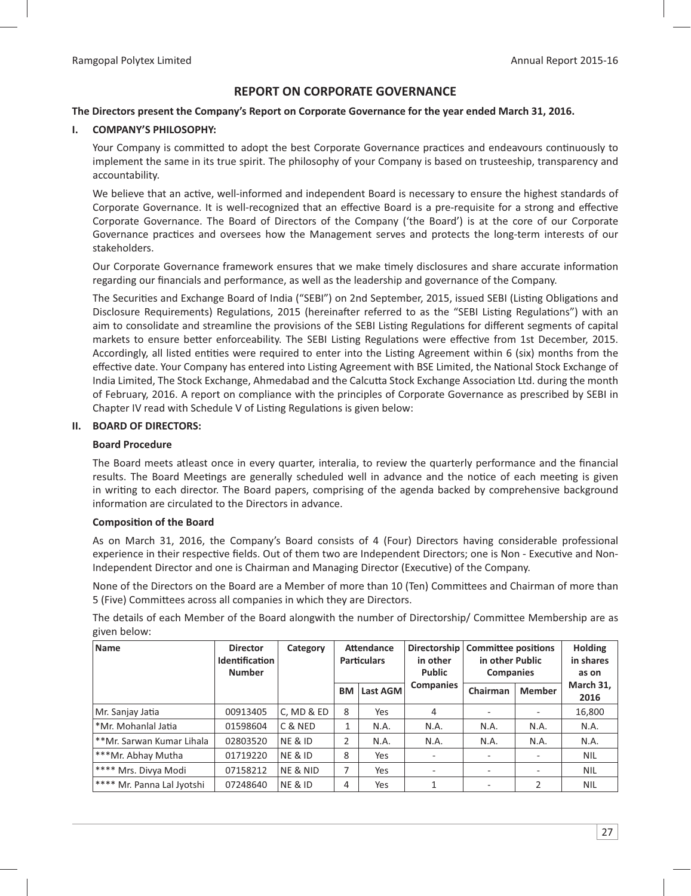# REPORT ON CORPORATE GOVERNANCE

**The Directors present the Company's Report on Corporate Governance for the year ended March 31, 2016.**

## I. COMPANY'S PHILOSOPHY:

Your Company is committed to adopt the best Corporate Governance practices and endeavours continuously to implement the same in its true spirit. The philosophy of your Company is based on trusteeship, transparency and accountability.

We believe that an active, well-informed and independent Board is necessary to ensure the highest standards of Corporate Governance. It is well-recognized that an effective Board is a pre-requisite for a strong and effective Corporate Governance. The Board of Directors of the Company ('the Board') is at the core of our Corporate Governance practices and oversees how the Management serves and protects the long-term interests of our stakeholders.

Our Corporate Governance framework ensures that we make timely disclosures and share accurate information regarding our financials and performance, as well as the leadership and governance of the Company.

The Securities and Exchange Board of India ("SEBI") on 2nd September, 2015, issued SEBI (Listing Obligations and Disclosure Requirements) Regulations, 2015 (hereinafter referred to as the "SEBI Listing Regulations") with an aim to consolidate and streamline the provisions of the SEBI Listing Regulations for different segments of capital markets to ensure better enforceability. The SEBI Listing Regulations were effective from 1st December, 2015. Accordingly, all listed entities were required to enter into the Listing Agreement within 6 (six) months from the effective date. Your Company has entered into Listing Agreement with BSE Limited, the National Stock Exchange of India Limited, The Stock Exchange, Ahmedabad and the Calcutta Stock Exchange Association Ltd. during the month of February, 2016. A report on compliance with the principles of Corporate Governance as prescribed by SEBI in Chapter IV read with Schedule V of Listing Regulations is given below:

## II. BOARD OF DIRECTORS:

### Board Procedure

The Board meets atleast once in every quarter, interalia, to review the quarterly performance and the financial results. The Board Meetings are generally scheduled well in advance and the notice of each meeting is given in writing to each director. The Board papers, comprising of the agenda backed by comprehensive background information are circulated to the Directors in advance.

### Composition of the Board

As on March 31, 2016, the Company's Board consists of 4 (Four) Directors having considerable professional experience in their respective fields. Out of them two are Independent Directors; one is Non - Executive and Non-Independent Director and one is Chairman and Managing Director (Executive) of the Company.

None of the Directors on the Board are a Member of more than 10 (Ten) Committees and Chairman of more than 5 (Five) Committees across all companies in which they are Directors.

The details of each Member of the Board alongwith the number of Directorship/ Committee Membership are as given below:

| Name | Director Identification Number | Category | Attendance Particulars | | Directorship in other Public Companies | Committee positions in other Public Companies | | Holding in shares as on March 31, 2016 |
|---|---|---|---|---|---|---|---|---|
| | | | BM | Last AGM | | Chairman | Member | |
| Mr. Sanjay Jatia | 00913405 | C, MD & ED | 8 | Yes | 4 | - | - | 16,800 |
| *Mr. Mohanlal Jatia | 01598604 | C & NED | 1 | N.A. | N.A. | N.A. | N.A. | N.A. |
| **Mr. Sarwan Kumar Lihala | 02803520 | NE & ID | 2 | N.A. | N.A. | N.A. | N.A. | N.A. |
| ***Mr. Abhay Mutha | 01719220 | NE & ID | 8 | Yes | - | - | - | NIL |
| **** Mrs. Divya Modi | 07158212 | NE & NID | 7 | Yes | - | - | - | NIL |
| **** Mr. Panna Lal Jyotshi | 07248640 | NE & ID | 4 | Yes | 1 | - | 2 | NIL |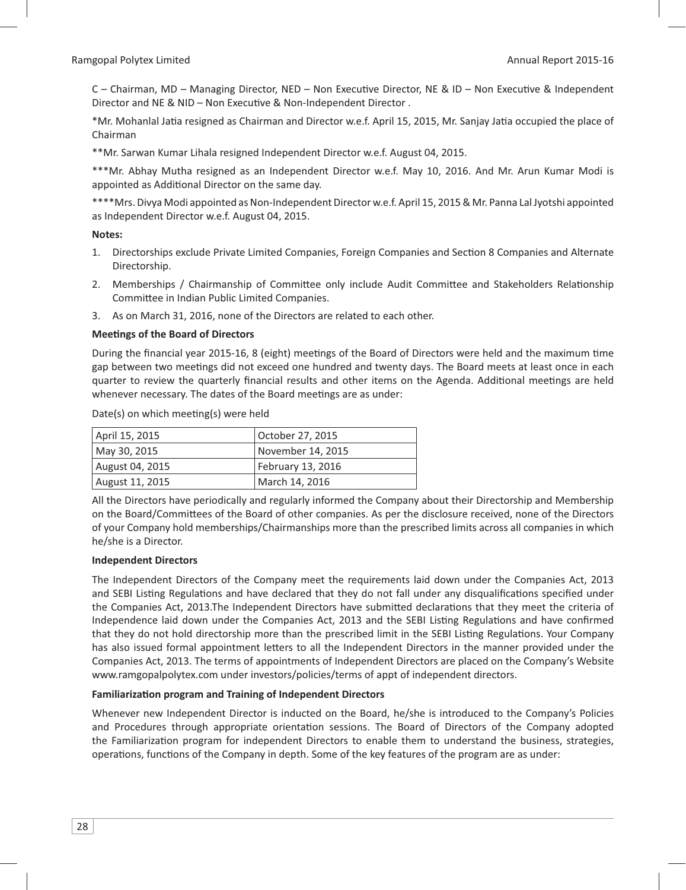C – Chairman, MD – Managing Director, NED – Non Executive Director, NE & ID – Non Executive & Independent Director and NE & NID – Non Executive & Non-Independent Director .

*Mr. Mohanlal Jatia resigned as Chairman and Director w.e.f. April 15, 2015, Mr. Sanjay Jatia occupied the place of Chairman

**Mr. Sarwan Kumar Lihala resigned Independent Director w.e.f. August 04, 2015.

***Mr. Abhay Mutha resigned as an Independent Director w.e.f. May 10, 2016. And Mr. Arun Kumar Modi is appointed as Additional Director on the same day.

****Mrs. Divya Modi appointed as Non-Independent Director w.e.f. April 15, 2015 & Mr. Panna Lal Jyotshi appointed as Independent Director w.e.f. August 04, 2015.

**Notes:**

1. Directorships exclude Private Limited Companies, Foreign Companies and Section 8 Companies and Alternate Directorship.
2. Memberships / Chairmanship of Committee only include Audit Committee and Stakeholders Relationship Committee in Indian Public Limited Companies.
3. As on March 31, 2016, none of the Directors are related to each other.

**Meetings of the Board of Directors**

During the financial year 2015-16, 8 (eight) meetings of the Board of Directors were held and the maximum time gap between two meetings did not exceed one hundred and twenty days. The Board meets at least once in each quarter to review the quarterly financial results and other items on the Agenda. Additional meetings are held whenever necessary. The dates of the Board meetings are as under:

Date(s) on which meeting(s) were held

| | |
|---|---|
| April 15, 2015 | October 27, 2015 |
| May 30, 2015 | November 14, 2015 |
| August 04, 2015 | February 13, 2016 |
| August 11, 2015 | March 14, 2016 |

All the Directors have periodically and regularly informed the Company about their Directorship and Membership on the Board/Committees of the Board of other companies. As per the disclosure received, none of the Directors of your Company hold memberships/Chairmanships more than the prescribed limits across all companies in which he/she is a Director.

**Independent Directors**

The Independent Directors of the Company meet the requirements laid down under the Companies Act, 2013 and SEBI Listing Regulations and have declared that they do not fall under any disqualifications specified under the Companies Act, 2013.The Independent Directors have submitted declarations that they meet the criteria of Independence laid down under the Companies Act, 2013 and the SEBI Listing Regulations and have confirmed that they do not hold directorship more than the prescribed limit in the SEBI Listing Regulations. Your Company has also issued formal appointment letters to all the Independent Directors in the manner provided under the Companies Act, 2013. The terms of appointments of Independent Directors are placed on the Company's Website www.ramgopalpolytex.com under investors/policies/terms of appt of independent directors.

**Familiarization program and Training of Independent Directors**

Whenever new Independent Director is inducted on the Board, he/she is introduced to the Company's Policies and Procedures through appropriate orientation sessions. The Board of Directors of the Company adopted the Familiarization program for independent Directors to enable them to understand the business, strategies, operations, functions of the Company in depth. Some of the key features of the program are as under: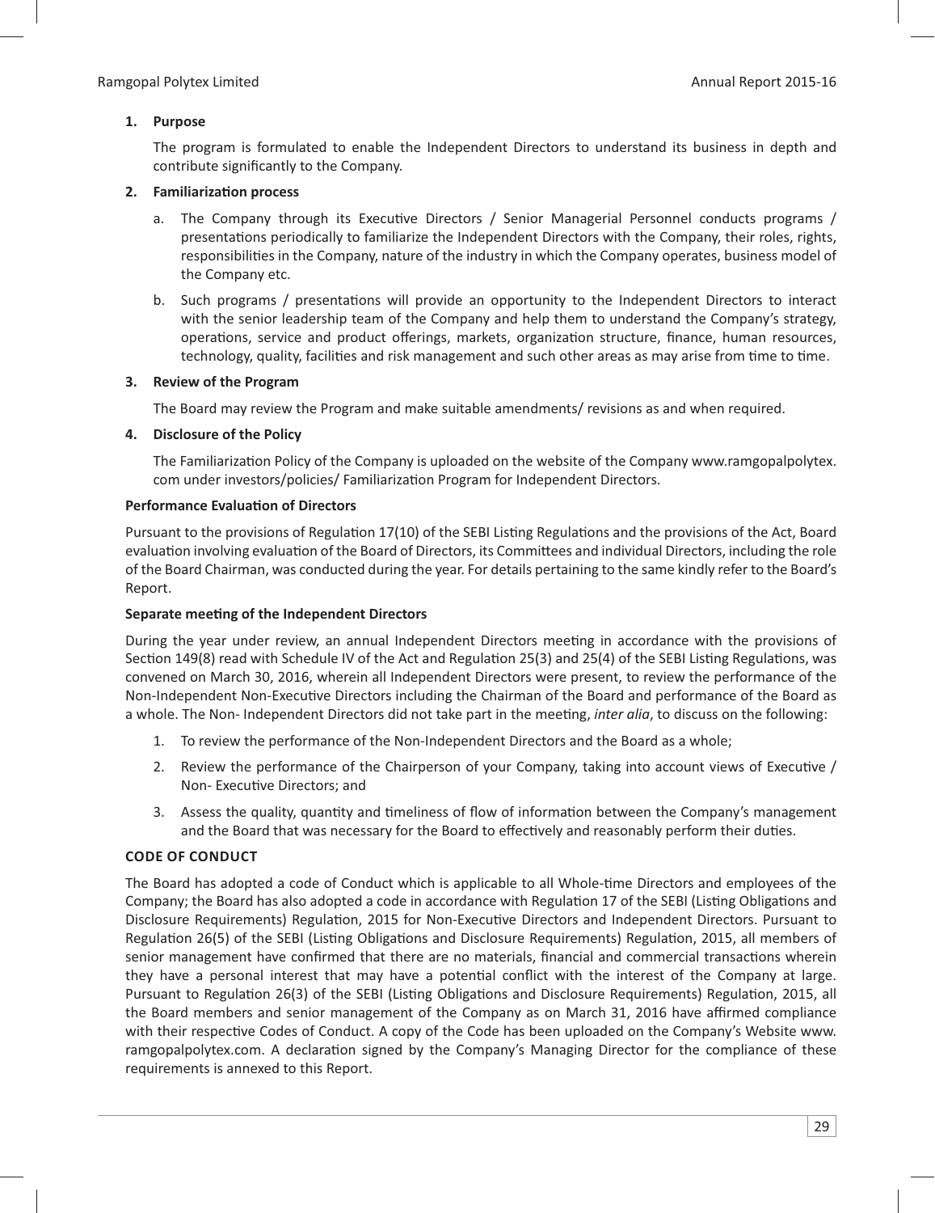1. **Purpose**

   The program is formulated to enable the Independent Directors to understand its business in depth and contribute significantly to the Company.

2. **Familiarization process**

   a. The Company through its Executive Directors / Senior Managerial Personnel conducts programs / presentations periodically to familiarize the Independent Directors with the Company, their roles, rights, responsibilities in the Company, nature of the industry in which the Company operates, business model of the Company etc.

   b. Such programs / presentations will provide an opportunity to the Independent Directors to interact with the senior leadership team of the Company and help them to understand the Company's strategy, operations, service and product offerings, markets, organization structure, finance, human resources, technology, quality, facilities and risk management and such other areas as may arise from time to time.

3. **Review of the Program**

   The Board may review the Program and make suitable amendments/ revisions as and when required.

4. **Disclosure of the Policy**

   The Familiarization Policy of the Company is uploaded on the website of the Company www.ramgopalpolytex.com under investors/policies/ Familiarization Program for Independent Directors.

**Performance Evaluation of Directors**

Pursuant to the provisions of Regulation 17(10) of the SEBI Listing Regulations and the provisions of the Act, Board evaluation involving evaluation of the Board of Directors, its Committees and individual Directors, including the role of the Board Chairman, was conducted during the year. For details pertaining to the same kindly refer to the Board's Report.

**Separate meeting of the Independent Directors**

During the year under review, an annual Independent Directors meeting in accordance with the provisions of Section 149(8) read with Schedule IV of the Act and Regulation 25(3) and 25(4) of the SEBI Listing Regulations, was convened on March 30, 2016, wherein all Independent Directors were present, to review the performance of the Non-Independent Non-Executive Directors including the Chairman of the Board and performance of the Board as a whole. The Non- Independent Directors did not take part in the meeting, *inter alia*, to discuss on the following:

1. To review the performance of the Non-Independent Directors and the Board as a whole;
2. Review the performance of the Chairperson of your Company, taking into account views of Executive / Non- Executive Directors; and
3. Assess the quality, quantity and timeliness of flow of information between the Company's management and the Board that was necessary for the Board to effectively and reasonably perform their duties.

**CODE OF CONDUCT**

The Board has adopted a code of Conduct which is applicable to all Whole-time Directors and employees of the Company; the Board has also adopted a code in accordance with Regulation 17 of the SEBI (Listing Obligations and Disclosure Requirements) Regulation, 2015 for Non-Executive Directors and Independent Directors. Pursuant to Regulation 26(5) of the SEBI (Listing Obligations and Disclosure Requirements) Regulation, 2015, all members of senior management have confirmed that there are no materials, financial and commercial transactions wherein they have a personal interest that may have a potential conflict with the interest of the Company at large. Pursuant to Regulation 26(3) of the SEBI (Listing Obligations and Disclosure Requirements) Regulation, 2015, all the Board members and senior management of the Company as on March 31, 2016 have affirmed compliance with their respective Codes of Conduct. A copy of the Code has been uploaded on the Company's Website www.ramgopalpolytex.com. A declaration signed by the Company's Managing Director for the compliance of these requirements is annexed to this Report.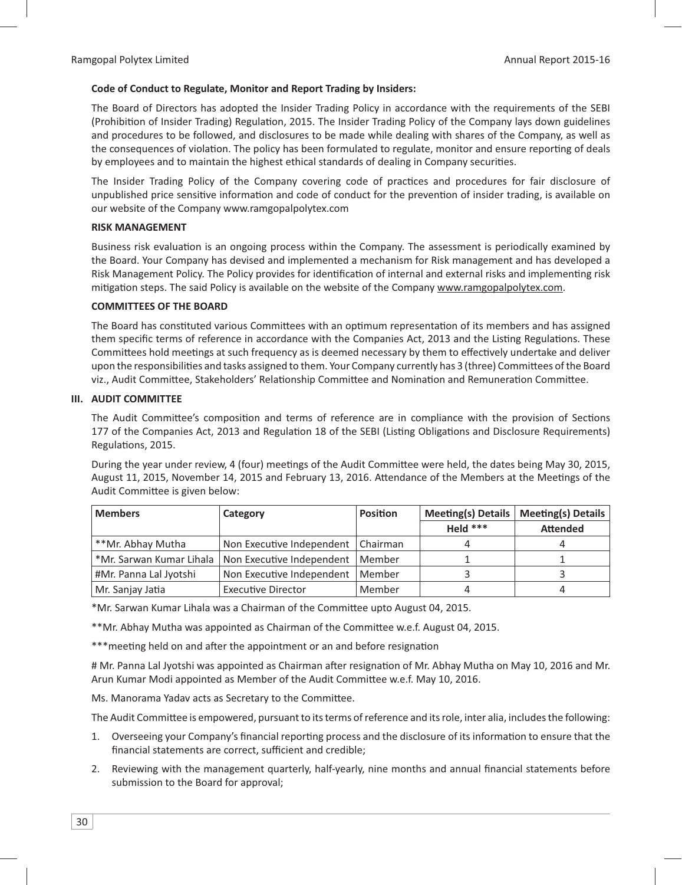**Code of Conduct to Regulate, Monitor and Report Trading by Insiders:**

The Board of Directors has adopted the Insider Trading Policy in accordance with the requirements of the SEBI (Prohibition of Insider Trading) Regulation, 2015. The Insider Trading Policy of the Company lays down guidelines and procedures to be followed, and disclosures to be made while dealing with shares of the Company, as well as the consequences of violation. The policy has been formulated to regulate, monitor and ensure reporting of deals by employees and to maintain the highest ethical standards of dealing in Company securities.

The Insider Trading Policy of the Company covering code of practices and procedures for fair disclosure of unpublished price sensitive information and code of conduct for the prevention of insider trading, is available on our website of the Company www.ramgopalpolytex.com

**RISK MANAGEMENT**

Business risk evaluation is an ongoing process within the Company. The assessment is periodically examined by the Board. Your Company has devised and implemented a mechanism for Risk management and has developed a Risk Management Policy. The Policy provides for identification of internal and external risks and implementing risk mitigation steps. The said Policy is available on the website of the Company www.ramgopalpolytex.com.

**COMMITTEES OF THE BOARD**

The Board has constituted various Committees with an optimum representation of its members and has assigned them specific terms of reference in accordance with the Companies Act, 2013 and the Listing Regulations. These Committees hold meetings at such frequency as is deemed necessary by them to effectively undertake and deliver upon the responsibilities and tasks assigned to them. Your Company currently has 3 (three) Committees of the Board viz., Audit Committee, Stakeholders' Relationship Committee and Nomination and Remuneration Committee.

**III. AUDIT COMMITTEE**

The Audit Committee's composition and terms of reference are in compliance with the provision of Sections 177 of the Companies Act, 2013 and Regulation 18 of the SEBI (Listing Obligations and Disclosure Requirements) Regulations, 2015.

During the year under review, 4 (four) meetings of the Audit Committee were held, the dates being May 30, 2015, August 11, 2015, November 14, 2015 and February 13, 2016. Attendance of the Members at the Meetings of the Audit Committee is given below:

| Members | Category | Position | Meeting(s) Details | Meeting(s) Details |
|---|---|---|---|---|
| | | | Held *** | Attended |
| **Mr. Abhay Mutha | Non Executive Independent | Chairman | 4 | 4 |
| *Mr. Sarwan Kumar Lihala | Non Executive Independent | Member | 1 | 1 |
| #Mr. Panna Lal Jyotshi | Non Executive Independent | Member | 3 | 3 |
| Mr. Sanjay Jatia | Executive Director | Member | 4 | 4 |

*Mr. Sarwan Kumar Lihala was a Chairman of the Committee upto August 04, 2015.

**Mr. Abhay Mutha was appointed as Chairman of the Committee w.e.f. August 04, 2015.

***meeting held on and after the appointment or an and before resignation

# Mr. Panna Lal Jyotshi was appointed as Chairman after resignation of Mr. Abhay Mutha on May 10, 2016 and Mr. Arun Kumar Modi appointed as Member of the Audit Committee w.e.f. May 10, 2016.

Ms. Manorama Yadav acts as Secretary to the Committee.

The Audit Committee is empowered, pursuant to its terms of reference and its role, inter alia, includes the following:

1. Overseeing your Company's financial reporting process and the disclosure of its information to ensure that the financial statements are correct, sufficient and credible;
2. Reviewing with the management quarterly, half-yearly, nine months and annual financial statements before submission to the Board for approval;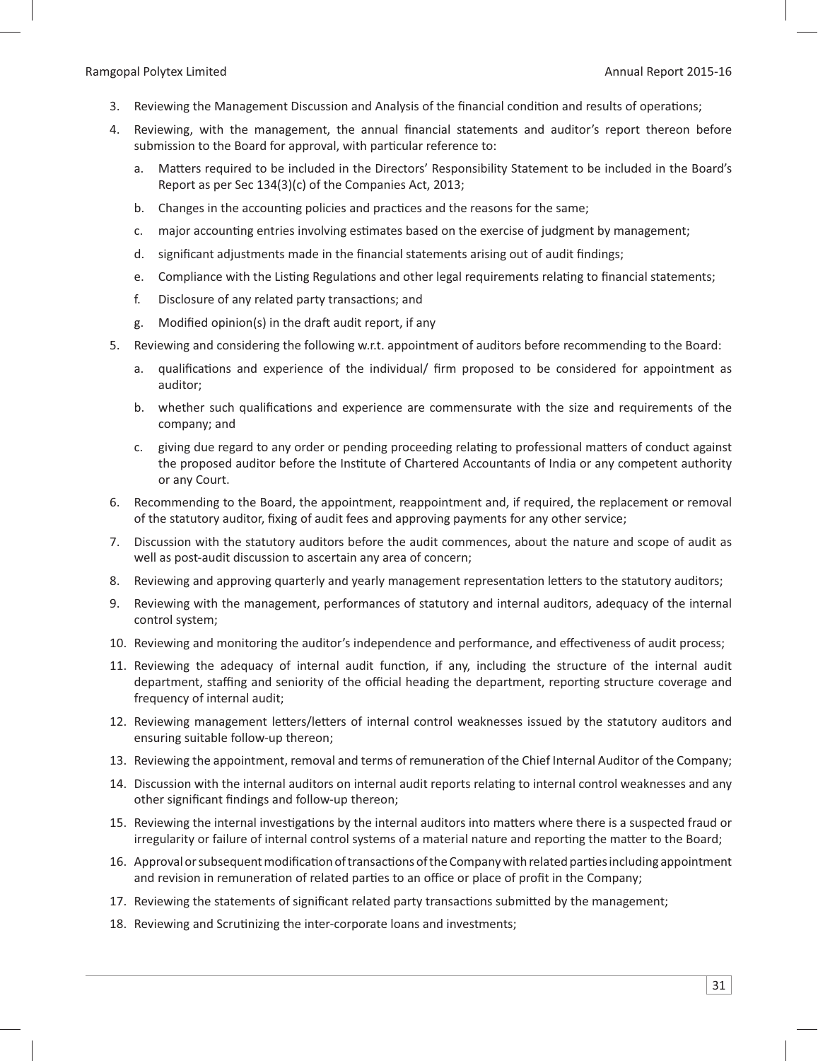3. Reviewing the Management Discussion and Analysis of the financial condition and results of operations;
4. Reviewing, with the management, the annual financial statements and auditor's report thereon before submission to the Board for approval, with particular reference to:
   a. Matters required to be included in the Directors' Responsibility Statement to be included in the Board's Report as per Sec 134(3)(c) of the Companies Act, 2013;
   b. Changes in the accounting policies and practices and the reasons for the same;
   c. major accounting entries involving estimates based on the exercise of judgment by management;
   d. significant adjustments made in the financial statements arising out of audit findings;
   e. Compliance with the Listing Regulations and other legal requirements relating to financial statements;
   f. Disclosure of any related party transactions; and
   g. Modified opinion(s) in the draft audit report, if any
5. Reviewing and considering the following w.r.t. appointment of auditors before recommending to the Board:
   a. qualifications and experience of the individual/ firm proposed to be considered for appointment as auditor;
   b. whether such qualifications and experience are commensurate with the size and requirements of the company; and
   c. giving due regard to any order or pending proceeding relating to professional matters of conduct against the proposed auditor before the Institute of Chartered Accountants of India or any competent authority or any Court.
6. Recommending to the Board, the appointment, reappointment and, if required, the replacement or removal of the statutory auditor, fixing of audit fees and approving payments for any other service;
7. Discussion with the statutory auditors before the audit commences, about the nature and scope of audit as well as post-audit discussion to ascertain any area of concern;
8. Reviewing and approving quarterly and yearly management representation letters to the statutory auditors;
9. Reviewing with the management, performances of statutory and internal auditors, adequacy of the internal control system;
10. Reviewing and monitoring the auditor's independence and performance, and effectiveness of audit process;
11. Reviewing the adequacy of internal audit function, if any, including the structure of the internal audit department, staffing and seniority of the official heading the department, reporting structure coverage and frequency of internal audit;
12. Reviewing management letters/letters of internal control weaknesses issued by the statutory auditors and ensuring suitable follow-up thereon;
13. Reviewing the appointment, removal and terms of remuneration of the Chief Internal Auditor of the Company;
14. Discussion with the internal auditors on internal audit reports relating to internal control weaknesses and any other significant findings and follow-up thereon;
15. Reviewing the internal investigations by the internal auditors into matters where there is a suspected fraud or irregularity or failure of internal control systems of a material nature and reporting the matter to the Board;
16. Approval or subsequent modification of transactions of the Company with related parties including appointment and revision in remuneration of related parties to an office or place of profit in the Company;
17. Reviewing the statements of significant related party transactions submitted by the management;
18. Reviewing and Scrutinizing the inter-corporate loans and investments;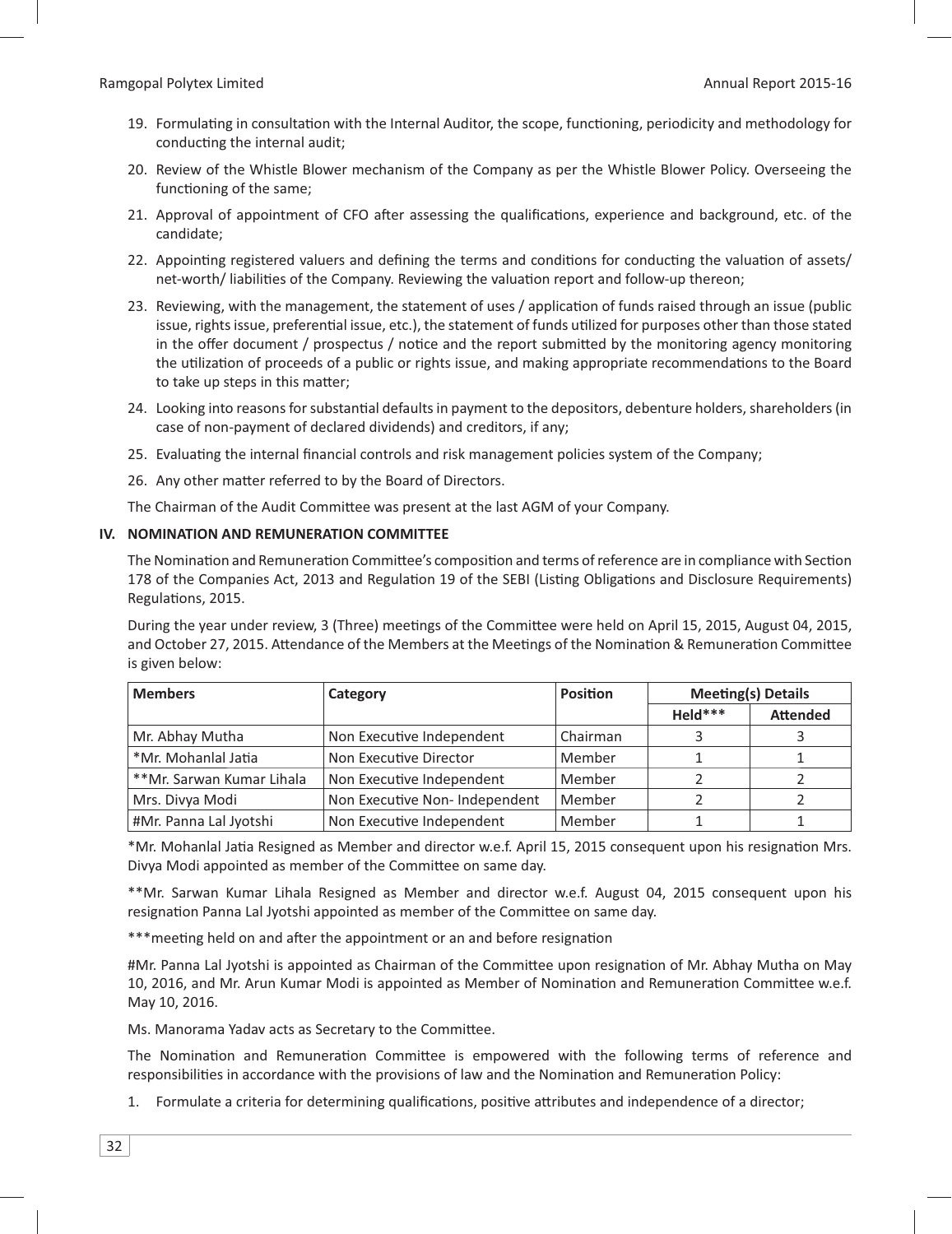19. Formulating in consultation with the Internal Auditor, the scope, functioning, periodicity and methodology for conducting the internal audit;
20. Review of the Whistle Blower mechanism of the Company as per the Whistle Blower Policy. Overseeing the functioning of the same;
21. Approval of appointment of CFO after assessing the qualifications, experience and background, etc. of the candidate;
22. Appointing registered valuers and defining the terms and conditions for conducting the valuation of assets/ net-worth/ liabilities of the Company. Reviewing the valuation report and follow-up thereon;
23. Reviewing, with the management, the statement of uses / application of funds raised through an issue (public issue, rights issue, preferential issue, etc.), the statement of funds utilized for purposes other than those stated in the offer document / prospectus / notice and the report submitted by the monitoring agency monitoring the utilization of proceeds of a public or rights issue, and making appropriate recommendations to the Board to take up steps in this matter;
24. Looking into reasons for substantial defaults in payment to the depositors, debenture holders, shareholders (in case of non-payment of declared dividends) and creditors, if any;
25. Evaluating the internal financial controls and risk management policies system of the Company;
26. Any other matter referred to by the Board of Directors.

The Chairman of the Audit Committee was present at the last AGM of your Company.

## IV. NOMINATION AND REMUNERATION COMMITTEE

The Nomination and Remuneration Committee's composition and terms of reference are in compliance with Section 178 of the Companies Act, 2013 and Regulation 19 of the SEBI (Listing Obligations and Disclosure Requirements) Regulations, 2015.

During the year under review, 3 (Three) meetings of the Committee were held on April 15, 2015, August 04, 2015, and October 27, 2015. Attendance of the Members at the Meetings of the Nomination & Remuneration Committee is given below:

| Members | Category | Position | Meeting(s) Details | |
|---|---|---|---|---|
| | | | Held*** | Attended |
| Mr. Abhay Mutha | Non Executive Independent | Chairman | 3 | 3 |
| *Mr. Mohanlal Jatia | Non Executive Director | Member | 1 | 1 |
| **Mr. Sarwan Kumar Lihala | Non Executive Independent | Member | 2 | 2 |
| Mrs. Divya Modi | Non Executive Non- Independent | Member | 2 | 2 |
| #Mr. Panna Lal Jyotshi | Non Executive Independent | Member | 1 | 1 |

*Mr. Mohanlal Jatia Resigned as Member and director w.e.f. April 15, 2015 consequent upon his resignation Mrs. Divya Modi appointed as member of the Committee on same day.

**Mr. Sarwan Kumar Lihala Resigned as Member and director w.e.f. August 04, 2015 consequent upon his resignation Panna Lal Jyotshi appointed as member of the Committee on same day.

***meeting held on and after the appointment or an and before resignation

#Mr. Panna Lal Jyotshi is appointed as Chairman of the Committee upon resignation of Mr. Abhay Mutha on May 10, 2016, and Mr. Arun Kumar Modi is appointed as Member of Nomination and Remuneration Committee w.e.f. May 10, 2016.

Ms. Manorama Yadav acts as Secretary to the Committee.

The Nomination and Remuneration Committee is empowered with the following terms of reference and responsibilities in accordance with the provisions of law and the Nomination and Remuneration Policy:

1. Formulate a criteria for determining qualifications, positive attributes and independence of a director;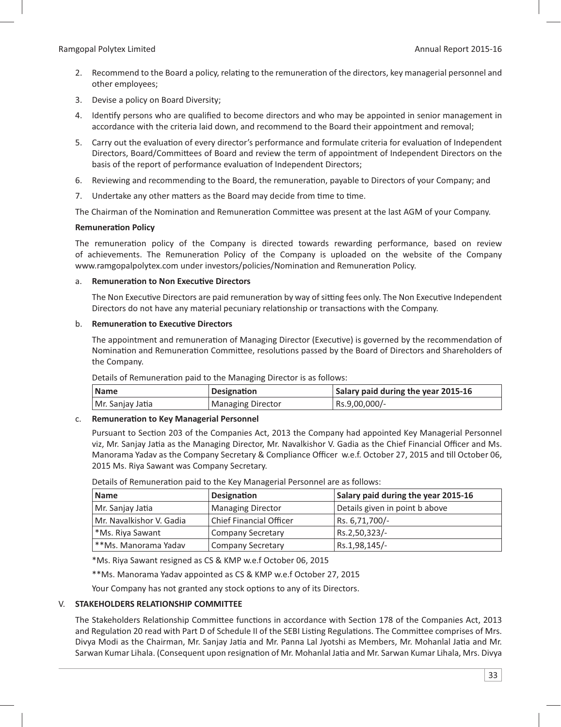2. Recommend to the Board a policy, relating to the remuneration of the directors, key managerial personnel and other employees;
3. Devise a policy on Board Diversity;
4. Identify persons who are qualified to become directors and who may be appointed in senior management in accordance with the criteria laid down, and recommend to the Board their appointment and removal;
5. Carry out the evaluation of every director's performance and formulate criteria for evaluation of Independent Directors, Board/Committees of Board and review the term of appointment of Independent Directors on the basis of the report of performance evaluation of Independent Directors;
6. Reviewing and recommending to the Board, the remuneration, payable to Directors of your Company; and
7. Undertake any other matters as the Board may decide from time to time.

The Chairman of the Nomination and Remuneration Committee was present at the last AGM of your Company.

**Remuneration Policy**

The remuneration policy of the Company is directed towards rewarding performance, based on review of achievements. The Remuneration Policy of the Company is uploaded on the website of the Company www.ramgopalpolytex.com under investors/policies/Nomination and Remuneration Policy.

a. **Remuneration to Non Executive Directors**

The Non Executive Directors are paid remuneration by way of sitting fees only. The Non Executive Independent Directors do not have any material pecuniary relationship or transactions with the Company.

b. **Remuneration to Executive Directors**

The appointment and remuneration of Managing Director (Executive) is governed by the recommendation of Nomination and Remuneration Committee, resolutions passed by the Board of Directors and Shareholders of the Company.

Details of Remuneration paid to the Managing Director is as follows:

| Name | Designation | Salary paid during the year 2015-16 |
|---|---|---|
| Mr. Sanjay Jatia | Managing Director | Rs.9,00,000/- |

c. **Remuneration to Key Managerial Personnel**

Pursuant to Section 203 of the Companies Act, 2013 the Company had appointed Key Managerial Personnel viz, Mr. Sanjay Jatia as the Managing Director, Mr. Navalkishor V. Gadia as the Chief Financial Officer and Ms. Manorama Yadav as the Company Secretary & Compliance Officer w.e.f. October 27, 2015 and till October 06, 2015 Ms. Riya Sawant was Company Secretary.

Details of Remuneration paid to the Key Managerial Personnel are as follows:

| Name | Designation | Salary paid during the year 2015-16 |
|---|---|---|
| Mr. Sanjay Jatia | Managing Director | Details given in point b above |
| Mr. Navalkishor V. Gadia | Chief Financial Officer | Rs. 6,71,700/- |
| *Ms. Riya Sawant | Company Secretary | Rs.2,50,323/- |
| **Ms. Manorama Yadav | Company Secretary | Rs.1,98,145/- |

*Ms. Riya Sawant resigned as CS & KMP w.e.f October 06, 2015

**Ms. Manorama Yadav appointed as CS & KMP w.e.f October 27, 2015

Your Company has not granted any stock options to any of its Directors.

## V. STAKEHOLDERS RELATIONSHIP COMMITTEE

The Stakeholders Relationship Committee functions in accordance with Section 178 of the Companies Act, 2013 and Regulation 20 read with Part D of Schedule II of the SEBI Listing Regulations. The Committee comprises of Mrs. Divya Modi as the Chairman, Mr. Sanjay Jatia and Mr. Panna Lal Jyotshi as Members, Mr. Mohanlal Jatia and Mr. Sarwan Kumar Lihala. (Consequent upon resignation of Mr. Mohanlal Jatia and Mr. Sarwan Kumar Lihala, Mrs. Divya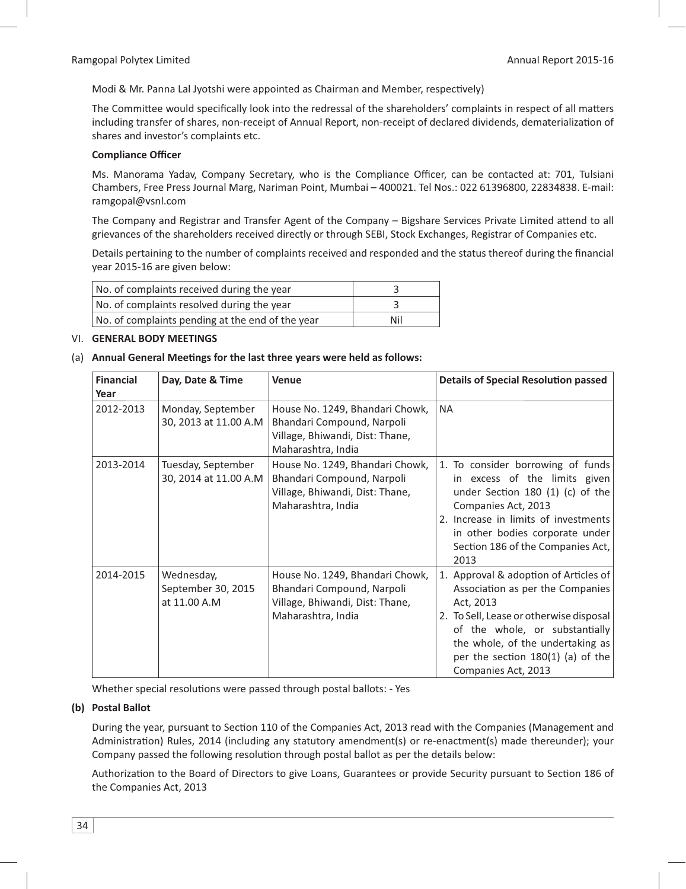Modi & Mr. Panna Lal Jyotshi were appointed as Chairman and Member, respectively)

The Committee would specifically look into the redressal of the shareholders' complaints in respect of all matters including transfer of shares, non-receipt of Annual Report, non-receipt of declared dividends, dematerialization of shares and investor's complaints etc.

**Compliance Officer**

Ms. Manorama Yadav, Company Secretary, who is the Compliance Officer, can be contacted at: 701, Tulsiani Chambers, Free Press Journal Marg, Nariman Point, Mumbai – 400021. Tel Nos.: 022 61396800, 22834838. E-mail: ramgopal@vsnl.com

The Company and Registrar and Transfer Agent of the Company – Bigshare Services Private Limited attend to all grievances of the shareholders received directly or through SEBI, Stock Exchanges, Registrar of Companies etc.

Details pertaining to the number of complaints received and responded and the status thereof during the financial year 2015-16 are given below:

| | |
|---|---|
| No. of complaints received during the year | 3 |
| No. of complaints resolved during the year | 3 |
| No. of complaints pending at the end of the year | Nil |

VI. **GENERAL BODY MEETINGS**

(a) **Annual General Meetings for the last three years were held as follows:**

| Financial Year | Day, Date & Time | Venue | Details of Special Resolution passed |
|---|---|---|---|
| 2012-2013 | Monday, September 30, 2013 at 11.00 A.M | House No. 1249, Bhandari Chowk, Bhandari Compound, Narpoli Village, Bhiwandi, Dist: Thane, Maharashtra, India | NA |
| 2013-2014 | Tuesday, September 30, 2014 at 11.00 A.M | House No. 1249, Bhandari Chowk, Bhandari Compound, Narpoli Village, Bhiwandi, Dist: Thane, Maharashtra, India | 1. To consider borrowing of funds in excess of the limits given under Section 180 (1) (c) of the Companies Act, 2013<br>2. Increase in limits of investments in other bodies corporate under Section 186 of the Companies Act, 2013 |
| 2014-2015 | Wednesday, September 30, 2015 at 11.00 A.M | House No. 1249, Bhandari Chowk, Bhandari Compound, Narpoli Village, Bhiwandi, Dist: Thane, Maharashtra, India | 1. Approval & adoption of Articles of Association as per the Companies Act, 2013<br>2. To Sell, Lease or otherwise disposal of the whole, or substantially the whole, of the undertaking as per the section 180(1) (a) of the Companies Act, 2013 |

Whether special resolutions were passed through postal ballots: - Yes

**(b) Postal Ballot**

During the year, pursuant to Section 110 of the Companies Act, 2013 read with the Companies (Management and Administration) Rules, 2014 (including any statutory amendment(s) or re-enactment(s) made thereunder); your Company passed the following resolution through postal ballot as per the details below:

Authorization to the Board of Directors to give Loans, Guarantees or provide Security pursuant to Section 186 of the Companies Act, 2013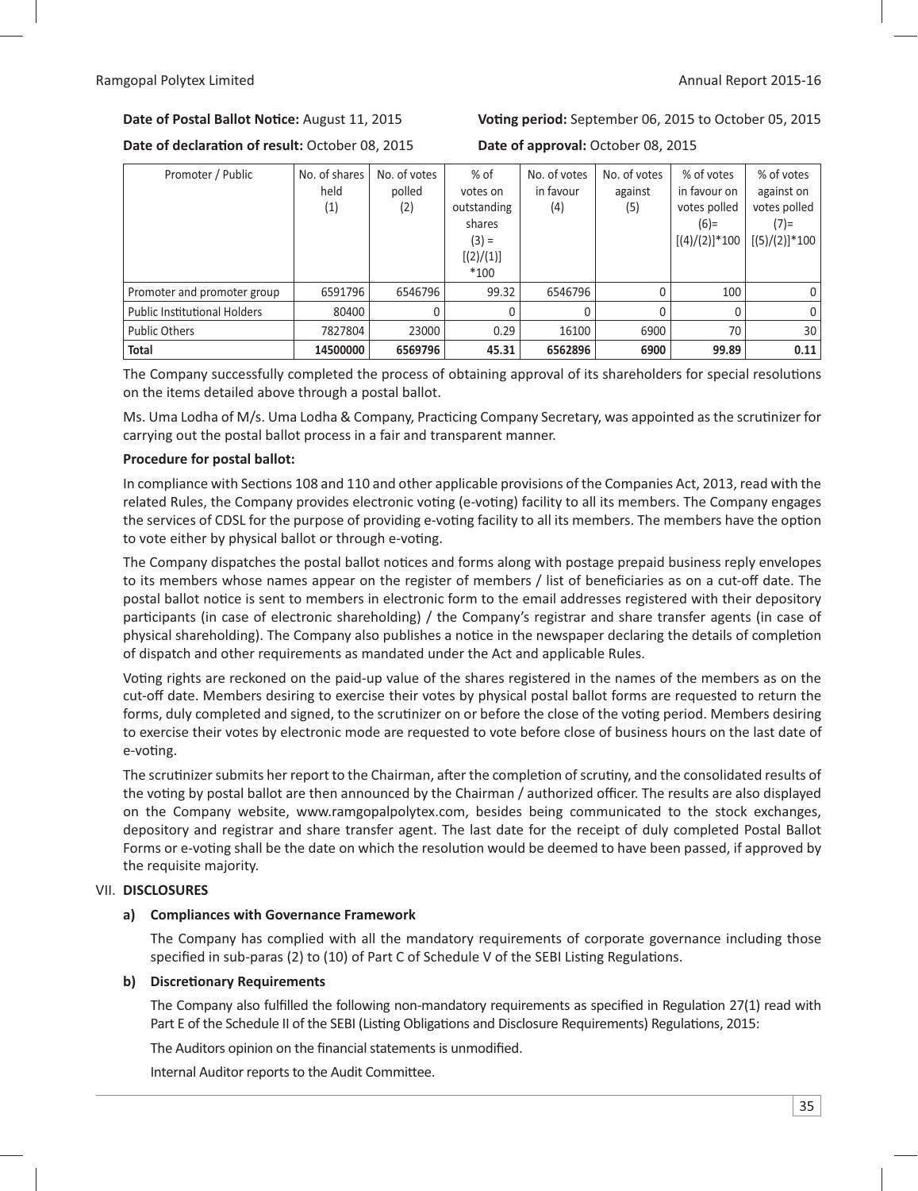**Date of Postal Ballot Notice:** August 11, 2015

**Voting period:** September 06, 2015 to October 05, 2015

**Date of declaration of result:** October 08, 2015

**Date of approval:** October 08, 2015

| Promoter / Public | No. of shares held (1) | No. of votes polled (2) | % of votes on outstanding shares (3) = [(2)/(1)] *100 | No. of votes in favour (4) | No. of votes against (5) | % of votes in favour on votes polled (6)= [(4)/(2)]*100 | % of votes against on votes polled (7)= [(5)/(2)]*100 |
|---|---|---|---|---|---|---|---|
| Promoter and promoter group | 6591796 | 6546796 | 99.32 | 6546796 | 0 | 100 | 0 |
| Public Institutional Holders | 80400 | 0 | 0 | 0 | 0 | 0 | 0 |
| Public Others | 7827804 | 23000 | 0.29 | 16100 | 6900 | 70 | 30 |
| **Total** | **14500000** | **6569796** | **45.31** | **6562896** | **6900** | **99.89** | **0.11** |

The Company successfully completed the process of obtaining approval of its shareholders for special resolutions on the items detailed above through a postal ballot.

Ms. Uma Lodha of M/s. Uma Lodha & Company, Practicing Company Secretary, was appointed as the scrutinizer for carrying out the postal ballot process in a fair and transparent manner.

**Procedure for postal ballot:**

In compliance with Sections 108 and 110 and other applicable provisions of the Companies Act, 2013, read with the related Rules, the Company provides electronic voting (e-voting) facility to all its members. The Company engages the services of CDSL for the purpose of providing e-voting facility to all its members. The members have the option to vote either by physical ballot or through e-voting.

The Company dispatches the postal ballot notices and forms along with postage prepaid business reply envelopes to its members whose names appear on the register of members / list of beneficiaries as on a cut-off date. The postal ballot notice is sent to members in electronic form to the email addresses registered with their depository participants (in case of electronic shareholding) / the Company's registrar and share transfer agents (in case of physical shareholding). The Company also publishes a notice in the newspaper declaring the details of completion of dispatch and other requirements as mandated under the Act and applicable Rules.

Voting rights are reckoned on the paid-up value of the shares registered in the names of the members as on the cut-off date. Members desiring to exercise their votes by physical postal ballot forms are requested to return the forms, duly completed and signed, to the scrutinizer on or before the close of the voting period. Members desiring to exercise their votes by electronic mode are requested to vote before close of business hours on the last date of e-voting.

The scrutinizer submits her report to the Chairman, after the completion of scrutiny, and the consolidated results of the voting by postal ballot are then announced by the Chairman / authorized officer. The results are also displayed on the Company website, www.ramgopalpolytex.com, besides being communicated to the stock exchanges, depository and registrar and share transfer agent. The last date for the receipt of duly completed Postal Ballot Forms or e-voting shall be the date on which the resolution would be deemed to have been passed, if approved by the requisite majority.

## VII. DISCLOSURES

### a) Compliances with Governance Framework

The Company has complied with all the mandatory requirements of corporate governance including those specified in sub-paras (2) to (10) of Part C of Schedule V of the SEBI Listing Regulations.

### b) Discretionary Requirements

The Company also fulfilled the following non-mandatory requirements as specified in Regulation 27(1) read with Part E of the Schedule II of the SEBI (Listing Obligations and Disclosure Requirements) Regulations, 2015:

The Auditors opinion on the financial statements is unmodified.

Internal Auditor reports to the Audit Committee.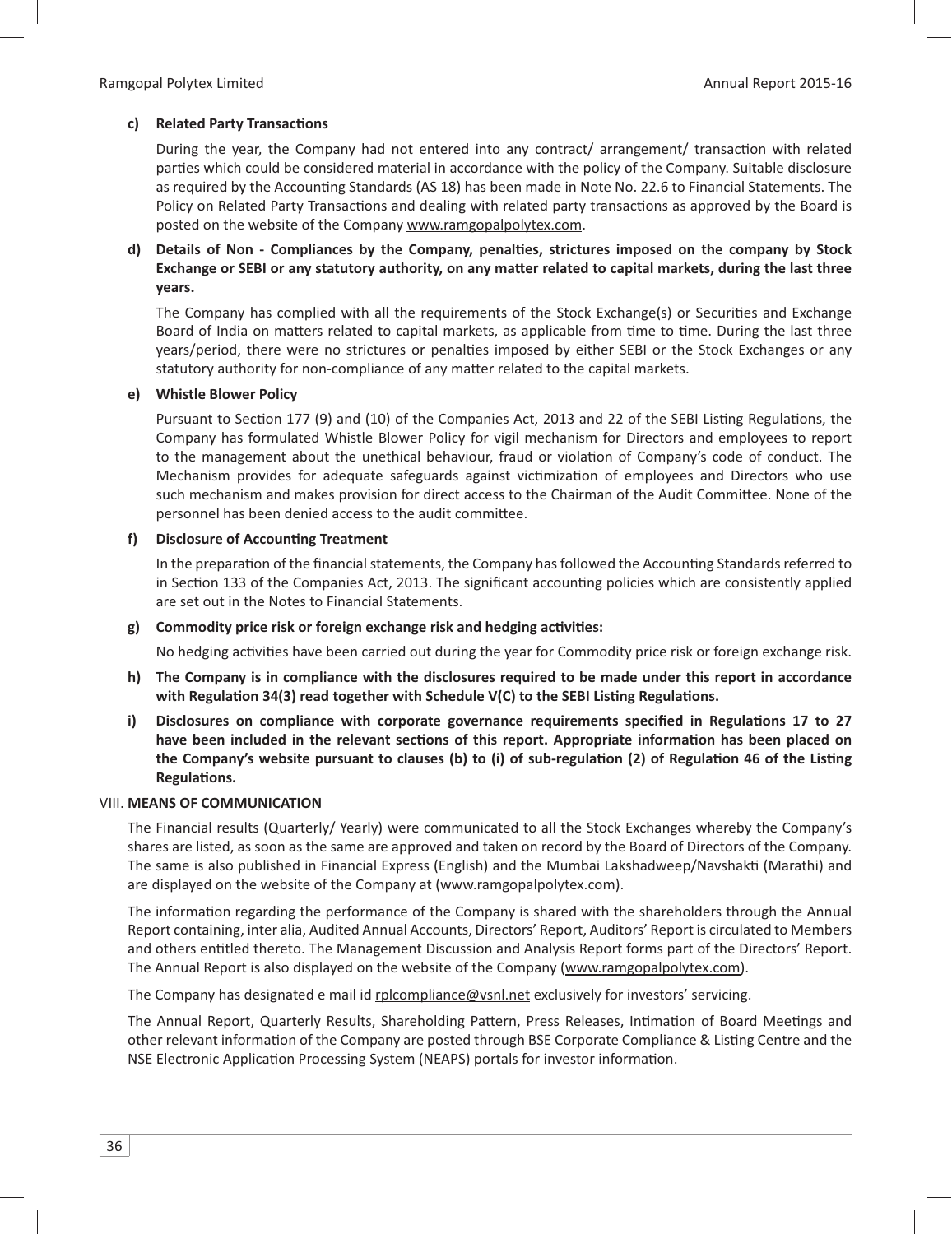**c) Related Party Transactions**

During the year, the Company had not entered into any contract/ arrangement/ transaction with related parties which could be considered material in accordance with the policy of the Company. Suitable disclosure as required by the Accounting Standards (AS 18) has been made in Note No. 22.6 to Financial Statements. The Policy on Related Party Transactions and dealing with related party transactions as approved by the Board is posted on the website of the Company www.ramgopalpolytex.com.

**d) Details of Non - Compliances by the Company, penalties, strictures imposed on the company by Stock Exchange or SEBI or any statutory authority, on any matter related to capital markets, during the last three years.**

The Company has complied with all the requirements of the Stock Exchange(s) or Securities and Exchange Board of India on matters related to capital markets, as applicable from time to time. During the last three years/period, there were no strictures or penalties imposed by either SEBI or the Stock Exchanges or any statutory authority for non-compliance of any matter related to the capital markets.

**e) Whistle Blower Policy**

Pursuant to Section 177 (9) and (10) of the Companies Act, 2013 and 22 of the SEBI Listing Regulations, the Company has formulated Whistle Blower Policy for vigil mechanism for Directors and employees to report to the management about the unethical behaviour, fraud or violation of Company's code of conduct. The Mechanism provides for adequate safeguards against victimization of employees and Directors who use such mechanism and makes provision for direct access to the Chairman of the Audit Committee. None of the personnel has been denied access to the audit committee.

**f) Disclosure of Accounting Treatment**

In the preparation of the financial statements, the Company has followed the Accounting Standards referred to in Section 133 of the Companies Act, 2013. The significant accounting policies which are consistently applied are set out in the Notes to Financial Statements.

**g) Commodity price risk or foreign exchange risk and hedging activities:**

No hedging activities have been carried out during the year for Commodity price risk or foreign exchange risk.

**h) The Company is in compliance with the disclosures required to be made under this report in accordance with Regulation 34(3) read together with Schedule V(C) to the SEBI Listing Regulations.**

**i) Disclosures on compliance with corporate governance requirements specified in Regulations 17 to 27 have been included in the relevant sections of this report. Appropriate information has been placed on the Company's website pursuant to clauses (b) to (i) of sub-regulation (2) of Regulation 46 of the Listing Regulations.**

## VIII. MEANS OF COMMUNICATION

The Financial results (Quarterly/ Yearly) were communicated to all the Stock Exchanges whereby the Company's shares are listed, as soon as the same are approved and taken on record by the Board of Directors of the Company. The same is also published in Financial Express (English) and the Mumbai Lakshadweep/Navshakti (Marathi) and are displayed on the website of the Company at (www.ramgopalpolytex.com).

The information regarding the performance of the Company is shared with the shareholders through the Annual Report containing, inter alia, Audited Annual Accounts, Directors' Report, Auditors' Report is circulated to Members and others entitled thereto. The Management Discussion and Analysis Report forms part of the Directors' Report. The Annual Report is also displayed on the website of the Company (www.ramgopalpolytex.com).

The Company has designated e mail id rplcompliance@vsnl.net exclusively for investors' servicing.

The Annual Report, Quarterly Results, Shareholding Pattern, Press Releases, Intimation of Board Meetings and other relevant information of the Company are posted through BSE Corporate Compliance & Listing Centre and the NSE Electronic Application Processing System (NEAPS) portals for investor information.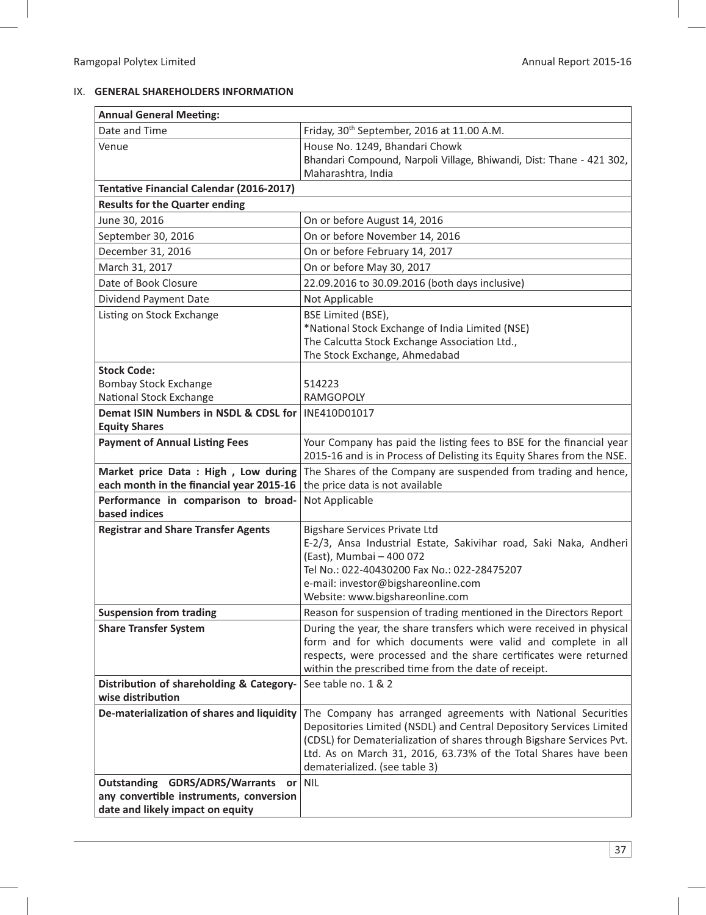## IX. GENERAL SHAREHOLDERS INFORMATION

| **Annual General Meeting:** | |
|---|---|
| Date and Time | Friday, 30th September, 2016 at 11.00 A.M. |
| Venue | House No. 1249, Bhandari Chowk<br>Bhandari Compound, Narpoli Village, Bhiwandi, Dist: Thane - 421 302, Maharashtra, India |
| **Tentative Financial Calendar (2016-2017)** | |
| **Results for the Quarter ending** | |
| June 30, 2016 | On or before August 14, 2016 |
| September 30, 2016 | On or before November 14, 2016 |
| December 31, 2016 | On or before February 14, 2017 |
| March 31, 2017 | On or before May 30, 2017 |
| Date of Book Closure | 22.09.2016 to 30.09.2016 (both days inclusive) |
| Dividend Payment Date | Not Applicable |
| Listing on Stock Exchange | BSE Limited (BSE),<br>*National Stock Exchange of India Limited (NSE)<br>The Calcutta Stock Exchange Association Ltd.,<br>The Stock Exchange, Ahmedabad |
| **Stock Code:**<br>Bombay Stock Exchange<br>National Stock Exchange | <br>514223<br>RAMGOPOLY |
| **Demat ISIN Numbers in NSDL & CDSL for Equity Shares** | INE410D01017 |
| **Payment of Annual Listing Fees** | Your Company has paid the listing fees to BSE for the financial year 2015-16 and is in Process of Delisting its Equity Shares from the NSE. |
| **Market price Data : High , Low during each month in the financial year 2015-16** | The Shares of the Company are suspended from trading and hence, the price data is not available |
| **Performance in comparison to broad-based indices** | Not Applicable |
| **Registrar and Share Transfer Agents** | Bigshare Services Private Ltd<br>E-2/3, Ansa Industrial Estate, Sakivihar road, Saki Naka, Andheri (East), Mumbai – 400 072<br>Tel No.: 022-40430200 Fax No.: 022-28475207<br>e-mail: investor@bigshareonline.com<br>Website: www.bigshareonline.com |
| **Suspension from trading** | Reason for suspension of trading mentioned in the Directors Report |
| **Share Transfer System** | During the year, the share transfers which were received in physical form and for which documents were valid and complete in all respects, were processed and the share certificates were returned within the prescribed time from the date of receipt. |
| **Distribution of shareholding & Category-wise distribution** | See table no. 1 & 2 |
| **De-materialization of shares and liquidity** | The Company has arranged agreements with National Securities Depositories Limited (NSDL) and Central Depository Services Limited (CDSL) for Dematerialization of shares through Bigshare Services Pvt. Ltd. As on March 31, 2016, 63.73% of the Total Shares have been dematerialized. (see table 3) |
| **Outstanding GDRS/ADRS/Warrants or any convertible instruments, conversion date and likely impact on equity** | NIL |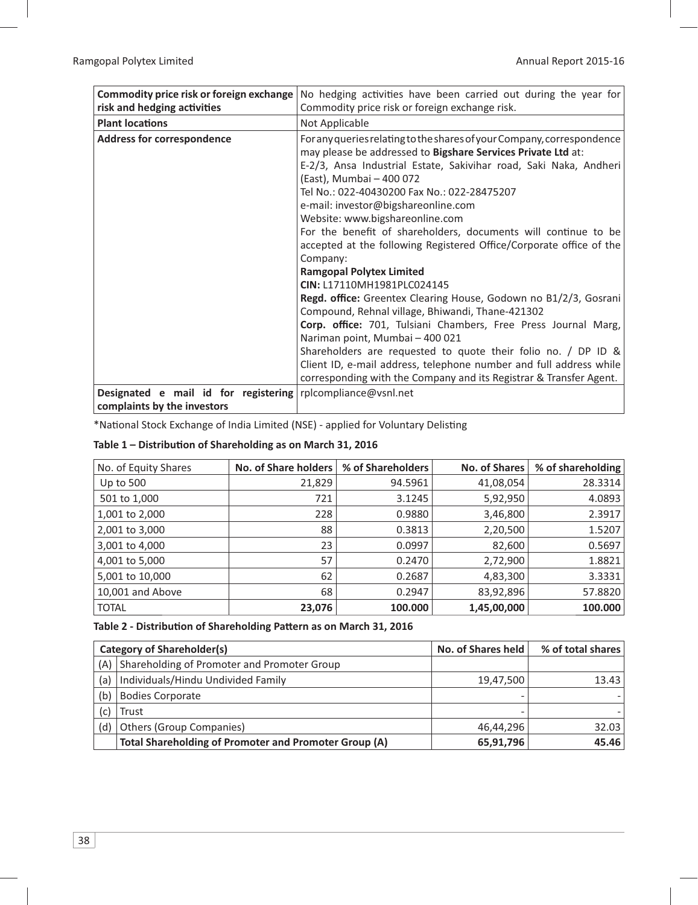| | |
|---|---|
| **Commodity price risk or foreign exchange risk and hedging activities** | No hedging activities have been carried out during the year for Commodity price risk or foreign exchange risk. |
| **Plant locations** | Not Applicable |
| **Address for correspondence** | For any queries relating to the shares of your Company, correspondence may please be addressed to **Bigshare Services Private Ltd** at:<br>E-2/3, Ansa Industrial Estate, Sakivihar road, Saki Naka, Andheri (East), Mumbai – 400 072<br>Tel No.: 022-40430200 Fax No.: 022-28475207<br>e-mail: investor@bigshareonline.com<br>Website: www.bigshareonline.com<br>For the benefit of shareholders, documents will continue to be accepted at the following Registered Office/Corporate office of the Company:<br>**Ramgopal Polytex Limited**<br>**CIN:** L17110MH1981PLC024145<br>**Regd. office:** Greentex Clearing House, Godown no B1/2/3, Gosrani Compound, Rehnal village, Bhiwandi, Thane-421302<br>**Corp. office:** 701, Tulsiani Chambers, Free Press Journal Marg, Nariman point, Mumbai – 400 021<br>Shareholders are requested to quote their folio no. / DP ID & Client ID, e-mail address, telephone number and full address while corresponding with the Company and its Registrar & Transfer Agent. |
| **Designated e mail id for registering complaints by the investors** | rplcompliance@vsnl.net |

*National Stock Exchange of India Limited (NSE) - applied for Voluntary Delisting

**Table 1 – Distribution of Shareholding as on March 31, 2016**

| No. of Equity Shares | No. of Share holders | % of Shareholders | No. of Shares | % of shareholding |
|---|---|---|---|---|
| Up to 500 | 21,829 | 94.5961 | 41,08,054 | 28.3314 |
| 501 to 1,000 | 721 | 3.1245 | 5,92,950 | 4.0893 |
| 1,001 to 2,000 | 228 | 0.9880 | 3,46,800 | 2.3917 |
| 2,001 to 3,000 | 88 | 0.3813 | 2,20,500 | 1.5207 |
| 3,001 to 4,000 | 23 | 0.0997 | 82,600 | 0.5697 |
| 4,001 to 5,000 | 57 | 0.2470 | 2,72,900 | 1.8821 |
| 5,001 to 10,000 | 62 | 0.2687 | 4,83,300 | 3.3331 |
| 10,001 and Above | 68 | 0.2947 | 83,92,896 | 57.8820 |
| TOTAL | **23,076** | **100.000** | **1,45,00,000** | **100.000** |

**Table 2 - Distribution of Shareholding Pattern as on March 31, 2016**

| | Category of Shareholder(s) | No. of Shares held | % of total shares |
|---|---|---|---|
| (A) | Shareholding of Promoter and Promoter Group | | |
| (a) | Individuals/Hindu Undivided Family | 19,47,500 | 13.43 |
| (b) | Bodies Corporate | - | - |
| (c) | Trust | - | - |
| (d) | Others (Group Companies) | 46,44,296 | 32.03 |
| | **Total Shareholding of Promoter and Promoter Group (A)** | **65,91,796** | **45.46** |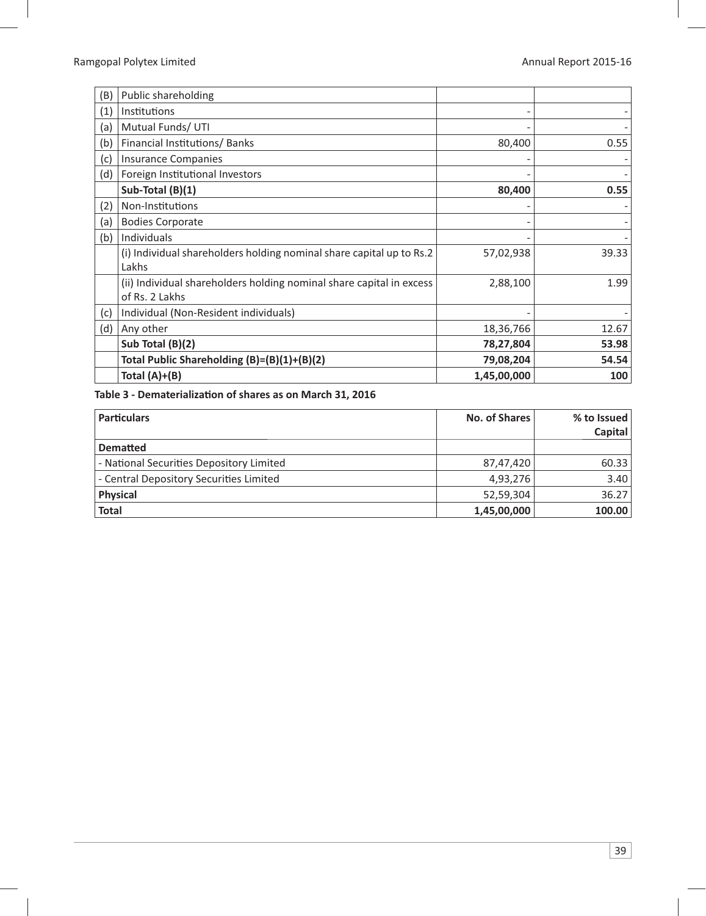| (B) | Public shareholding | | |
|---|---|---|---|
| (1) | Institutions | - | - |
| (a) | Mutual Funds/ UTI | - | - |
| (b) | Financial Institutions/ Banks | 80,400 | 0.55 |
| (c) | Insurance Companies | - | - |
| (d) | Foreign Institutional Investors | - | - |
| | **Sub-Total (B)(1)** | **80,400** | **0.55** |
| (2) | Non-Institutions | - | - |
| (a) | Bodies Corporate | - | - |
| (b) | Individuals | - | - |
| | (i) Individual shareholders holding nominal share capital up to Rs.2 Lakhs | 57,02,938 | 39.33 |
| | (ii) Individual shareholders holding nominal share capital in excess of Rs. 2 Lakhs | 2,88,100 | 1.99 |
| (c) | Individual (Non-Resident individuals) | - | - |
| (d) | Any other | 18,36,766 | 12.67 |
| | **Sub Total (B)(2)** | **78,27,804** | **53.98** |
| | **Total Public Shareholding (B)=(B)(1)+(B)(2)** | **79,08,204** | **54.54** |
| | **Total (A)+(B)** | **1,45,00,000** | **100** |

**Table 3 - Dematerialization of shares as on March 31, 2016**

| Particulars | No. of Shares | % to Issued Capital |
|---|---|---|
| **Dematted** | | |
| - National Securities Depository Limited | 87,47,420 | 60.33 |
| - Central Depository Securities Limited | 4,93,276 | 3.40 |
| **Physical** | 52,59,304 | 36.27 |
| **Total** | **1,45,00,000** | **100.00** |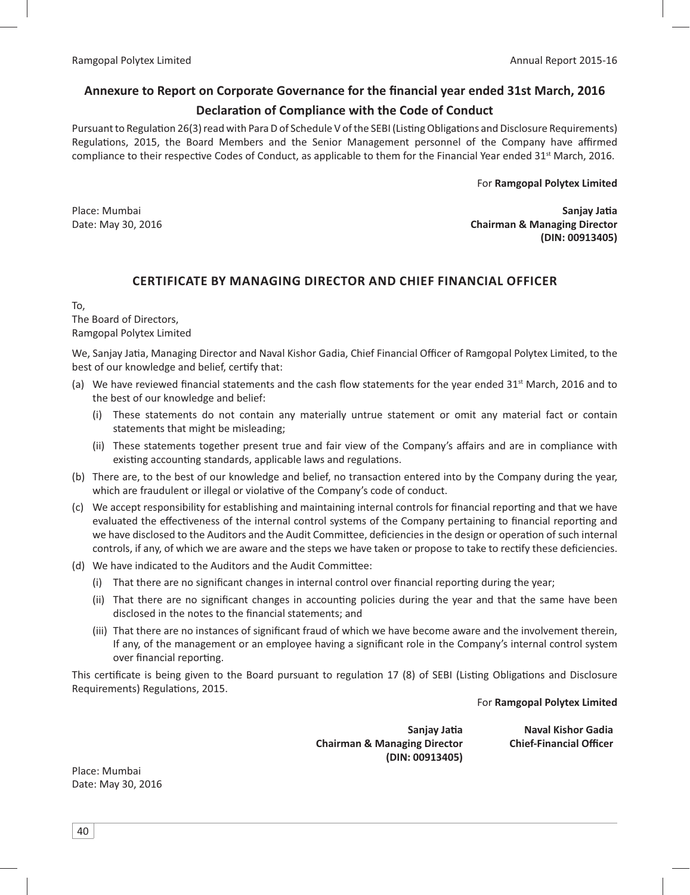## Annexure to Report on Corporate Governance for the financial year ended 31st March, 2016

### Declaration of Compliance with the Code of Conduct

Pursuant to Regulation 26(3) read with Para D of Schedule V of the SEBI (Listing Obligations and Disclosure Requirements) Regulations, 2015, the Board Members and the Senior Management personnel of the Company have affirmed compliance to their respective Codes of Conduct, as applicable to them for the Financial Year ended 31st March, 2016.

For **Ramgopal Polytex Limited**

Place: Mumbai
Date: May 30, 2016

**Sanjay Jatia**
**Chairman & Managing Director**
**(DIN: 00913405)**

## CERTIFICATE BY MANAGING DIRECTOR AND CHIEF FINANCIAL OFFICER

To,
The Board of Directors,
Ramgopal Polytex Limited

We, Sanjay Jatia, Managing Director and Naval Kishor Gadia, Chief Financial Officer of Ramgopal Polytex Limited, to the best of our knowledge and belief, certify that:

(a) We have reviewed financial statements and the cash flow statements for the year ended 31st March, 2016 and to the best of our knowledge and belief:

  (i) These statements do not contain any materially untrue statement or omit any material fact or contain statements that might be misleading;

  (ii) These statements together present true and fair view of the Company's affairs and are in compliance with existing accounting standards, applicable laws and regulations.

(b) There are, to the best of our knowledge and belief, no transaction entered into by the Company during the year, which are fraudulent or illegal or violative of the Company's code of conduct.

(c) We accept responsibility for establishing and maintaining internal controls for financial reporting and that we have evaluated the effectiveness of the internal control systems of the Company pertaining to financial reporting and we have disclosed to the Auditors and the Audit Committee, deficiencies in the design or operation of such internal controls, if any, of which we are aware and the steps we have taken or propose to take to rectify these deficiencies.

(d) We have indicated to the Auditors and the Audit Committee:

  (i) That there are no significant changes in internal control over financial reporting during the year;

  (ii) That there are no significant changes in accounting policies during the year and that the same have been disclosed in the notes to the financial statements; and

  (iii) That there are no instances of significant fraud of which we have become aware and the involvement therein, If any, of the management or an employee having a significant role in the Company's internal control system over financial reporting.

This certificate is being given to the Board pursuant to regulation 17 (8) of SEBI (Listing Obligations and Disclosure Requirements) Regulations, 2015.

For **Ramgopal Polytex Limited**

**Sanjay Jatia**
**Chairman & Managing Director**
**(DIN: 00913405)**

**Naval Kishor Gadia**
**Chief-Financial Officer**

Place: Mumbai
Date: May 30, 2016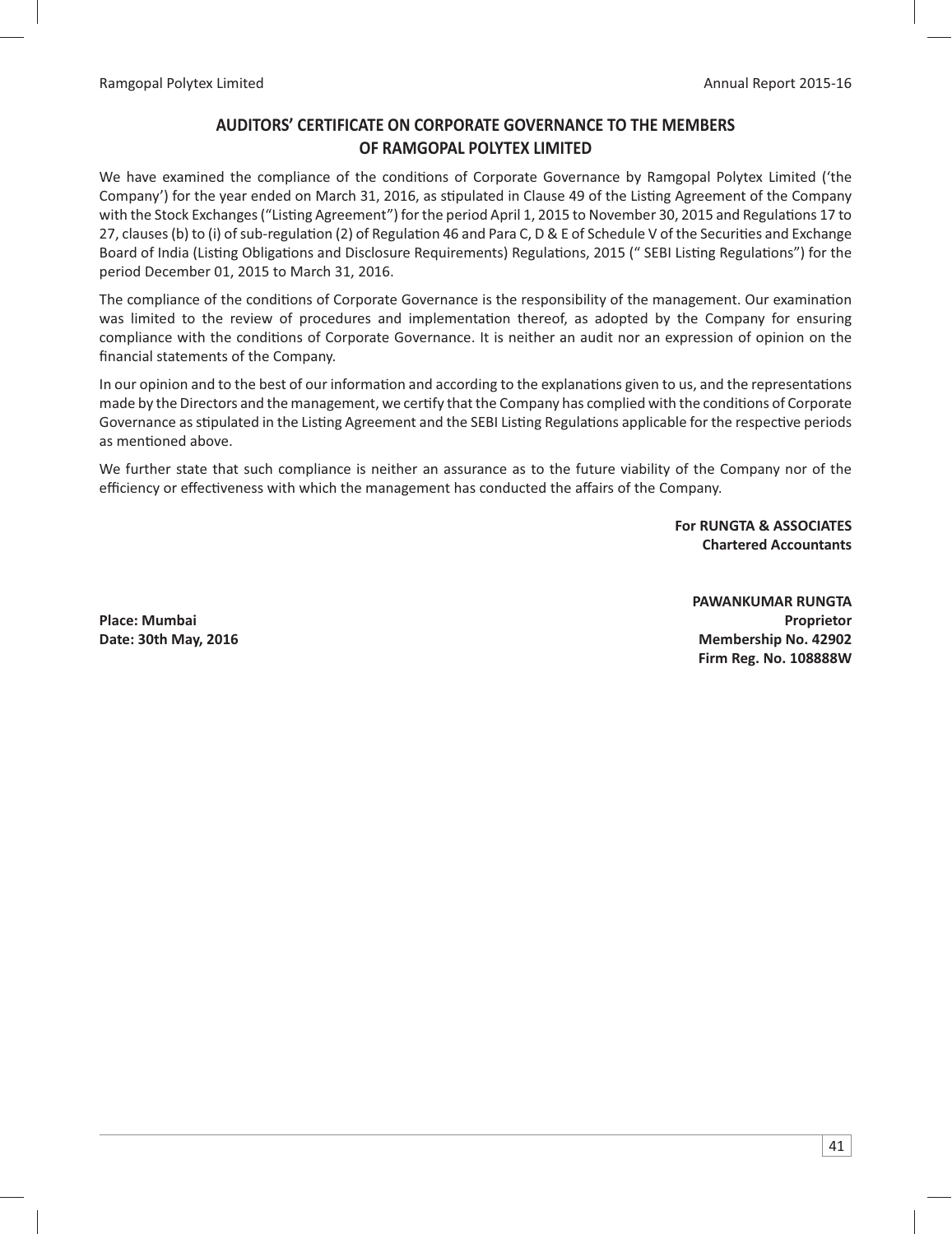## AUDITORS' CERTIFICATE ON CORPORATE GOVERNANCE TO THE MEMBERS OF RAMGOPAL POLYTEX LIMITED

We have examined the compliance of the conditions of Corporate Governance by Ramgopal Polytex Limited ('the Company') for the year ended on March 31, 2016, as stipulated in Clause 49 of the Listing Agreement of the Company with the Stock Exchanges ("Listing Agreement") for the period April 1, 2015 to November 30, 2015 and Regulations 17 to 27, clauses (b) to (i) of sub-regulation (2) of Regulation 46 and Para C, D & E of Schedule V of the Securities and Exchange Board of India (Listing Obligations and Disclosure Requirements) Regulations, 2015 (" SEBI Listing Regulations") for the period December 01, 2015 to March 31, 2016.

The compliance of the conditions of Corporate Governance is the responsibility of the management. Our examination was limited to the review of procedures and implementation thereof, as adopted by the Company for ensuring compliance with the conditions of Corporate Governance. It is neither an audit nor an expression of opinion on the financial statements of the Company.

In our opinion and to the best of our information and according to the explanations given to us, and the representations made by the Directors and the management, we certify that the Company has complied with the conditions of Corporate Governance as stipulated in the Listing Agreement and the SEBI Listing Regulations applicable for the respective periods as mentioned above.

We further state that such compliance is neither an assurance as to the future viability of the Company nor of the efficiency or effectiveness with which the management has conducted the affairs of the Company.

**For RUNGTA & ASSOCIATES**
**Chartered Accountants**

**PAWANKUMAR RUNGTA**
**Proprietor**
**Membership No. 42902**
**Firm Reg. No. 108888W**

**Place: Mumbai**
**Date: 30th May, 2016**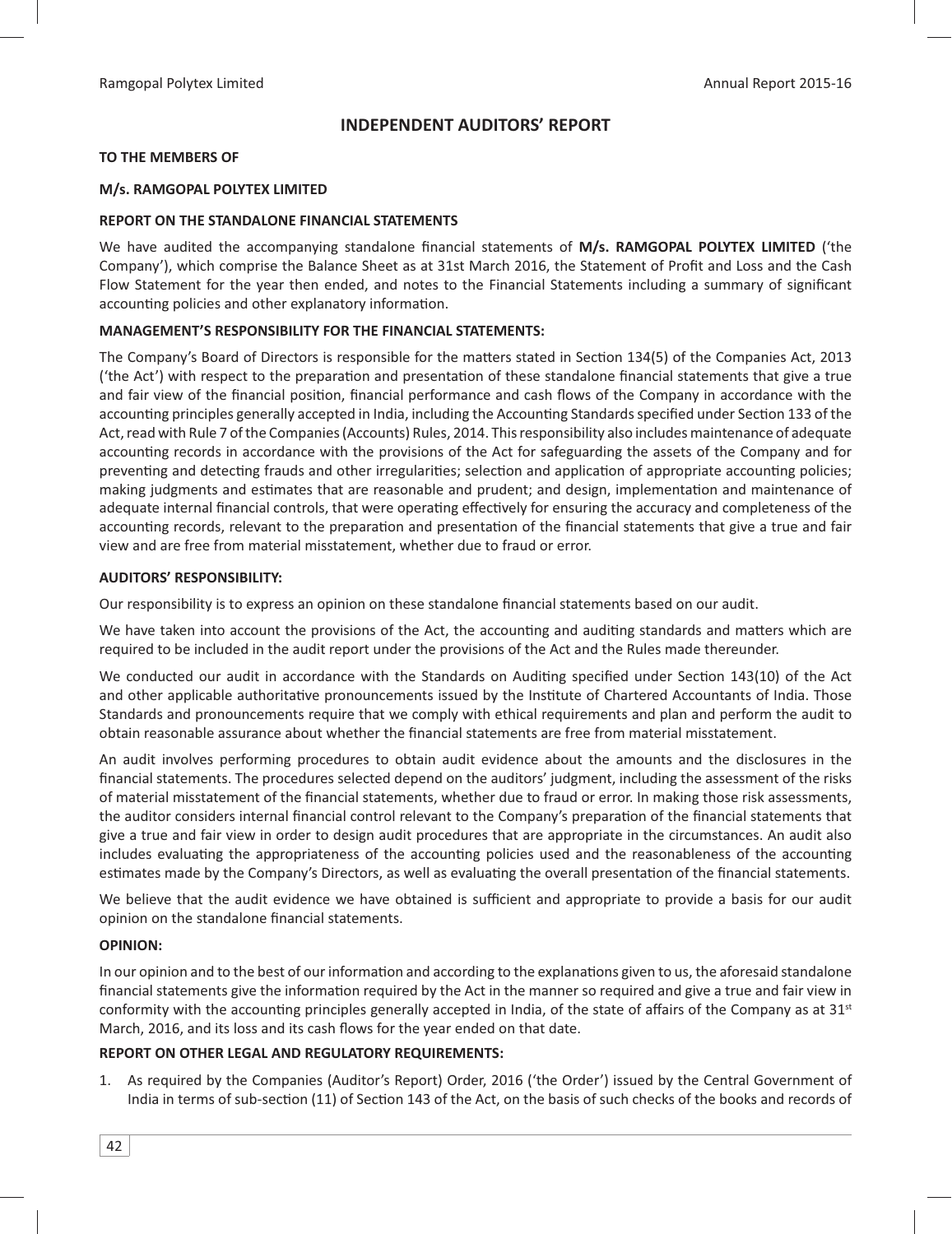# INDEPENDENT AUDITORS' REPORT

**TO THE MEMBERS OF**

**M/s. RAMGOPAL POLYTEX LIMITED**

**REPORT ON THE STANDALONE FINANCIAL STATEMENTS**

We have audited the accompanying standalone financial statements of **M/s. RAMGOPAL POLYTEX LIMITED** ('the Company'), which comprise the Balance Sheet as at 31st March 2016, the Statement of Profit and Loss and the Cash Flow Statement for the year then ended, and notes to the Financial Statements including a summary of significant accounting policies and other explanatory information.

**MANAGEMENT'S RESPONSIBILITY FOR THE FINANCIAL STATEMENTS:**

The Company's Board of Directors is responsible for the matters stated in Section 134(5) of the Companies Act, 2013 ('the Act') with respect to the preparation and presentation of these standalone financial statements that give a true and fair view of the financial position, financial performance and cash flows of the Company in accordance with the accounting principles generally accepted in India, including the Accounting Standards specified under Section 133 of the Act, read with Rule 7 of the Companies (Accounts) Rules, 2014. This responsibility also includes maintenance of adequate accounting records in accordance with the provisions of the Act for safeguarding the assets of the Company and for preventing and detecting frauds and other irregularities; selection and application of appropriate accounting policies; making judgments and estimates that are reasonable and prudent; and design, implementation and maintenance of adequate internal financial controls, that were operating effectively for ensuring the accuracy and completeness of the accounting records, relevant to the preparation and presentation of the financial statements that give a true and fair view and are free from material misstatement, whether due to fraud or error.

**AUDITORS' RESPONSIBILITY:**

Our responsibility is to express an opinion on these standalone financial statements based on our audit.

We have taken into account the provisions of the Act, the accounting and auditing standards and matters which are required to be included in the audit report under the provisions of the Act and the Rules made thereunder.

We conducted our audit in accordance with the Standards on Auditing specified under Section 143(10) of the Act and other applicable authoritative pronouncements issued by the Institute of Chartered Accountants of India. Those Standards and pronouncements require that we comply with ethical requirements and plan and perform the audit to obtain reasonable assurance about whether the financial statements are free from material misstatement.

An audit involves performing procedures to obtain audit evidence about the amounts and the disclosures in the financial statements. The procedures selected depend on the auditors' judgment, including the assessment of the risks of material misstatement of the financial statements, whether due to fraud or error. In making those risk assessments, the auditor considers internal financial control relevant to the Company's preparation of the financial statements that give a true and fair view in order to design audit procedures that are appropriate in the circumstances. An audit also includes evaluating the appropriateness of the accounting policies used and the reasonableness of the accounting estimates made by the Company's Directors, as well as evaluating the overall presentation of the financial statements.

We believe that the audit evidence we have obtained is sufficient and appropriate to provide a basis for our audit opinion on the standalone financial statements.

**OPINION:**

In our opinion and to the best of our information and according to the explanations given to us, the aforesaid standalone financial statements give the information required by the Act in the manner so required and give a true and fair view in conformity with the accounting principles generally accepted in India, of the state of affairs of the Company as at 31st March, 2016, and its loss and its cash flows for the year ended on that date.

**REPORT ON OTHER LEGAL AND REGULATORY REQUIREMENTS:**

1. As required by the Companies (Auditor's Report) Order, 2016 ('the Order') issued by the Central Government of India in terms of sub-section (11) of Section 143 of the Act, on the basis of such checks of the books and records of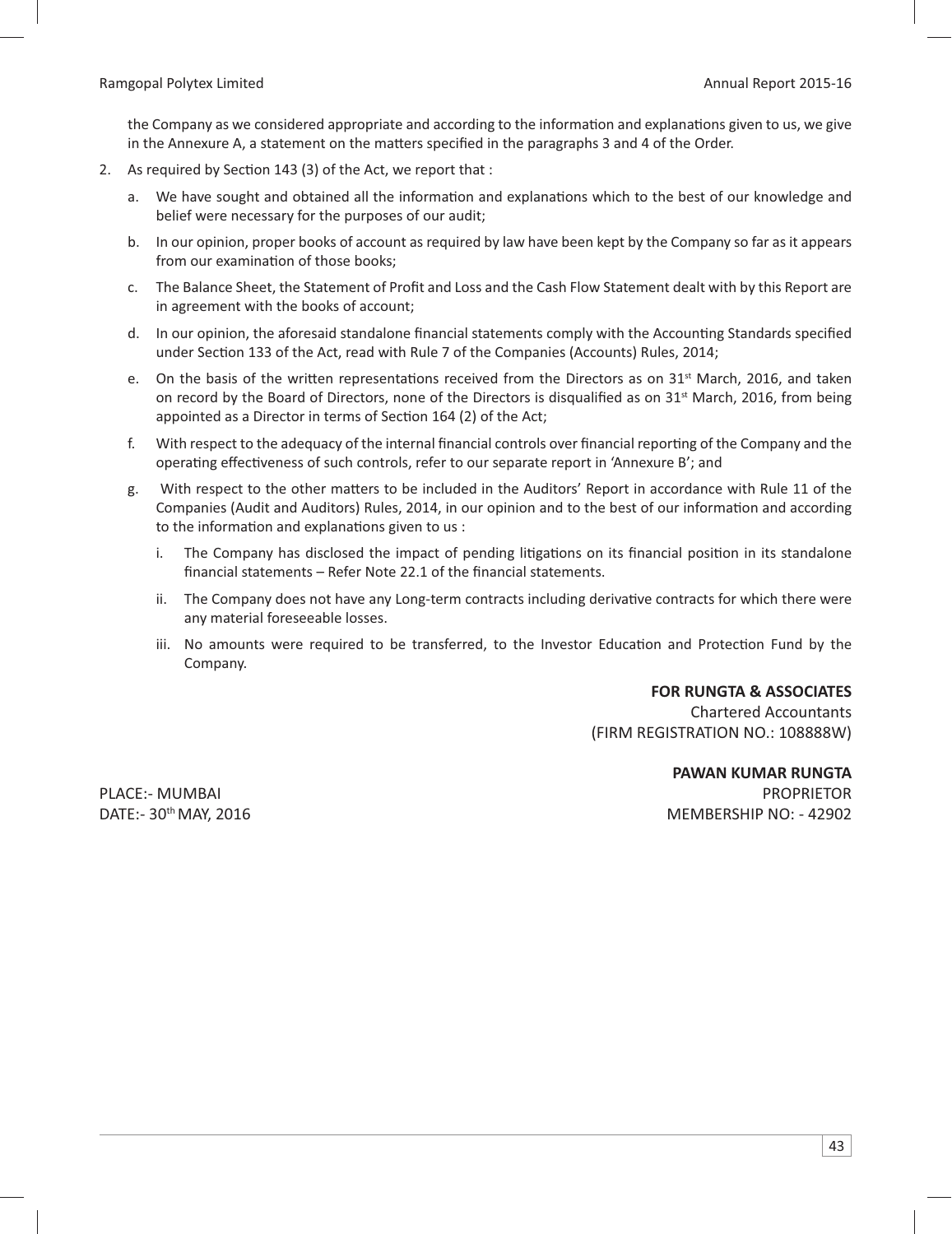the Company as we considered appropriate and according to the information and explanations given to us, we give in the Annexure A, a statement on the matters specified in the paragraphs 3 and 4 of the Order.

2. As required by Section 143 (3) of the Act, we report that :

   a. We have sought and obtained all the information and explanations which to the best of our knowledge and belief were necessary for the purposes of our audit;

   b. In our opinion, proper books of account as required by law have been kept by the Company so far as it appears from our examination of those books;

   c. The Balance Sheet, the Statement of Profit and Loss and the Cash Flow Statement dealt with by this Report are in agreement with the books of account;

   d. In our opinion, the aforesaid standalone financial statements comply with the Accounting Standards specified under Section 133 of the Act, read with Rule 7 of the Companies (Accounts) Rules, 2014;

   e. On the basis of the written representations received from the Directors as on 31st March, 2016, and taken on record by the Board of Directors, none of the Directors is disqualified as on 31st March, 2016, from being appointed as a Director in terms of Section 164 (2) of the Act;

   f. With respect to the adequacy of the internal financial controls over financial reporting of the Company and the operating effectiveness of such controls, refer to our separate report in 'Annexure B'; and

   g. With respect to the other matters to be included in the Auditors' Report in accordance with Rule 11 of the Companies (Audit and Auditors) Rules, 2014, in our opinion and to the best of our information and according to the information and explanations given to us :

      i. The Company has disclosed the impact of pending litigations on its financial position in its standalone financial statements – Refer Note 22.1 of the financial statements.

      ii. The Company does not have any Long-term contracts including derivative contracts for which there were any material foreseeable losses.

      iii. No amounts were required to be transferred, to the Investor Education and Protection Fund by the Company.

**FOR RUNGTA & ASSOCIATES**
Chartered Accountants
(FIRM REGISTRATION NO.: 108888W)

**PAWAN KUMAR RUNGTA**
PROPRIETOR
MEMBERSHIP NO: - 42902

PLACE:- MUMBAI
DATE:- 30th MAY, 2016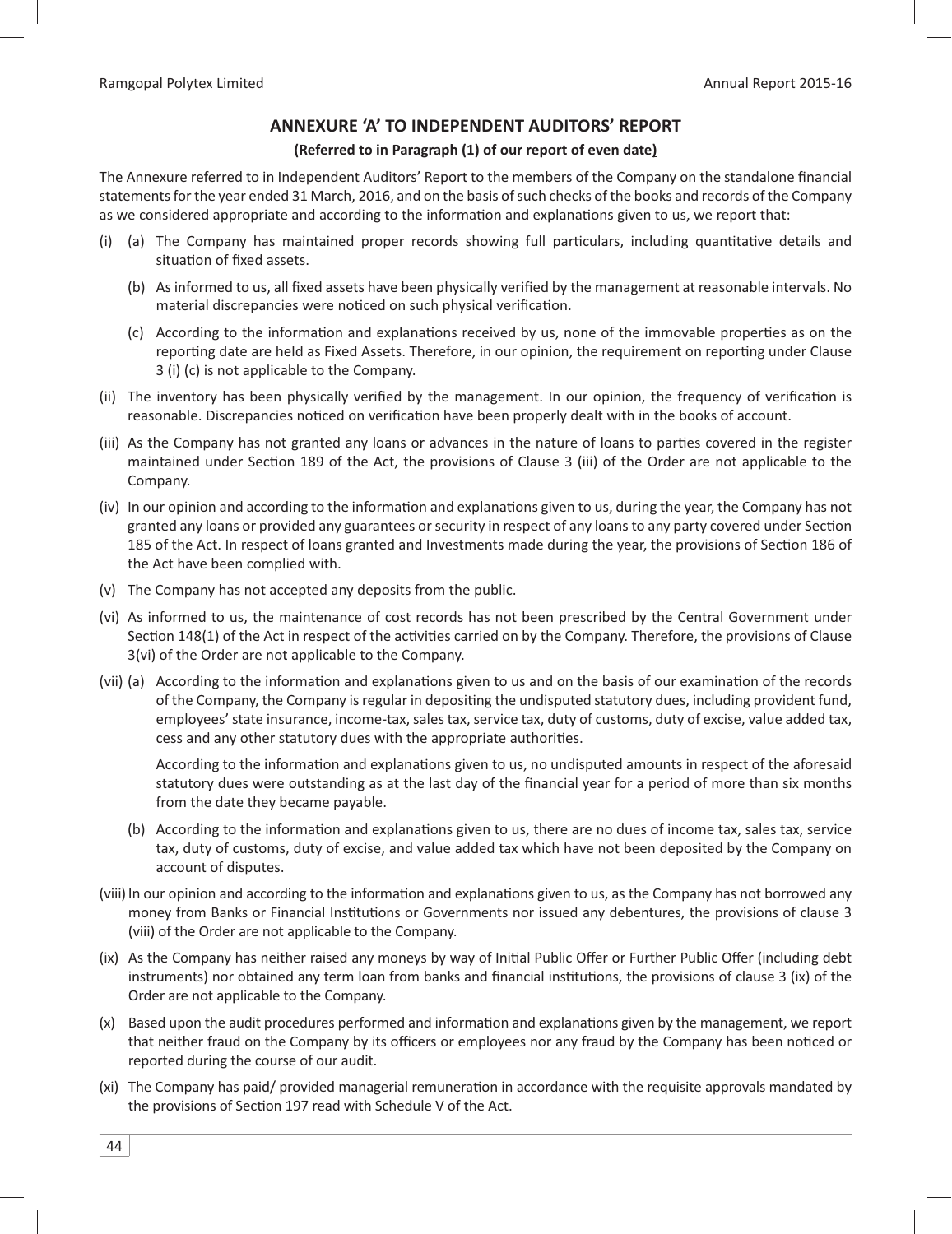## ANNEXURE 'A' TO INDEPENDENT AUDITORS' REPORT

**(Referred to in Paragraph (1) of our report of even date)**

The Annexure referred to in Independent Auditors' Report to the members of the Company on the standalone financial statements for the year ended 31 March, 2016, and on the basis of such checks of the books and records of the Company as we considered appropriate and according to the information and explanations given to us, we report that:

(i) (a) The Company has maintained proper records showing full particulars, including quantitative details and situation of fixed assets.

(b) As informed to us, all fixed assets have been physically verified by the management at reasonable intervals. No material discrepancies were noticed on such physical verification.

(c) According to the information and explanations received by us, none of the immovable properties as on the reporting date are held as Fixed Assets. Therefore, in our opinion, the requirement on reporting under Clause 3 (i) (c) is not applicable to the Company.

(ii) The inventory has been physically verified by the management. In our opinion, the frequency of verification is reasonable. Discrepancies noticed on verification have been properly dealt with in the books of account.

(iii) As the Company has not granted any loans or advances in the nature of loans to parties covered in the register maintained under Section 189 of the Act, the provisions of Clause 3 (iii) of the Order are not applicable to the Company.

(iv) In our opinion and according to the information and explanations given to us, during the year, the Company has not granted any loans or provided any guarantees or security in respect of any loans to any party covered under Section 185 of the Act. In respect of loans granted and Investments made during the year, the provisions of Section 186 of the Act have been complied with.

(v) The Company has not accepted any deposits from the public.

(vi) As informed to us, the maintenance of cost records has not been prescribed by the Central Government under Section 148(1) of the Act in respect of the activities carried on by the Company. Therefore, the provisions of Clause 3(vi) of the Order are not applicable to the Company.

(vii) (a) According to the information and explanations given to us and on the basis of our examination of the records of the Company, the Company is regular in depositing the undisputed statutory dues, including provident fund, employees' state insurance, income-tax, sales tax, service tax, duty of customs, duty of excise, value added tax, cess and any other statutory dues with the appropriate authorities.

According to the information and explanations given to us, no undisputed amounts in respect of the aforesaid statutory dues were outstanding as at the last day of the financial year for a period of more than six months from the date they became payable.

(b) According to the information and explanations given to us, there are no dues of income tax, sales tax, service tax, duty of customs, duty of excise, and value added tax which have not been deposited by the Company on account of disputes.

(viii) In our opinion and according to the information and explanations given to us, as the Company has not borrowed any money from Banks or Financial Institutions or Governments nor issued any debentures, the provisions of clause 3 (viii) of the Order are not applicable to the Company.

(ix) As the Company has neither raised any moneys by way of Initial Public Offer or Further Public Offer (including debt instruments) nor obtained any term loan from banks and financial institutions, the provisions of clause 3 (ix) of the Order are not applicable to the Company.

(x) Based upon the audit procedures performed and information and explanations given by the management, we report that neither fraud on the Company by its officers or employees nor any fraud by the Company has been noticed or reported during the course of our audit.

(xi) The Company has paid/ provided managerial remuneration in accordance with the requisite approvals mandated by the provisions of Section 197 read with Schedule V of the Act.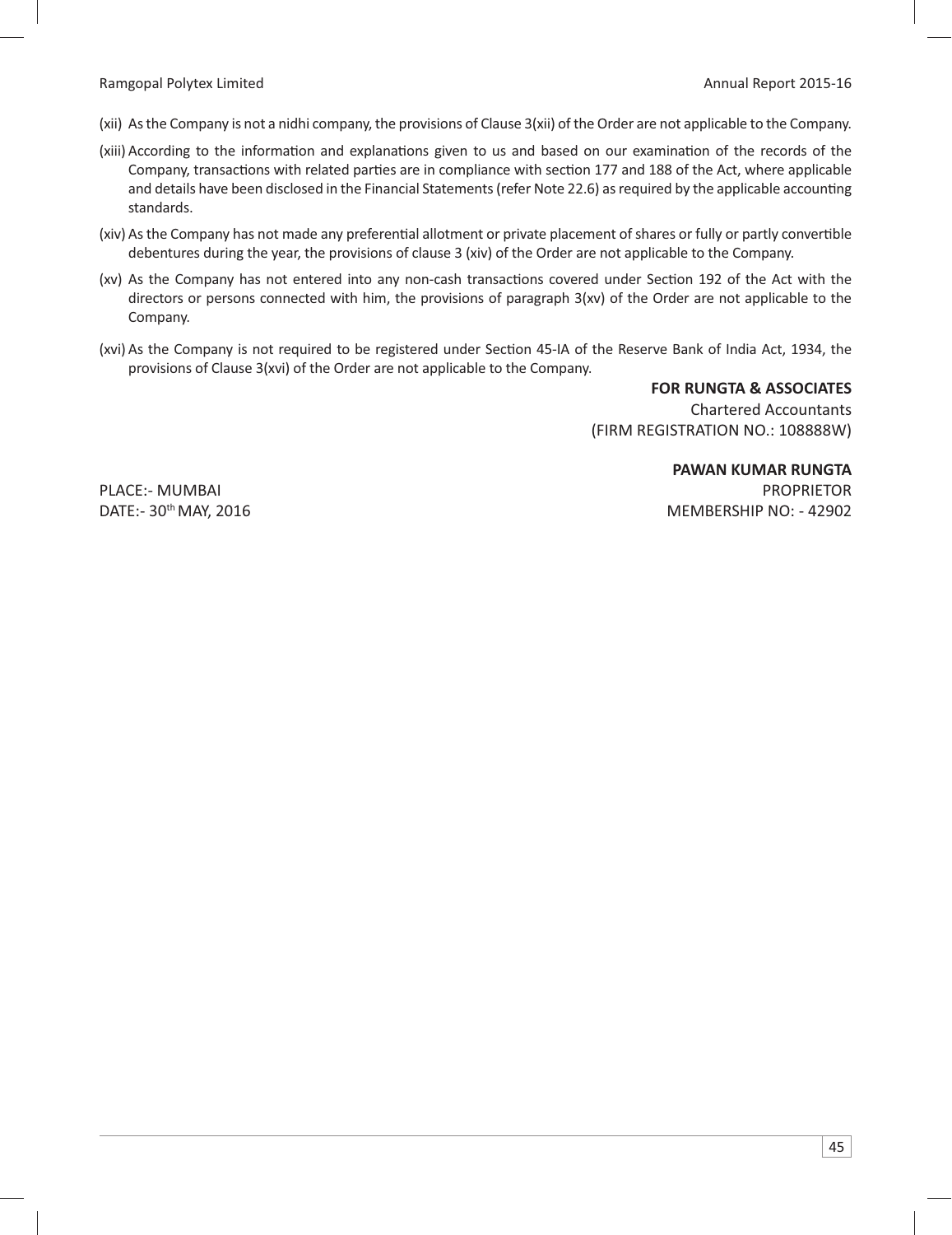(xii) As the Company is not a nidhi company, the provisions of Clause 3(xii) of the Order are not applicable to the Company.

(xiii) According to the information and explanations given to us and based on our examination of the records of the Company, transactions with related parties are in compliance with section 177 and 188 of the Act, where applicable and details have been disclosed in the Financial Statements (refer Note 22.6) as required by the applicable accounting standards.

(xiv) As the Company has not made any preferential allotment or private placement of shares or fully or partly convertible debentures during the year, the provisions of clause 3 (xiv) of the Order are not applicable to the Company.

(xv) As the Company has not entered into any non-cash transactions covered under Section 192 of the Act with the directors or persons connected with him, the provisions of paragraph 3(xv) of the Order are not applicable to the Company.

(xvi) As the Company is not required to be registered under Section 45-IA of the Reserve Bank of India Act, 1934, the provisions of Clause 3(xvi) of the Order are not applicable to the Company.

**FOR RUNGTA & ASSOCIATES**
Chartered Accountants
(FIRM REGISTRATION NO.: 108888W)

**PAWAN KUMAR RUNGTA**
PROPRIETOR
MEMBERSHIP NO: - 42902

PLACE:- MUMBAI
DATE:- 30th MAY, 2016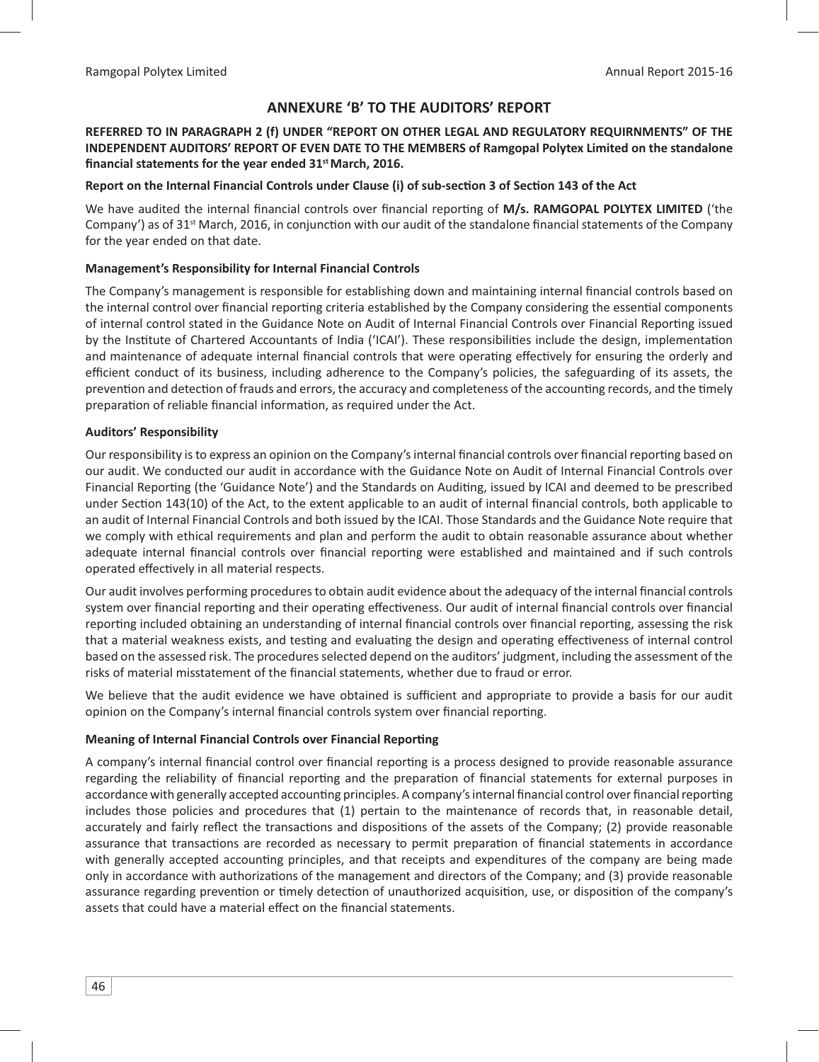# ANNEXURE 'B' TO THE AUDITORS' REPORT

**REFERRED TO IN PARAGRAPH 2 (f) UNDER "REPORT ON OTHER LEGAL AND REGULATORY REQUIRNMENTS" OF THE INDEPENDENT AUDITORS' REPORT OF EVEN DATE TO THE MEMBERS of Ramgopal Polytex Limited on the standalone financial statements for the year ended 31st March, 2016.**

**Report on the Internal Financial Controls under Clause (i) of sub-section 3 of Section 143 of the Act**

We have audited the internal financial controls over financial reporting of **M/s. RAMGOPAL POLYTEX LIMITED** ('the Company') as of 31st March, 2016, in conjunction with our audit of the standalone financial statements of the Company for the year ended on that date.

**Management's Responsibility for Internal Financial Controls**

The Company's management is responsible for establishing down and maintaining internal financial controls based on the internal control over financial reporting criteria established by the Company considering the essential components of internal control stated in the Guidance Note on Audit of Internal Financial Controls over Financial Reporting issued by the Institute of Chartered Accountants of India ('ICAI'). These responsibilities include the design, implementation and maintenance of adequate internal financial controls that were operating effectively for ensuring the orderly and efficient conduct of its business, including adherence to the Company's policies, the safeguarding of its assets, the prevention and detection of frauds and errors, the accuracy and completeness of the accounting records, and the timely preparation of reliable financial information, as required under the Act.

**Auditors' Responsibility**

Our responsibility is to express an opinion on the Company's internal financial controls over financial reporting based on our audit. We conducted our audit in accordance with the Guidance Note on Audit of Internal Financial Controls over Financial Reporting (the 'Guidance Note') and the Standards on Auditing, issued by ICAI and deemed to be prescribed under Section 143(10) of the Act, to the extent applicable to an audit of internal financial controls, both applicable to an audit of Internal Financial Controls and both issued by the ICAI. Those Standards and the Guidance Note require that we comply with ethical requirements and plan and perform the audit to obtain reasonable assurance about whether adequate internal financial controls over financial reporting were established and maintained and if such controls operated effectively in all material respects.

Our audit involves performing procedures to obtain audit evidence about the adequacy of the internal financial controls system over financial reporting and their operating effectiveness. Our audit of internal financial controls over financial reporting included obtaining an understanding of internal financial controls over financial reporting, assessing the risk that a material weakness exists, and testing and evaluating the design and operating effectiveness of internal control based on the assessed risk. The procedures selected depend on the auditors' judgment, including the assessment of the risks of material misstatement of the financial statements, whether due to fraud or error.

We believe that the audit evidence we have obtained is sufficient and appropriate to provide a basis for our audit opinion on the Company's internal financial controls system over financial reporting.

**Meaning of Internal Financial Controls over Financial Reporting**

A company's internal financial control over financial reporting is a process designed to provide reasonable assurance regarding the reliability of financial reporting and the preparation of financial statements for external purposes in accordance with generally accepted accounting principles. A company's internal financial control over financial reporting includes those policies and procedures that (1) pertain to the maintenance of records that, in reasonable detail, accurately and fairly reflect the transactions and dispositions of the assets of the Company; (2) provide reasonable assurance that transactions are recorded as necessary to permit preparation of financial statements in accordance with generally accepted accounting principles, and that receipts and expenditures of the company are being made only in accordance with authorizations of the management and directors of the Company; and (3) provide reasonable assurance regarding prevention or timely detection of unauthorized acquisition, use, or disposition of the company's assets that could have a material effect on the financial statements.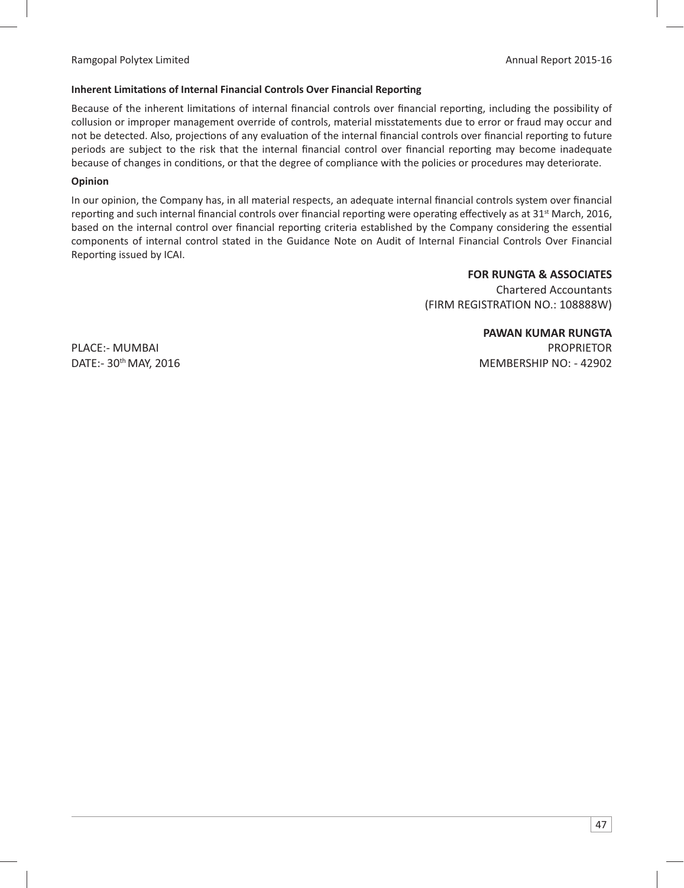**Inherent Limitations of Internal Financial Controls Over Financial Reporting**

Because of the inherent limitations of internal financial controls over financial reporting, including the possibility of collusion or improper management override of controls, material misstatements due to error or fraud may occur and not be detected. Also, projections of any evaluation of the internal financial controls over financial reporting to future periods are subject to the risk that the internal financial control over financial reporting may become inadequate because of changes in conditions, or that the degree of compliance with the policies or procedures may deteriorate.

**Opinion**

In our opinion, the Company has, in all material respects, an adequate internal financial controls system over financial reporting and such internal financial controls over financial reporting were operating effectively as at 31st March, 2016, based on the internal control over financial reporting criteria established by the Company considering the essential components of internal control stated in the Guidance Note on Audit of Internal Financial Controls Over Financial Reporting issued by ICAI.

**FOR RUNGTA & ASSOCIATES**
Chartered Accountants
(FIRM REGISTRATION NO.: 108888W)

**PAWAN KUMAR RUNGTA**
PROPRIETOR
MEMBERSHIP NO: - 42902

PLACE:- MUMBAI
DATE:- 30th MAY, 2016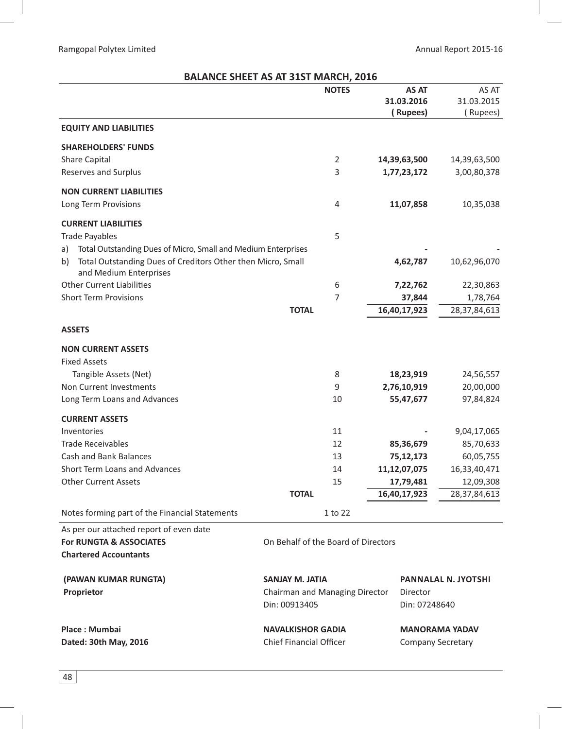# BALANCE SHEET AS AT 31ST MARCH, 2016

| | NOTES | AS AT 31.03.2016 (Rupees) | AS AT 31.03.2015 (Rupees) |
|---|---|---|---|
| **EQUITY AND LIABILITIES** | | | |
| **SHAREHOLDERS' FUNDS** | | | |
| Share Capital | 2 | **14,39,63,500** | 14,39,63,500 |
| Reserves and Surplus | 3 | **1,77,23,172** | 3,00,80,378 |
| **NON CURRENT LIABILITIES** | | | |
| Long Term Provisions | 4 | **11,07,858** | 10,35,038 |
| **CURRENT LIABILITIES** | | | |
| Trade Payables | 5 | | |
| a) Total Outstanding Dues of Micro, Small and Medium Enterprises | | **-** | - |
| b) Total Outstanding Dues of Creditors Other then Micro, Small and Medium Enterprises | | **4,62,787** | 10,62,96,070 |
| Other Current Liabilities | 6 | **7,22,762** | 22,30,863 |
| Short Term Provisions | 7 | **37,844** | 1,78,764 |
| **TOTAL** | | **16,40,17,923** | 28,37,84,613 |
| **ASSETS** | | | |
| **NON CURRENT ASSETS** | | | |
| Fixed Assets | | | |
| Tangible Assets (Net) | 8 | **18,23,919** | 24,56,557 |
| Non Current Investments | 9 | **2,76,10,919** | 20,00,000 |
| Long Term Loans and Advances | 10 | **55,47,677** | 97,84,824 |
| **CURRENT ASSETS** | | | |
| Inventories | 11 | **-** | 9,04,17,065 |
| Trade Receivables | 12 | **85,36,679** | 85,70,633 |
| Cash and Bank Balances | 13 | **75,12,173** | 60,05,755 |
| Short Term Loans and Advances | 14 | **11,12,07,075** | 16,33,40,471 |
| Other Current Assets | 15 | **17,79,481** | 12,09,308 |
| **TOTAL** | | **16,40,17,923** | 28,37,84,613 |
| Notes forming part of the Financial Statements | 1 to 22 | | |

As per our attached report of even date

**For RUNGTA & ASSOCIATES**
**Chartered Accountants**

**(PAWAN KUMAR RUNGTA)**
**Proprietor**

**Place : Mumbai**
**Dated: 30th May, 2016**

On Behalf of the Board of Directors

**SANJAY M. JATIA**
Chairman and Managing Director
Din: 00913405

**PANNALAL N. JYOTSHI**
Director
Din: 07248640

**NAVALKISHOR GADIA**
Chief Financial Officer

**MANORAMA YADAV**
Company Secretary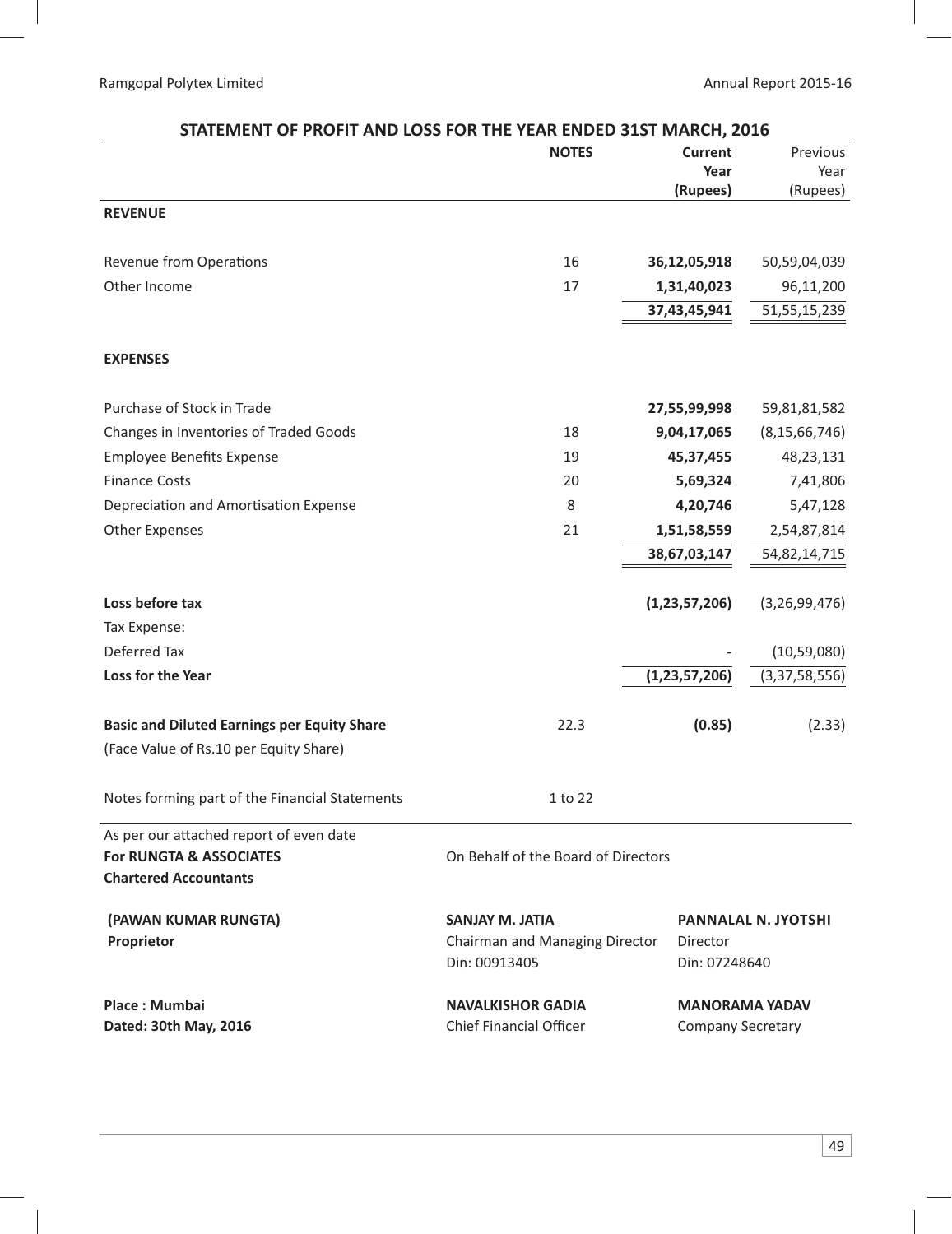## STATEMENT OF PROFIT AND LOSS FOR THE YEAR ENDED 31ST MARCH, 2016

| | NOTES | Current Year (Rupees) | Previous Year (Rupees) |
|---|---|---|---|
| **REVENUE** | | | |
| Revenue from Operations | 16 | **36,12,05,918** | 50,59,04,039 |
| Other Income | 17 | **1,31,40,023** | 96,11,200 |
| | | **37,43,45,941** | 51,55,15,239 |
| **EXPENSES** | | | |
| Purchase of Stock in Trade | | **27,55,99,998** | 59,81,81,582 |
| Changes in Inventories of Traded Goods | 18 | **9,04,17,065** | (8,15,66,746) |
| Employee Benefits Expense | 19 | **45,37,455** | 48,23,131 |
| Finance Costs | 20 | **5,69,324** | 7,41,806 |
| Depreciation and Amortisation Expense | 8 | **4,20,746** | 5,47,128 |
| Other Expenses | 21 | **1,51,58,559** | 2,54,87,814 |
| | | **38,67,03,147** | 54,82,14,715 |
| **Loss before tax** | | **(1,23,57,206)** | (3,26,99,476) |
| Tax Expense: | | | |
| Deferred Tax | | **-** | (10,59,080) |
| **Loss for the Year** | | **(1,23,57,206)** | (3,37,58,556) |
| **Basic and Diluted Earnings per Equity Share** | 22.3 | **(0.85)** | (2.33) |
| (Face Value of Rs.10 per Equity Share) | | | |
| Notes forming part of the Financial Statements | 1 to 22 | | |

As per our attached report of even date
**For RUNGTA & ASSOCIATES**
**Chartered Accountants**

**(PAWAN KUMAR RUNGTA)**
**Proprietor**

**Place : Mumbai**
**Dated: 30th May, 2016**

On Behalf of the Board of Directors

**SANJAY M. JATIA**
Chairman and Managing Director
Din: 00913405

**PANNALAL N. JYOTSHI**
Director
Din: 07248640

**NAVALKISHOR GADIA**
Chief Financial Officer

**MANORAMA YADAV**
Company Secretary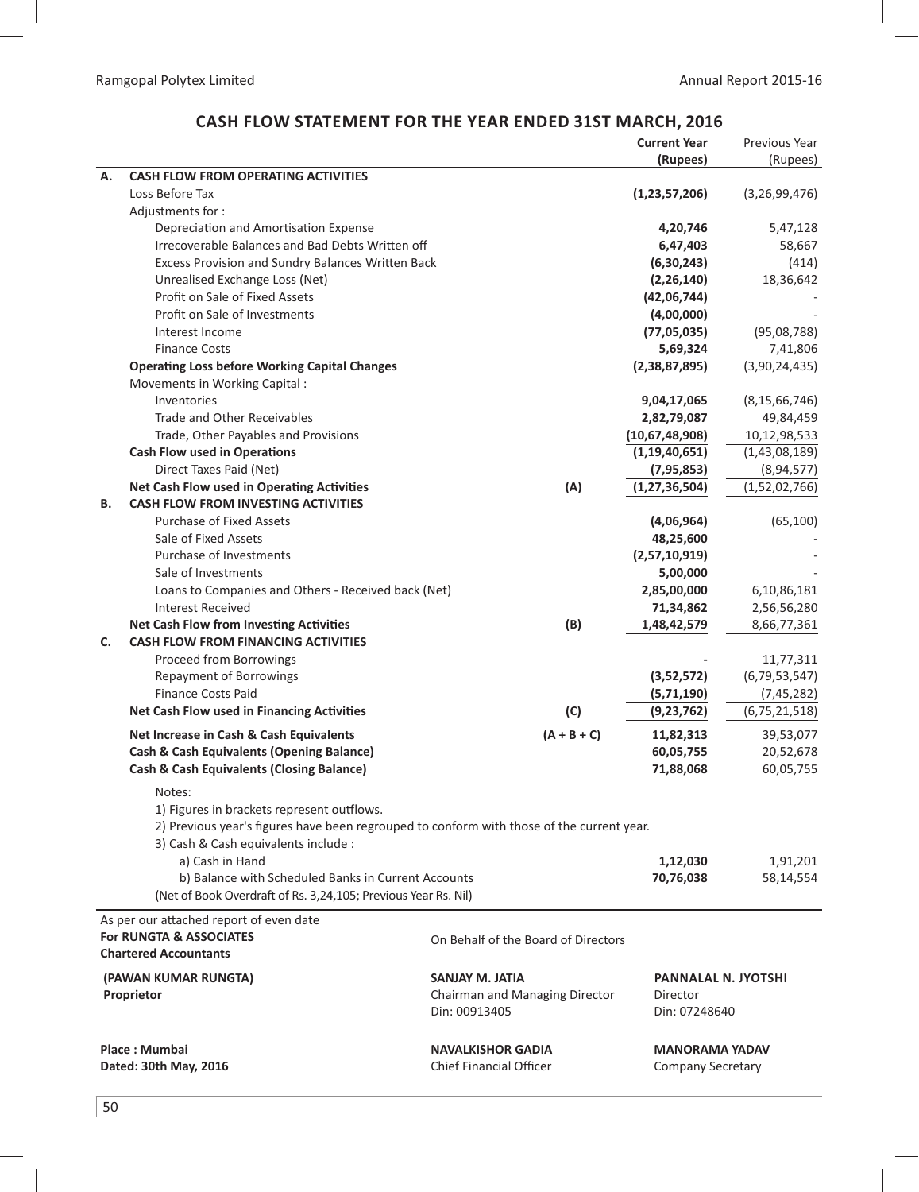## CASH FLOW STATEMENT FOR THE YEAR ENDED 31ST MARCH, 2016

| | | | Current Year (Rupees) | Previous Year (Rupees) |
|---|---|---|---|---|
| **A.** | **CASH FLOW FROM OPERATING ACTIVITIES** | | | |
| | Loss Before Tax | | **(1,23,57,206)** | (3,26,99,476) |
| | Adjustments for : | | | |
| | Depreciation and Amortisation Expense | | **4,20,746** | 5,47,128 |
| | Irrecoverable Balances and Bad Debts Written off | | **6,47,403** | 58,667 |
| | Excess Provision and Sundry Balances Written Back | | **(6,30,243)** | (414) |
| | Unrealised Exchange Loss (Net) | | **(2,26,140)** | 18,36,642 |
| | Profit on Sale of Fixed Assets | | **(42,06,744)** | - |
| | Profit on Sale of Investments | | **(4,00,000)** | - |
| | Interest Income | | **(77,05,035)** | (95,08,788) |
| | Finance Costs | | **5,69,324** | 7,41,806 |
| | **Operating Loss before Working Capital Changes** | | **(2,38,87,895)** | (3,90,24,435) |
| | Movements in Working Capital : | | | |
| | Inventories | | **9,04,17,065** | (8,15,66,746) |
| | Trade and Other Receivables | | **2,82,79,087** | 49,84,459 |
| | Trade, Other Payables and Provisions | | **(10,67,48,908)** | 10,12,98,533 |
| | **Cash Flow used in Operations** | | **(1,19,40,651)** | (1,43,08,189) |
| | Direct Taxes Paid (Net) | | **(7,95,853)** | (8,94,577) |
| | **Net Cash Flow used in Operating Activities** | **(A)** | **(1,27,36,504)** | (1,52,02,766) |
| **B.** | **CASH FLOW FROM INVESTING ACTIVITIES** | | | |
| | Purchase of Fixed Assets | | **(4,06,964)** | (65,100) |
| | Sale of Fixed Assets | | **48,25,600** | - |
| | Purchase of Investments | | **(2,57,10,919)** | - |
| | Sale of Investments | | **5,00,000** | - |
| | Loans to Companies and Others - Received back (Net) | | **2,85,00,000** | 6,10,86,181 |
| | Interest Received | | **71,34,862** | 2,56,56,280 |
| | **Net Cash Flow from Investing Activities** | **(B)** | **1,48,42,579** | 8,66,77,361 |
| **C.** | **CASH FLOW FROM FINANCING ACTIVITIES** | | | |
| | Proceed from Borrowings | | **-** | 11,77,311 |
| | Repayment of Borrowings | | **(3,52,572)** | (6,79,53,547) |
| | Finance Costs Paid | | **(5,71,190)** | (7,45,282) |
| | **Net Cash Flow used in Financing Activities** | **(C)** | **(9,23,762)** | (6,75,21,518) |
| | **Net Increase in Cash & Cash Equivalents** | **(A + B + C)** | **11,82,313** | 39,53,077 |
| | **Cash & Cash Equivalents (Opening Balance)** | | **60,05,755** | 20,52,678 |
| | **Cash & Cash Equivalents (Closing Balance)** | | **71,88,068** | 60,05,755 |

Notes:

1) Figures in brackets represent outflows.

2) Previous year's figures have been regrouped to conform with those of the current year.

3) Cash & Cash equivalents include :

| | Current Year | Previous Year |
|---|---|---|
| a) Cash in Hand | **1,12,030** | 1,91,201 |
| b) Balance with Scheduled Banks in Current Accounts | **70,76,038** | 58,14,554 |

(Net of Book Overdraft of Rs. 3,24,105; Previous Year Rs. Nil)

As per our attached report of even date

**For RUNGTA & ASSOCIATES**
**Chartered Accountants**

On Behalf of the Board of Directors

**(PAWAN KUMAR RUNGTA)**
**Proprietor**

**SANJAY M. JATIA**
Chairman and Managing Director
Din: 00913405

**PANNALAL N. JYOTSHI**
Director
Din: 07248640

**Place : Mumbai**
**Dated: 30th May, 2016**

**NAVALKISHOR GADIA**
Chief Financial Officer

**MANORAMA YADAV**
Company Secretary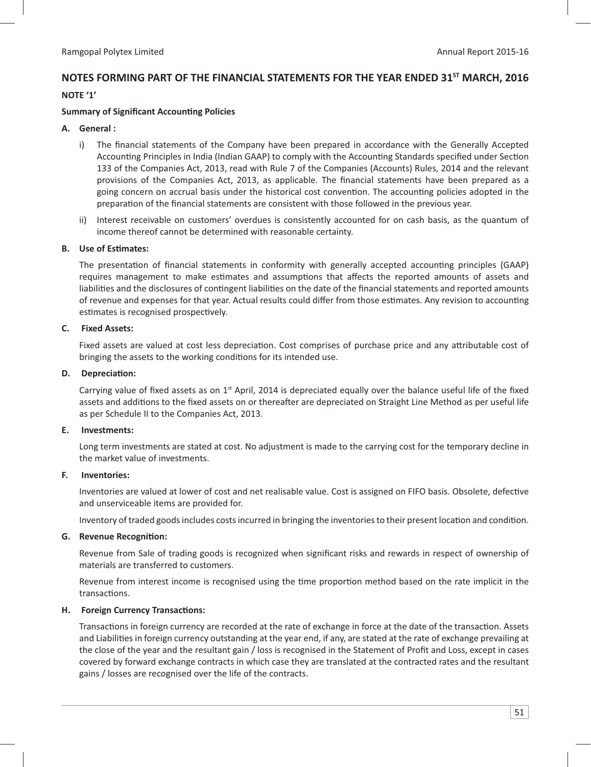## NOTES FORMING PART OF THE FINANCIAL STATEMENTS FOR THE YEAR ENDED 31ST MARCH, 2016

### NOTE '1'

**Summary of Significant Accounting Policies**

**A. General :**

i) The financial statements of the Company have been prepared in accordance with the Generally Accepted Accounting Principles in India (Indian GAAP) to comply with the Accounting Standards specified under Section 133 of the Companies Act, 2013, read with Rule 7 of the Companies (Accounts) Rules, 2014 and the relevant provisions of the Companies Act, 2013, as applicable. The financial statements have been prepared as a going concern on accrual basis under the historical cost convention. The accounting policies adopted in the preparation of the financial statements are consistent with those followed in the previous year.

ii) Interest receivable on customers' overdues is consistently accounted for on cash basis, as the quantum of income thereof cannot be determined with reasonable certainty.

**B. Use of Estimates:**

The presentation of financial statements in conformity with generally accepted accounting principles (GAAP) requires management to make estimates and assumptions that affects the reported amounts of assets and liabilities and the disclosures of contingent liabilities on the date of the financial statements and reported amounts of revenue and expenses for that year. Actual results could differ from those estimates. Any revision to accounting estimates is recognised prospectively.

**C. Fixed Assets:**

Fixed assets are valued at cost less depreciation. Cost comprises of purchase price and any attributable cost of bringing the assets to the working conditions for its intended use.

**D. Depreciation:**

Carrying value of fixed assets as on 1st April, 2014 is depreciated equally over the balance useful life of the fixed assets and additions to the fixed assets on or thereafter are depreciated on Straight Line Method as per useful life as per Schedule II to the Companies Act, 2013.

**E. Investments:**

Long term investments are stated at cost. No adjustment is made to the carrying cost for the temporary decline in the market value of investments.

**F. Inventories:**

Inventories are valued at lower of cost and net realisable value. Cost is assigned on FIFO basis. Obsolete, defective and unserviceable items are provided for.

Inventory of traded goods includes costs incurred in bringing the inventories to their present location and condition.

**G. Revenue Recognition:**

Revenue from Sale of trading goods is recognized when significant risks and rewards in respect of ownership of materials are transferred to customers.

Revenue from interest income is recognised using the time proportion method based on the rate implicit in the transactions.

**H. Foreign Currency Transactions:**

Transactions in foreign currency are recorded at the rate of exchange in force at the date of the transaction. Assets and Liabilities in foreign currency outstanding at the year end, if any, are stated at the rate of exchange prevailing at the close of the year and the resultant gain / loss is recognised in the Statement of Profit and Loss, except in cases covered by forward exchange contracts in which case they are translated at the contracted rates and the resultant gains / losses are recognised over the life of the contracts.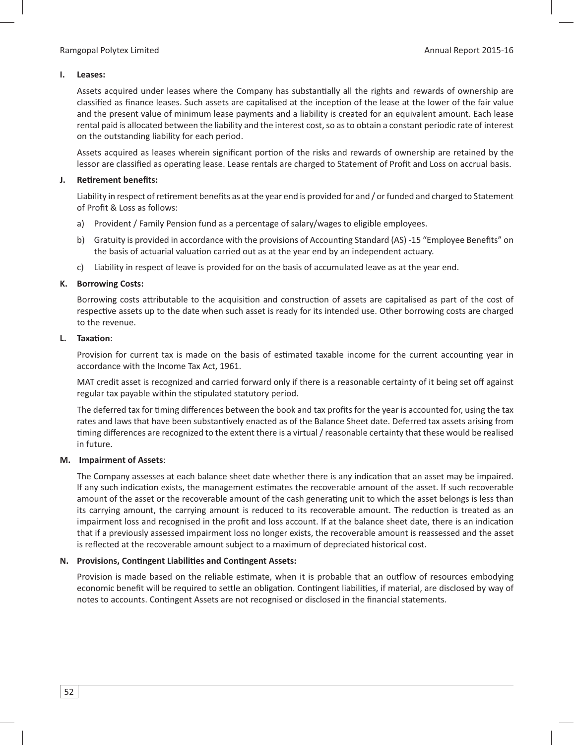**I. Leases:**

Assets acquired under leases where the Company has substantially all the rights and rewards of ownership are classified as finance leases. Such assets are capitalised at the inception of the lease at the lower of the fair value and the present value of minimum lease payments and a liability is created for an equivalent amount. Each lease rental paid is allocated between the liability and the interest cost, so as to obtain a constant periodic rate of interest on the outstanding liability for each period.

Assets acquired as leases wherein significant portion of the risks and rewards of ownership are retained by the lessor are classified as operating lease. Lease rentals are charged to Statement of Profit and Loss on accrual basis.

**J. Retirement benefits:**

Liability in respect of retirement benefits as at the year end is provided for and / or funded and charged to Statement of Profit & Loss as follows:

a) Provident / Family Pension fund as a percentage of salary/wages to eligible employees.

b) Gratuity is provided in accordance with the provisions of Accounting Standard (AS) -15 "Employee Benefits" on the basis of actuarial valuation carried out as at the year end by an independent actuary.

c) Liability in respect of leave is provided for on the basis of accumulated leave as at the year end.

**K. Borrowing Costs:**

Borrowing costs attributable to the acquisition and construction of assets are capitalised as part of the cost of respective assets up to the date when such asset is ready for its intended use. Other borrowing costs are charged to the revenue.

**L. Taxation**:

Provision for current tax is made on the basis of estimated taxable income for the current accounting year in accordance with the Income Tax Act, 1961.

MAT credit asset is recognized and carried forward only if there is a reasonable certainty of it being set off against regular tax payable within the stipulated statutory period.

The deferred tax for timing differences between the book and tax profits for the year is accounted for, using the tax rates and laws that have been substantively enacted as of the Balance Sheet date. Deferred tax assets arising from timing differences are recognized to the extent there is a virtual / reasonable certainty that these would be realised in future.

**M. Impairment of Assets**:

The Company assesses at each balance sheet date whether there is any indication that an asset may be impaired. If any such indication exists, the management estimates the recoverable amount of the asset. If such recoverable amount of the asset or the recoverable amount of the cash generating unit to which the asset belongs is less than its carrying amount, the carrying amount is reduced to its recoverable amount. The reduction is treated as an impairment loss and recognised in the profit and loss account. If at the balance sheet date, there is an indication that if a previously assessed impairment loss no longer exists, the recoverable amount is reassessed and the asset is reflected at the recoverable amount subject to a maximum of depreciated historical cost.

**N. Provisions, Contingent Liabilities and Contingent Assets:**

Provision is made based on the reliable estimate, when it is probable that an outflow of resources embodying economic benefit will be required to settle an obligation. Contingent liabilities, if material, are disclosed by way of notes to accounts. Contingent Assets are not recognised or disclosed in the financial statements.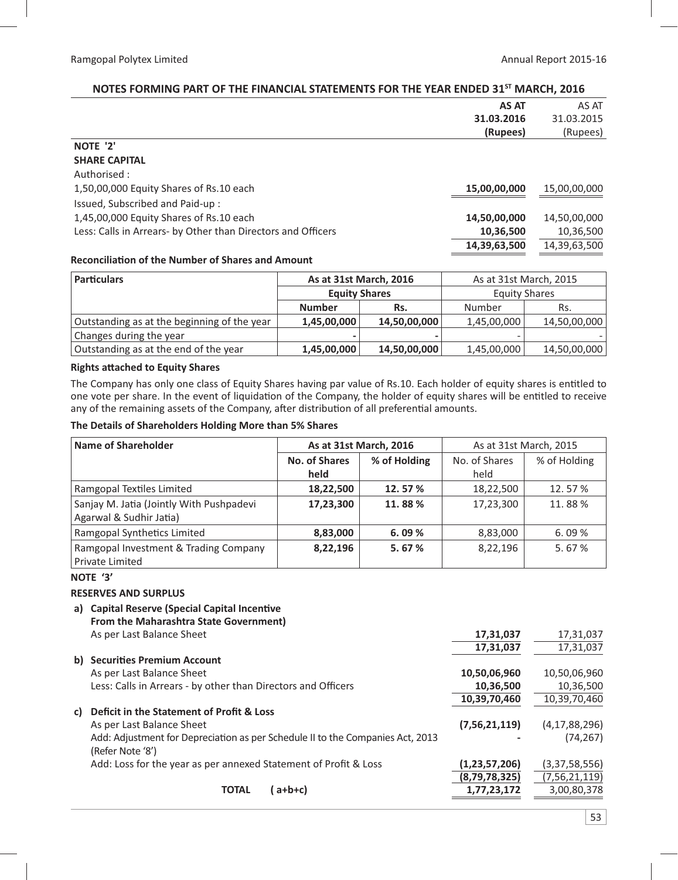## NOTES FORMING PART OF THE FINANCIAL STATEMENTS FOR THE YEAR ENDED 31ST MARCH, 2016

| | AS AT 31.03.2016 (Rupees) | AS AT 31.03.2015 (Rupees) |
|---|---|---|
| **NOTE '2'** | | |
| **SHARE CAPITAL** | | |
| Authorised : | | |
| 1,50,00,000 Equity Shares of Rs.10 each | **15,00,00,000** | 15,00,00,000 |
| Issued, Subscribed and Paid-up : | | |
| 1,45,00,000 Equity Shares of Rs.10 each | **14,50,00,000** | 14,50,00,000 |
| Less: Calls in Arrears- by Other than Directors and Officers | **10,36,500** | 10,36,500 |
| | **14,39,63,500** | 14,39,63,500 |

**Reconciliation of the Number of Shares and Amount**

| Particulars | As at 31st March, 2016 | | As at 31st March, 2015 | |
|---|---|---|---|---|
| | Equity Shares | | Equity Shares | |
| | Number | Rs. | Number | Rs. |
| Outstanding as at the beginning of the year | **1,45,00,000** | **14,50,00,000** | 1,45,00,000 | 14,50,00,000 |
| Changes during the year | - | - | - | - |
| Outstanding as at the end of the year | **1,45,00,000** | **14,50,00,000** | 1,45,00,000 | 14,50,00,000 |

**Rights attached to Equity Shares**

The Company has only one class of Equity Shares having par value of Rs.10. Each holder of equity shares is entitled to one vote per share. In the event of liquidation of the Company, the holder of equity shares will be entitled to receive any of the remaining assets of the Company, after distribution of all preferential amounts.

**The Details of Shareholders Holding More than 5% Shares**

| Name of Shareholder | As at 31st March, 2016 | | As at 31st March, 2015 | |
|---|---|---|---|---|
| | No. of Shares held | % of Holding | No. of Shares held | % of Holding |
| Ramgopal Textiles Limited | **18,22,500** | **12. 57 %** | 18,22,500 | 12. 57 % |
| Sanjay M. Jatia (Jointly With Pushpadevi Agarwal & Sudhir Jatia) | **17,23,300** | **11. 88 %** | 17,23,300 | 11. 88 % |
| Ramgopal Synthetics Limited | **8,83,000** | **6. 09 %** | 8,83,000 | 6. 09 % |
| Ramgopal Investment & Trading Company Private Limited | **8,22,196** | **5. 67 %** | 8,22,196 | 5. 67 % |

**NOTE '3'**

**RESERVES AND SURPLUS**

| | AS AT 31.03.2016 (Rupees) | AS AT 31.03.2015 (Rupees) |
|---|---|---|
| **a) Capital Reserve (Special Capital Incentive From the Maharashtra State Government)** | | |
| As per Last Balance Sheet | **17,31,037** | 17,31,037 |
| | **17,31,037** | 17,31,037 |
| **b) Securities Premium Account** | | |
| As per Last Balance Sheet | **10,50,06,960** | 10,50,06,960 |
| Less: Calls in Arrears - by other than Directors and Officers | **10,36,500** | 10,36,500 |
| | **10,39,70,460** | 10,39,70,460 |
| **c) Deficit in the Statement of Profit & Loss** | | |
| As per Last Balance Sheet | **(7,56,21,119)** | (4,17,88,296) |
| Add: Adjustment for Depreciation as per Schedule II to the Companies Act, 2013 (Refer Note '8') | **-** | (74,267) |
| Add: Loss for the year as per annexed Statement of Profit & Loss | **(1,23,57,206)** | (3,37,58,556) |
| | **(8,79,78,325)** | (7,56,21,119) |
| **TOTAL ( a+b+c)** | **1,77,23,172** | 3,00,80,378 |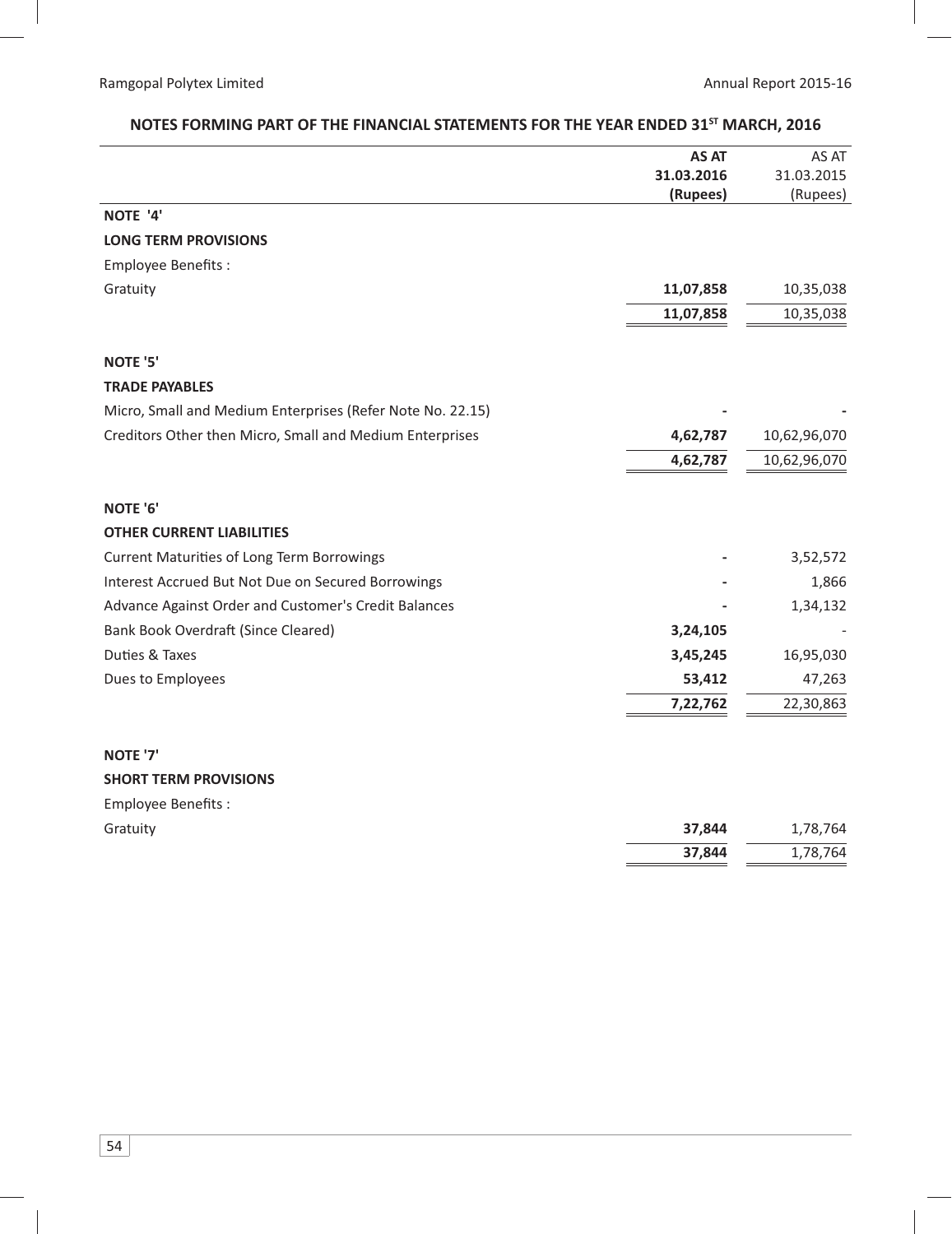## NOTES FORMING PART OF THE FINANCIAL STATEMENTS FOR THE YEAR ENDED 31ST MARCH, 2016

| | AS AT 31.03.2016 (Rupees) | AS AT 31.03.2015 (Rupees) |
|---|---|---|
| **NOTE '4'** | | |
| **LONG TERM PROVISIONS** | | |
| Employee Benefits : | | |
| Gratuity | **11,07,858** | 10,35,038 |
| | **11,07,858** | 10,35,038 |
| **NOTE '5'** | | |
| **TRADE PAYABLES** | | |
| Micro, Small and Medium Enterprises (Refer Note No. 22.15) | **-** | **-** |
| Creditors Other then Micro, Small and Medium Enterprises | **4,62,787** | 10,62,96,070 |
| | **4,62,787** | 10,62,96,070 |
| **NOTE '6'** | | |
| **OTHER CURRENT LIABILITIES** | | |
| Current Maturities of Long Term Borrowings | **-** | 3,52,572 |
| Interest Accrued But Not Due on Secured Borrowings | **-** | 1,866 |
| Advance Against Order and Customer's Credit Balances | **-** | 1,34,132 |
| Bank Book Overdraft (Since Cleared) | **3,24,105** | - |
| Duties & Taxes | **3,45,245** | 16,95,030 |
| Dues to Employees | **53,412** | 47,263 |
| | **7,22,762** | 22,30,863 |
| **NOTE '7'** | | |
| **SHORT TERM PROVISIONS** | | |
| Employee Benefits : | | |
| Gratuity | **37,844** | 1,78,764 |
| | **37,844** | 1,78,764 |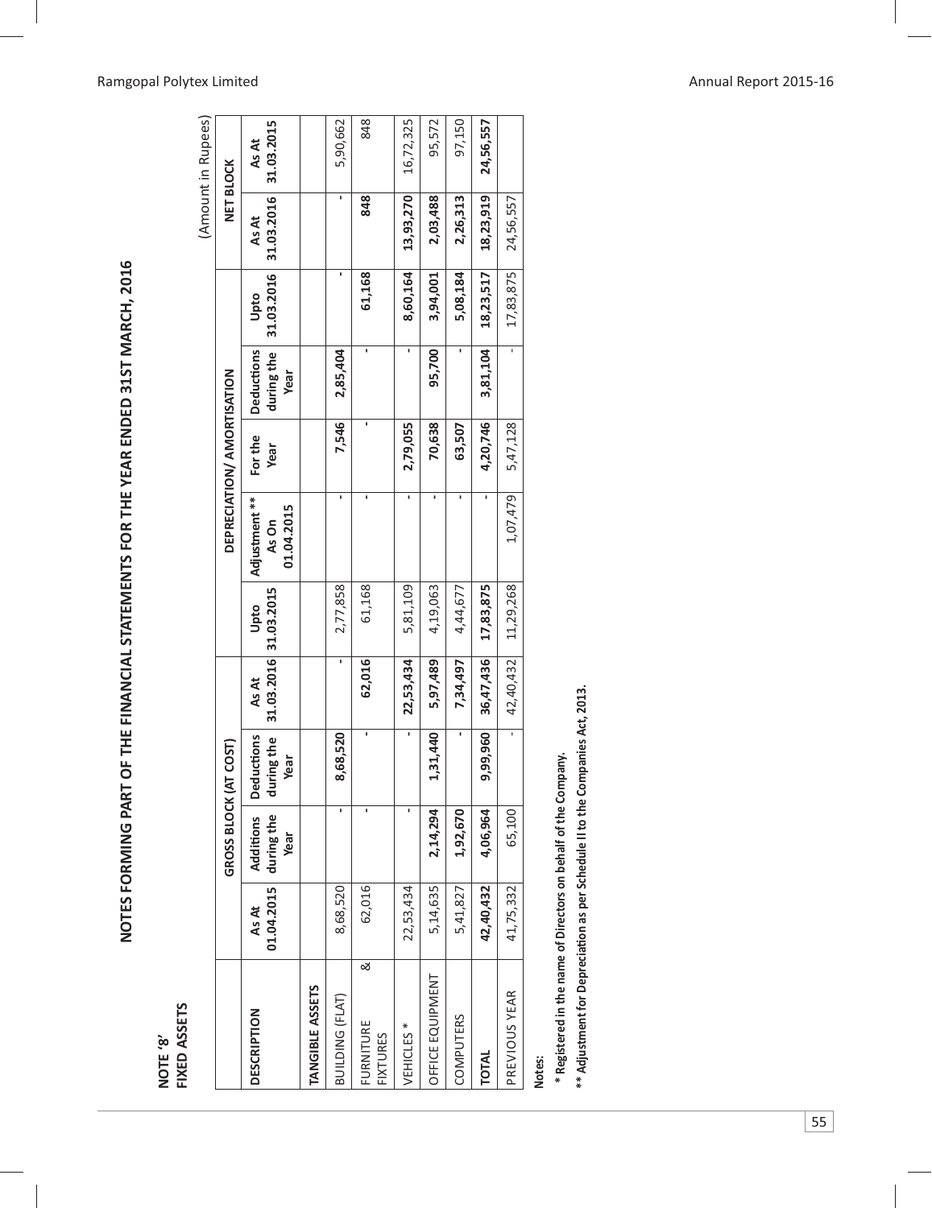# NOTES FORMING PART OF THE FINANCIAL STATEMENTS FOR THE YEAR ENDED 31ST MARCH, 2016

**NOTE '8'**
**FIXED ASSETS**

(Amount in Rupees)

| DESCRIPTION | GROSS BLOCK (AT COST) | | | | DEPRECIATION/ AMORTISATION | | | | | NET BLOCK | |
|---|---|---|---|---|---|---|---|---|---|---|---|
| | As At 01.04.2015 | Additions during the Year | Deductions during the Year | As At 31.03.2016 | Upto 31.03.2015 | Adjustment ** As On 01.04.2015 | For the Year | Deductions during the Year | Upto 31.03.2016 | As At 31.03.2016 | As At 31.03.2015 |
| **TANGIBLE ASSETS** | | | | | | | | | | | |
| BUILDING (FLAT) | 8,68,520 | - | 8,68,520 | - | 2,77,858 | - | 7,546 | 2,85,404 | - | - | 5,90,662 |
| FURNITURE & FIXTURES | 62,016 | - | - | 62,016 | 61,168 | - | - | - | 61,168 | 848 | 848 |
| VEHICLES * | 22,53,434 | - | - | 22,53,434 | 5,81,109 | - | 2,79,055 | - | 8,60,164 | 13,93,270 | 16,72,325 |
| OFFICE EQUIPMENT | 5,14,635 | 2,14,294 | 1,31,440 | 5,97,489 | 4,19,063 | - | 70,638 | 95,700 | 3,94,001 | 2,03,488 | 95,572 |
| COMPUTERS | 5,41,827 | 1,92,670 | - | 7,34,497 | 4,44,677 | - | 63,507 | - | 5,08,184 | 2,26,313 | 97,150 |
| **TOTAL** | **42,40,432** | **4,06,964** | **9,99,960** | **36,47,436** | **17,83,875** | **-** | **4,20,746** | **3,81,104** | **18,23,517** | **18,23,919** | **24,56,557** |
| PREVIOUS YEAR | 41,75,332 | 65,100 | - | 42,40,432 | 11,29,268 | 1,07,479 | 5,47,128 | - | 17,83,875 | 24,56,557 | |

**Notes:**

**\* Registered in the name of Directors on behalf of the Company.**

**\*\* Adjustment for Depreciation as per Schedule II to the Companies Act, 2013.**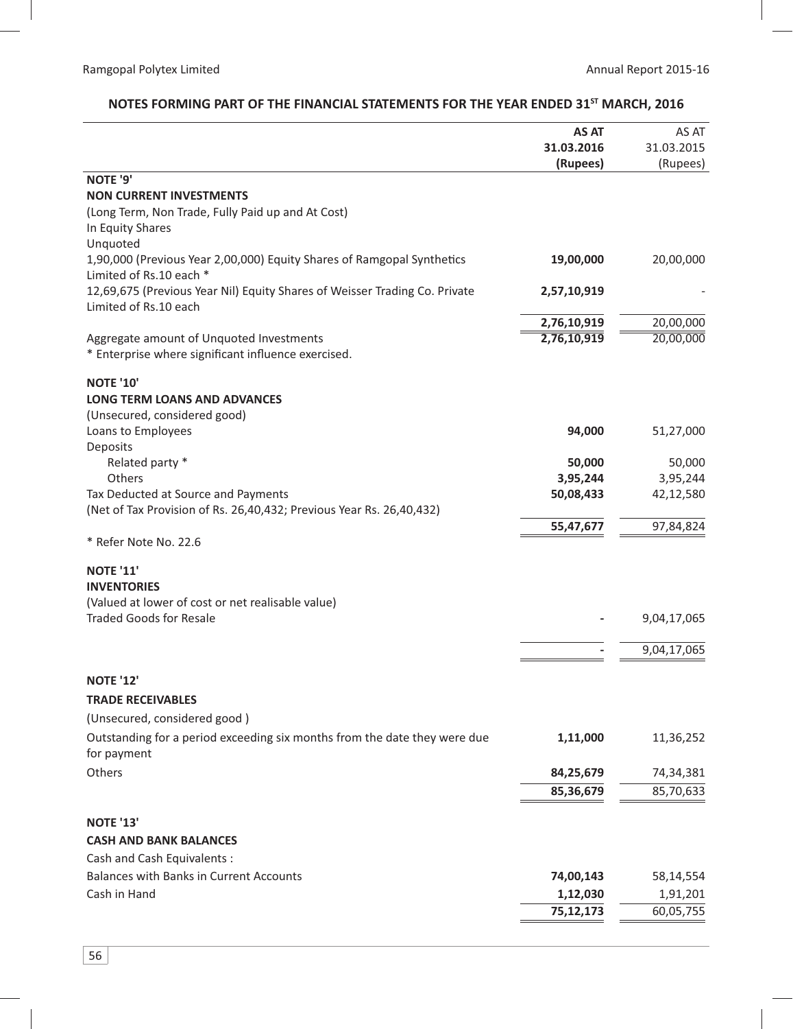## NOTES FORMING PART OF THE FINANCIAL STATEMENTS FOR THE YEAR ENDED 31ST MARCH, 2016

| | AS AT 31.03.2016 (Rupees) | AS AT 31.03.2015 (Rupees) |
|---|---|---|
| **NOTE '9'** | | |
| **NON CURRENT INVESTMENTS** | | |
| (Long Term, Non Trade, Fully Paid up and At Cost) | | |
| In Equity Shares | | |
| Unquoted | | |
| 1,90,000 (Previous Year 2,00,000) Equity Shares of Ramgopal Synthetics Limited of Rs.10 each * | **19,00,000** | 20,00,000 |
| 12,69,675 (Previous Year Nil) Equity Shares of Weisser Trading Co. Private Limited of Rs.10 each | **2,57,10,919** | - |
| | **2,76,10,919** | 20,00,000 |
| Aggregate amount of Unquoted Investments | **2,76,10,919** | 20,00,000 |
| * Enterprise where significant influence exercised. | | |
| **NOTE '10'** | | |
| **LONG TERM LOANS AND ADVANCES** | | |
| (Unsecured, considered good) | | |
| Loans to Employees | **94,000** | 51,27,000 |
| Deposits | | |
| Related party * | **50,000** | 50,000 |
| Others | **3,95,244** | 3,95,244 |
| Tax Deducted at Source and Payments | **50,08,433** | 42,12,580 |
| (Net of Tax Provision of Rs. 26,40,432; Previous Year Rs. 26,40,432) | | |
| | **55,47,677** | 97,84,824 |
| * Refer Note No. 22.6 | | |
| **NOTE '11'** | | |
| **INVENTORIES** | | |
| (Valued at lower of cost or net realisable value) | | |
| Traded Goods for Resale | **-** | 9,04,17,065 |
| | **-** | 9,04,17,065 |
| **NOTE '12'** | | |
| **TRADE RECEIVABLES** | | |
| (Unsecured, considered good ) | | |
| Outstanding for a period exceeding six months from the date they were due for payment | **1,11,000** | 11,36,252 |
| Others | **84,25,679** | 74,34,381 |
| | **85,36,679** | 85,70,633 |
| **NOTE '13'** | | |
| **CASH AND BANK BALANCES** | | |
| Cash and Cash Equivalents : | | |
| Balances with Banks in Current Accounts | **74,00,143** | 58,14,554 |
| Cash in Hand | **1,12,030** | 1,91,201 |
| | **75,12,173** | 60,05,755 |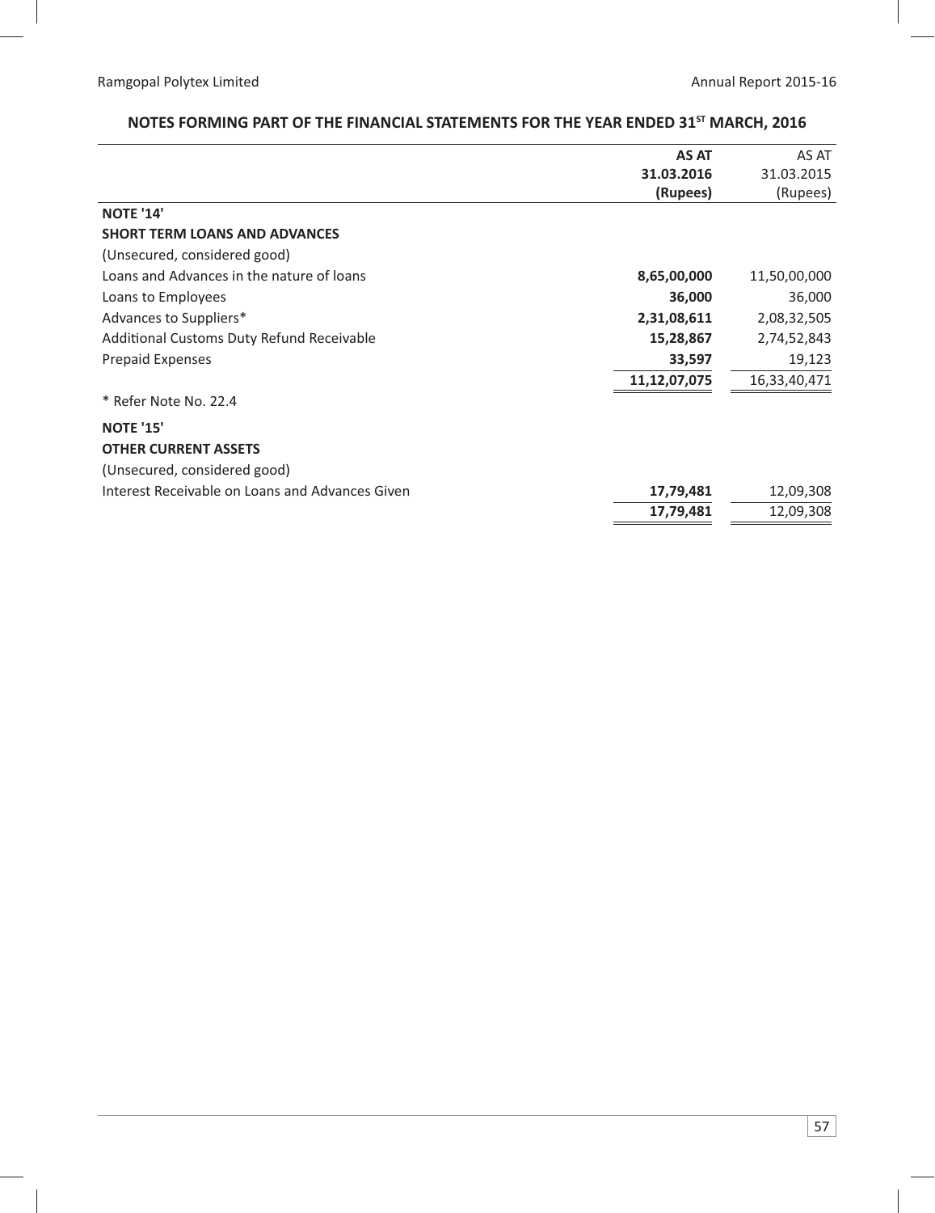## NOTES FORMING PART OF THE FINANCIAL STATEMENTS FOR THE YEAR ENDED 31ST MARCH, 2016

| | AS AT 31.03.2016 (Rupees) | AS AT 31.03.2015 (Rupees) |
|---|---|---|
| **NOTE '14'** | | |
| **SHORT TERM LOANS AND ADVANCES** | | |
| (Unsecured, considered good) | | |
| Loans and Advances in the nature of loans | **8,65,00,000** | 11,50,00,000 |
| Loans to Employees | **36,000** | 36,000 |
| Advances to Suppliers* | **2,31,08,611** | 2,08,32,505 |
| Additional Customs Duty Refund Receivable | **15,28,867** | 2,74,52,843 |
| Prepaid Expenses | **33,597** | 19,123 |
| | **11,12,07,075** | 16,33,40,471 |
| * Refer Note No. 22.4 | | |
| **NOTE '15'** | | |
| **OTHER CURRENT ASSETS** | | |
| (Unsecured, considered good) | | |
| Interest Receivable on Loans and Advances Given | **17,79,481** | 12,09,308 |
| | **17,79,481** | 12,09,308 |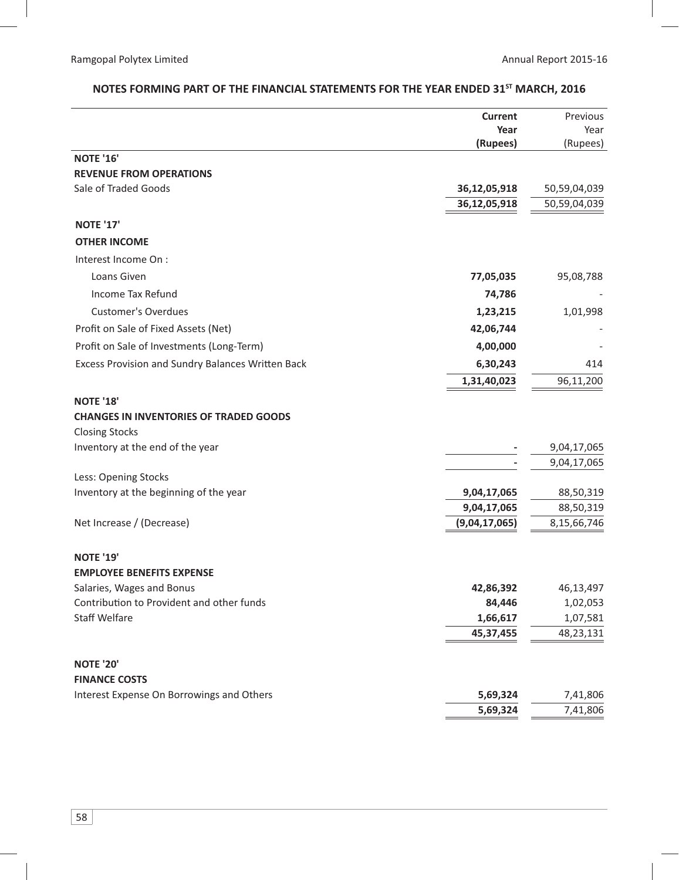## NOTES FORMING PART OF THE FINANCIAL STATEMENTS FOR THE YEAR ENDED 31ST MARCH, 2016

| | Current Year (Rupees) | Previous Year (Rupees) |
|---|---|---|
| **NOTE '16'** | | |
| **REVENUE FROM OPERATIONS** | | |
| Sale of Traded Goods | **36,12,05,918** | 50,59,04,039 |
| | **36,12,05,918** | 50,59,04,039 |
| **NOTE '17'** | | |
| **OTHER INCOME** | | |
| Interest Income On : | | |
| Loans Given | **77,05,035** | 95,08,788 |
| Income Tax Refund | **74,786** | - |
| Customer's Overdues | **1,23,215** | 1,01,998 |
| Profit on Sale of Fixed Assets (Net) | **42,06,744** | - |
| Profit on Sale of Investments (Long-Term) | **4,00,000** | - |
| Excess Provision and Sundry Balances Written Back | **6,30,243** | 414 |
| | **1,31,40,023** | 96,11,200 |
| **NOTE '18'** | | |
| **CHANGES IN INVENTORIES OF TRADED GOODS** | | |
| Closing Stocks | | |
| Inventory at the end of the year | **-** | 9,04,17,065 |
| | **-** | 9,04,17,065 |
| Less: Opening Stocks | | |
| Inventory at the beginning of the year | **9,04,17,065** | 88,50,319 |
| | **9,04,17,065** | 88,50,319 |
| Net Increase / (Decrease) | **(9,04,17,065)** | 8,15,66,746 |
| **NOTE '19'** | | |
| **EMPLOYEE BENEFITS EXPENSE** | | |
| Salaries, Wages and Bonus | **42,86,392** | 46,13,497 |
| Contribution to Provident and other funds | **84,446** | 1,02,053 |
| Staff Welfare | **1,66,617** | 1,07,581 |
| | **45,37,455** | 48,23,131 |
| **NOTE '20'** | | |
| **FINANCE COSTS** | | |
| Interest Expense On Borrowings and Others | **5,69,324** | 7,41,806 |
| | **5,69,324** | 7,41,806 |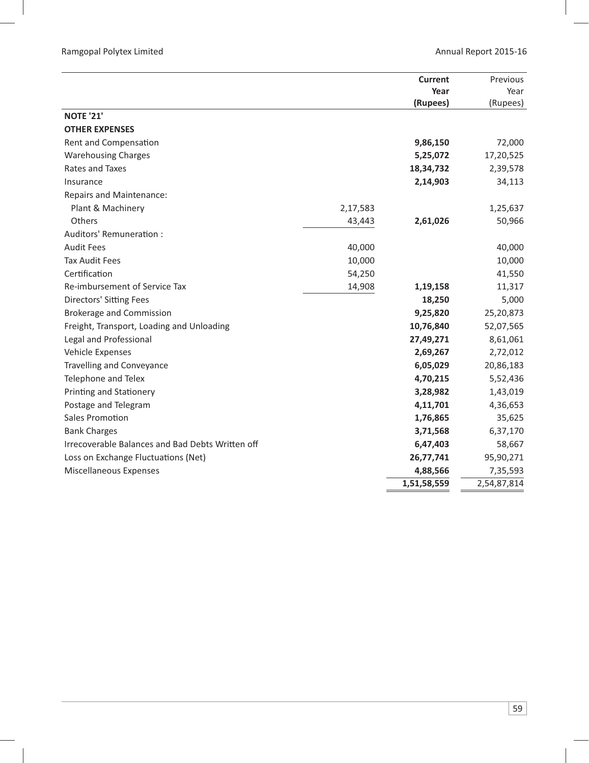| | | Current Year (Rupees) | Previous Year (Rupees) |
|---|---|---|---|
| **NOTE '21'** | | | |
| **OTHER EXPENSES** | | | |
| Rent and Compensation | | **9,86,150** | 72,000 |
| Warehousing Charges | | **5,25,072** | 17,20,525 |
| Rates and Taxes | | **18,34,732** | 2,39,578 |
| Insurance | | **2,14,903** | 34,113 |
| Repairs and Maintenance: | | | |
| Plant & Machinery | 2,17,583 | | 1,25,637 |
| Others | 43,443 | **2,61,026** | 50,966 |
| Auditors' Remuneration : | | | |
| Audit Fees | 40,000 | | 40,000 |
| Tax Audit Fees | 10,000 | | 10,000 |
| Certification | 54,250 | | 41,550 |
| Re-imbursement of Service Tax | 14,908 | **1,19,158** | 11,317 |
| Directors' Sitting Fees | | **18,250** | 5,000 |
| Brokerage and Commission | | **9,25,820** | 25,20,873 |
| Freight, Transport, Loading and Unloading | | **10,76,840** | 52,07,565 |
| Legal and Professional | | **27,49,271** | 8,61,061 |
| Vehicle Expenses | | **2,69,267** | 2,72,012 |
| Travelling and Conveyance | | **6,05,029** | 20,86,183 |
| Telephone and Telex | | **4,70,215** | 5,52,436 |
| Printing and Stationery | | **3,28,982** | 1,43,019 |
| Postage and Telegram | | **4,11,701** | 4,36,653 |
| Sales Promotion | | **1,76,865** | 35,625 |
| Bank Charges | | **3,71,568** | 6,37,170 |
| Irrecoverable Balances and Bad Debts Written off | | **6,47,403** | 58,667 |
| Loss on Exchange Fluctuations (Net) | | **26,77,741** | 95,90,271 |
| Miscellaneous Expenses | | **4,88,566** | 7,35,593 |
| | | **1,51,58,559** | 2,54,87,814 |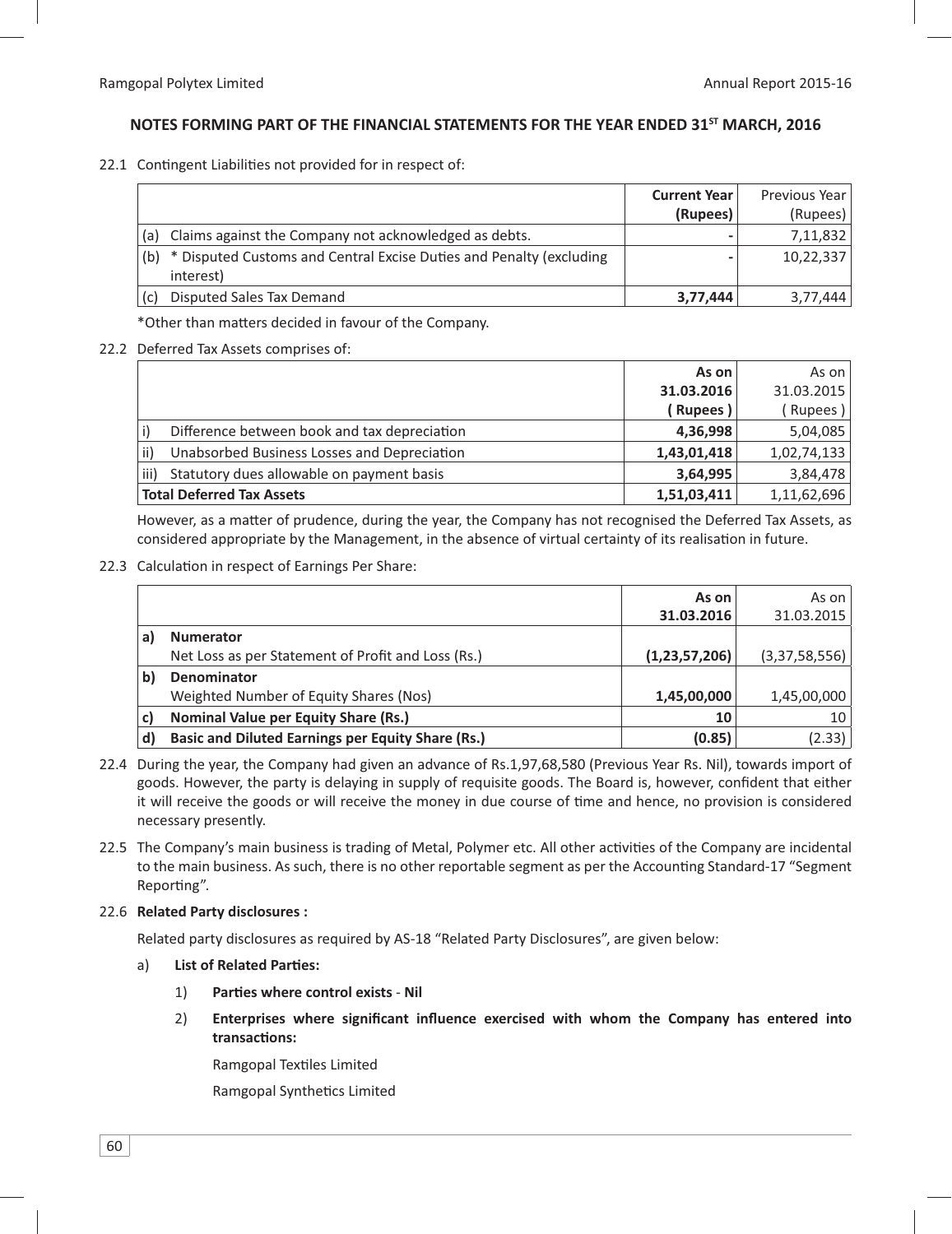## NOTES FORMING PART OF THE FINANCIAL STATEMENTS FOR THE YEAR ENDED 31ST MARCH, 2016

22.1 Contingent Liabilities not provided for in respect of:

| | **Current Year (Rupees)** | Previous Year (Rupees) |
|---|---|---|
| (a) Claims against the Company not acknowledged as debts. | - | 7,11,832 |
| (b) * Disputed Customs and Central Excise Duties and Penalty (excluding interest) | - | 10,22,337 |
| (c) Disputed Sales Tax Demand | **3,77,444** | 3,77,444 |

*Other than matters decided in favour of the Company.

22.2 Deferred Tax Assets comprises of:

| | **As on 31.03.2016 ( Rupees )** | As on 31.03.2015 ( Rupees ) |
|---|---|---|
| i) Difference between book and tax depreciation | **4,36,998** | 5,04,085 |
| ii) Unabsorbed Business Losses and Depreciation | **1,43,01,418** | 1,02,74,133 |
| iii) Statutory dues allowable on payment basis | **3,64,995** | 3,84,478 |
| **Total Deferred Tax Assets** | **1,51,03,411** | 1,11,62,696 |

However, as a matter of prudence, during the year, the Company has not recognised the Deferred Tax Assets, as considered appropriate by the Management, in the absence of virtual certainty of its realisation in future.

22.3 Calculation in respect of Earnings Per Share:

| | | **As on 31.03.2016** | As on 31.03.2015 |
|---|---|---|---|
| **a)** | **Numerator** | | |
| | Net Loss as per Statement of Profit and Loss (Rs.) | **(1,23,57,206)** | (3,37,58,556) |
| **b)** | **Denominator** | | |
| | Weighted Number of Equity Shares (Nos) | **1,45,00,000** | 1,45,00,000 |
| **c)** | **Nominal Value per Equity Share (Rs.)** | **10** | 10 |
| **d)** | **Basic and Diluted Earnings per Equity Share (Rs.)** | **(0.85)** | (2.33) |

22.4 During the year, the Company had given an advance of Rs.1,97,68,580 (Previous Year Rs. Nil), towards import of goods. However, the party is delaying in supply of requisite goods. The Board is, however, confident that either it will receive the goods or will receive the money in due course of time and hence, no provision is considered necessary presently.

22.5 The Company's main business is trading of Metal, Polymer etc. All other activities of the Company are incidental to the main business. As such, there is no other reportable segment as per the Accounting Standard-17 "Segment Reporting".

22.6 **Related Party disclosures :**

Related party disclosures as required by AS-18 "Related Party Disclosures", are given below:

a) **List of Related Parties:**

1) **Parties where control exists** - **Nil**

2) **Enterprises where significant influence exercised with whom the Company has entered into transactions:**

Ramgopal Textiles Limited

Ramgopal Synthetics Limited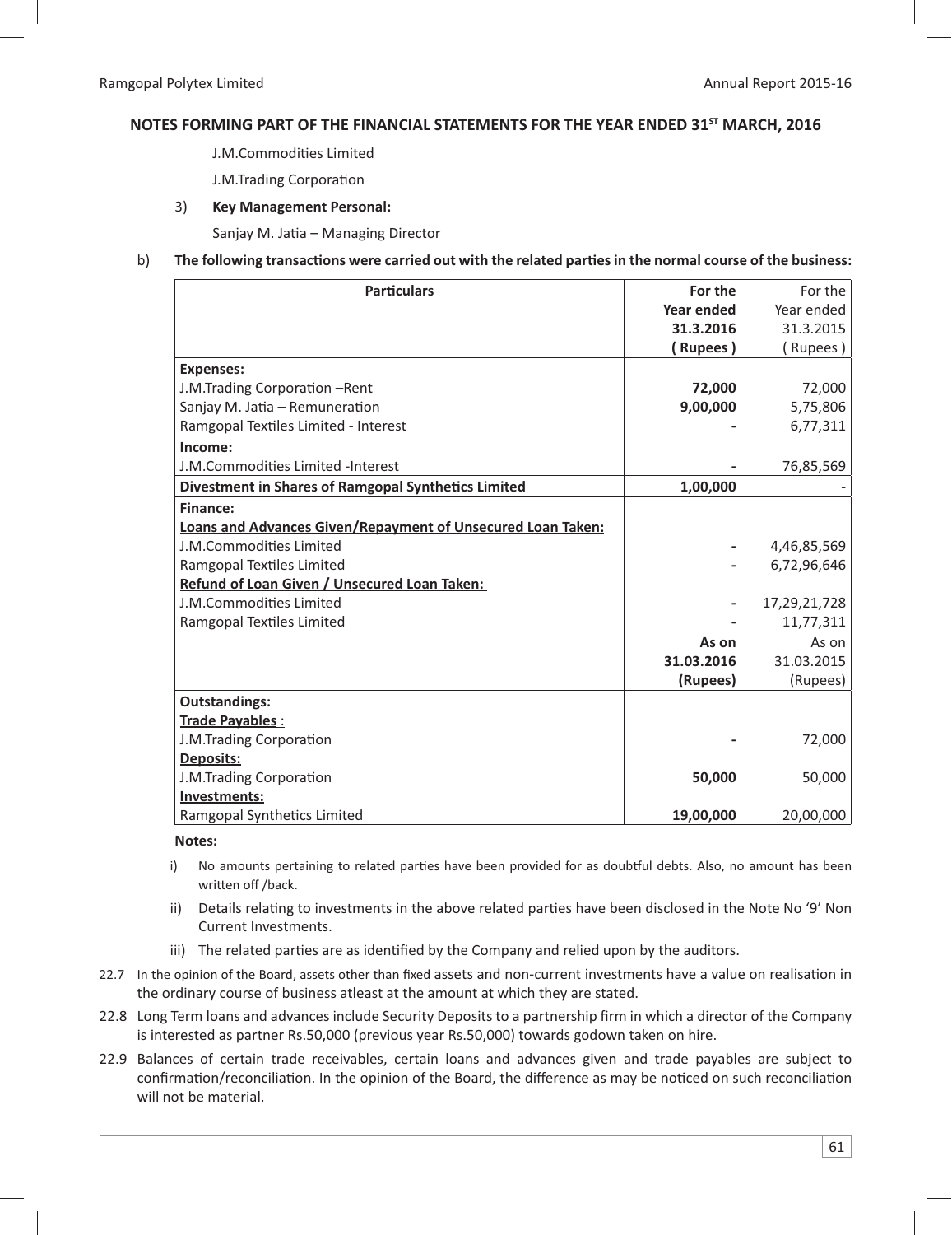## NOTES FORMING PART OF THE FINANCIAL STATEMENTS FOR THE YEAR ENDED 31ST MARCH, 2016

J.M.Commodities Limited

J.M.Trading Corporation

3) **Key Management Personal:**

Sanjay M. Jatia – Managing Director

b) **The following transactions were carried out with the related parties in the normal course of the business:**

| Particulars | For the Year ended 31.3.2016 ( Rupees ) | For the Year ended 31.3.2015 ( Rupees ) |
|---|---|---|
| **Expenses:** | | |
| J.M.Trading Corporation –Rent | **72,000** | 72,000 |
| Sanjay M. Jatia – Remuneration | **9,00,000** | 5,75,806 |
| Ramgopal Textiles Limited - Interest | **-** | 6,77,311 |
| **Income:** | | |
| J.M.Commodities Limited -Interest | **-** | 76,85,569 |
| **Divestment in Shares of Ramgopal Synthetics Limited** | **1,00,000** | - |
| **Finance:** | | |
| **Loans and Advances Given/Repayment of Unsecured Loan Taken:** | | |
| J.M.Commodities Limited | **-** | 4,46,85,569 |
| Ramgopal Textiles Limited | **-** | 6,72,96,646 |
| **Refund of Loan Given / Unsecured Loan Taken:** | | |
| J.M.Commodities Limited | **-** | 17,29,21,728 |
| Ramgopal Textiles Limited | **-** | 11,77,311 |
| | **As on 31.03.2016 (Rupees)** | As on 31.03.2015 (Rupees) |
| **Outstandings:** | | |
| **Trade Payables** : | | |
| J.M.Trading Corporation | **-** | 72,000 |
| **Deposits:** | | |
| J.M.Trading Corporation | **50,000** | 50,000 |
| **Investments:** | | |
| Ramgopal Synthetics Limited | **19,00,000** | 20,00,000 |

**Notes:**

i) No amounts pertaining to related parties have been provided for as doubtful debts. Also, no amount has been written off /back.

ii) Details relating to investments in the above related parties have been disclosed in the Note No '9' Non Current Investments.

iii) The related parties are as identified by the Company and relied upon by the auditors.

22.7 In the opinion of the Board, assets other than fixed assets and non-current investments have a value on realisation in the ordinary course of business atleast at the amount at which they are stated.

22.8 Long Term loans and advances include Security Deposits to a partnership firm in which a director of the Company is interested as partner Rs.50,000 (previous year Rs.50,000) towards godown taken on hire.

22.9 Balances of certain trade receivables, certain loans and advances given and trade payables are subject to confirmation/reconciliation. In the opinion of the Board, the difference as may be noticed on such reconciliation will not be material.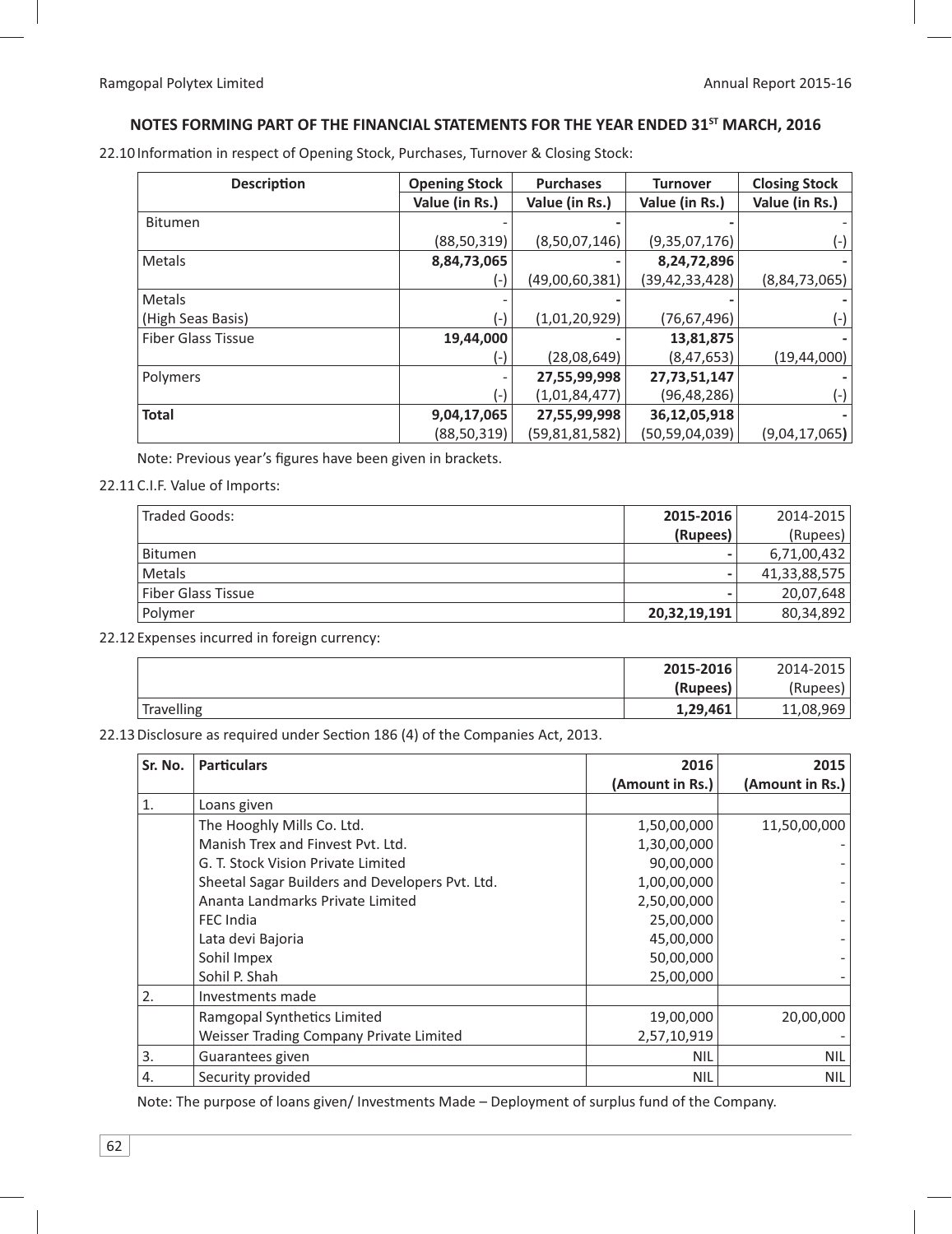## NOTES FORMING PART OF THE FINANCIAL STATEMENTS FOR THE YEAR ENDED 31ST MARCH, 2016

22.10 Information in respect of Opening Stock, Purchases, Turnover & Closing Stock:

| Description | Opening Stock | Purchases | Turnover | Closing Stock |
|---|---|---|---|---|
| | Value (in Rs.) | Value (in Rs.) | Value (in Rs.) | Value (in Rs.) |
| Bitumen | - | - | - | - |
| | (88,50,319) | (8,50,07,146) | (9,35,07,176) | (-) |
| Metals | **8,84,73,065** | - | **8,24,72,896** | - |
| | (-) | (49,00,60,381) | (39,42,33,428) | (8,84,73,065) |
| Metals (High Seas Basis) | - | - | - | - |
| | (-) | (1,01,20,929) | (76,67,496) | (-) |
| Fiber Glass Tissue | **19,44,000** | - | **13,81,875** | - |
| | (-) | (28,08,649) | (8,47,653) | (19,44,000) |
| Polymers | - | **27,55,99,998** | **27,73,51,147** | - |
| | (-) | (1,01,84,477) | (96,48,286) | (-) |
| **Total** | **9,04,17,065** | **27,55,99,998** | **36,12,05,918** | - |
| | (88,50,319) | (59,81,81,582) | (50,59,04,039) | (9,04,17,065) |

Note: Previous year's figures have been given in brackets.

22.11 C.I.F. Value of Imports:

| Traded Goods: | **2015-2016 (Rupees)** | 2014-2015 (Rupees) |
|---|---|---|
| Bitumen | - | 6,71,00,432 |
| Metals | - | 41,33,88,575 |
| Fiber Glass Tissue | - | 20,07,648 |
| Polymer | **20,32,19,191** | 80,34,892 |

22.12 Expenses incurred in foreign currency:

| | **2015-2016 (Rupees)** | 2014-2015 (Rupees) |
|---|---|---|
| Travelling | **1,29,461** | 11,08,969 |

22.13 Disclosure as required under Section 186 (4) of the Companies Act, 2013.

| Sr. No. | Particulars | 2016 (Amount in Rs.) | 2015 (Amount in Rs.) |
|---|---|---|---|
| 1. | Loans given | | |
| | The Hooghly Mills Co. Ltd. | 1,50,00,000 | 11,50,00,000 |
| | Manish Trex and Finvest Pvt. Ltd. | 1,30,00,000 | - |
| | G. T. Stock Vision Private Limited | 90,00,000 | - |
| | Sheetal Sagar Builders and Developers Pvt. Ltd. | 1,00,00,000 | - |
| | Ananta Landmarks Private Limited | 2,50,00,000 | - |
| | FEC India | 25,00,000 | - |
| | Lata devi Bajoria | 45,00,000 | - |
| | Sohil Impex | 50,00,000 | - |
| | Sohil P. Shah | 25,00,000 | - |
| 2. | Investments made | | |
| | Ramgopal Synthetics Limited | 19,00,000 | 20,00,000 |
| | Weisser Trading Company Private Limited | 2,57,10,919 | - |
| 3. | Guarantees given | NIL | NIL |
| 4. | Security provided | NIL | NIL |

Note: The purpose of loans given/ Investments Made – Deployment of surplus fund of the Company.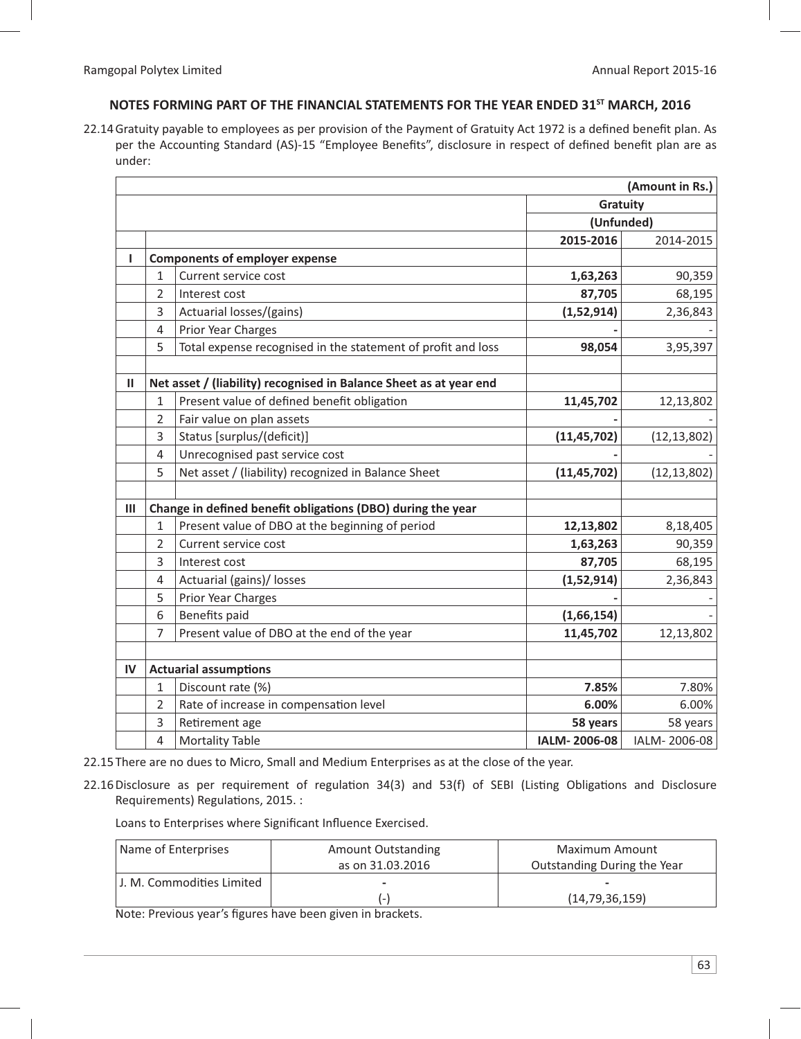## NOTES FORMING PART OF THE FINANCIAL STATEMENTS FOR THE YEAR ENDED 31ST MARCH, 2016

22.14 Gratuity payable to employees as per provision of the Payment of Gratuity Act 1972 is a defined benefit plan. As per the Accounting Standard (AS)-15 "Employee Benefits", disclosure in respect of defined benefit plan are as under:

| | | | (Amount in Rs.) | |
|---|---|---|---|---|
| | | | **Gratuity** | |
| | | | **(Unfunded)** | |
| | | | **2015-2016** | 2014-2015 |
| **I** | **Components of employer expense** | | | |
| | 1 | Current service cost | **1,63,263** | 90,359 |
| | 2 | Interest cost | **87,705** | 68,195 |
| | 3 | Actuarial losses/(gains) | **(1,52,914)** | 2,36,843 |
| | 4 | Prior Year Charges | **-** | - |
| | 5 | Total expense recognised in the statement of profit and loss | **98,054** | 3,95,397 |
| | | | | |
| **II** | **Net asset / (liability) recognised in Balance Sheet as at year end** | | | |
| | 1 | Present value of defined benefit obligation | **11,45,702** | 12,13,802 |
| | 2 | Fair value on plan assets | **-** | - |
| | 3 | Status [surplus/(deficit)] | **(11,45,702)** | (12,13,802) |
| | 4 | Unrecognised past service cost | **-** | - |
| | 5 | Net asset / (liability) recognized in Balance Sheet | **(11,45,702)** | (12,13,802) |
| | | | | |
| **III** | **Change in defined benefit obligations (DBO) during the year** | | | |
| | 1 | Present value of DBO at the beginning of period | **12,13,802** | 8,18,405 |
| | 2 | Current service cost | **1,63,263** | 90,359 |
| | 3 | Interest cost | **87,705** | 68,195 |
| | 4 | Actuarial (gains)/ losses | **(1,52,914)** | 2,36,843 |
| | 5 | Prior Year Charges | **-** | - |
| | 6 | Benefits paid | **(1,66,154)** | - |
| | 7 | Present value of DBO at the end of the year | **11,45,702** | 12,13,802 |
| | | | | |
| **IV** | **Actuarial assumptions** | | | |
| | 1 | Discount rate (%) | **7.85%** | 7.80% |
| | 2 | Rate of increase in compensation level | **6.00%** | 6.00% |
| | 3 | Retirement age | **58 years** | 58 years |
| | 4 | Mortality Table | **IALM- 2006-08** | IALM- 2006-08 |

22.15 There are no dues to Micro, Small and Medium Enterprises as at the close of the year.

22.16 Disclosure as per requirement of regulation 34(3) and 53(f) of SEBI (Listing Obligations and Disclosure Requirements) Regulations, 2015. :

Loans to Enterprises where Significant Influence Exercised.

| Name of Enterprises | Amount Outstanding as on 31.03.2016 | Maximum Amount Outstanding During the Year |
|---|---|---|
| J. M. Commodities Limited | - <br> (-) | - <br> (14,79,36,159) |

Note: Previous year's figures have been given in brackets.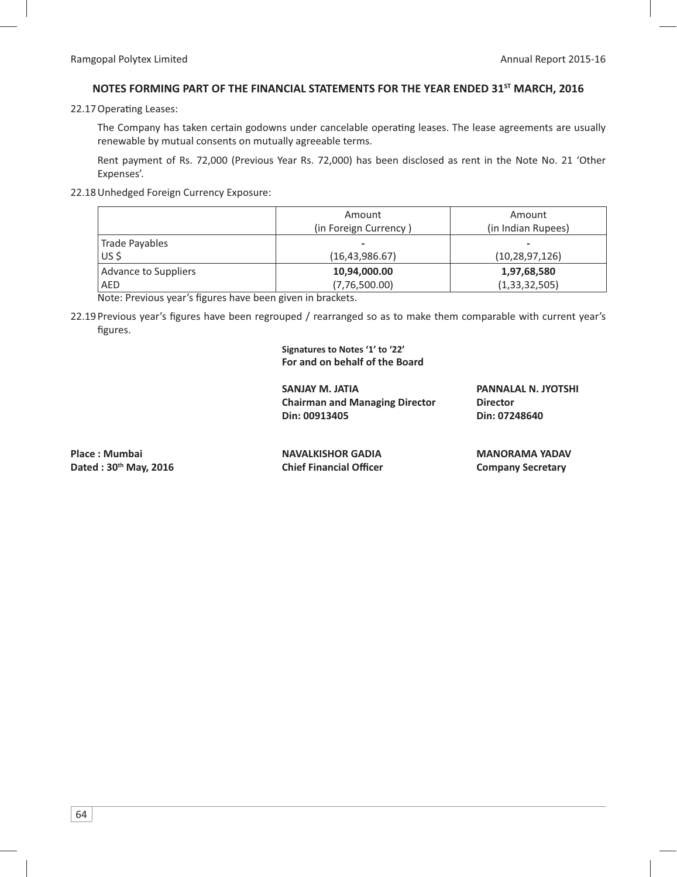## NOTES FORMING PART OF THE FINANCIAL STATEMENTS FOR THE YEAR ENDED 31ST MARCH, 2016

22.17 Operating Leases:

The Company has taken certain godowns under cancelable operating leases. The lease agreements are usually renewable by mutual consents on mutually agreeable terms.

Rent payment of Rs. 72,000 (Previous Year Rs. 72,000) has been disclosed as rent in the Note No. 21 'Other Expenses'.

22.18 Unhedged Foreign Currency Exposure:

| | Amount (in Foreign Currency ) | Amount (in Indian Rupees) |
|---|---|---|
| Trade Payables | - | - |
| US $ | (16,43,986.67) | (10,28,97,126) |
| Advance to Suppliers | **10,94,000.00** | **1,97,68,580** |
| AED | (7,76,500.00) | (1,33,32,505) |

Note: Previous year's figures have been given in brackets.

22.19 Previous year's figures have been regrouped / rearranged so as to make them comparable with current year's figures.

**Signatures to Notes '1' to '22'**
**For and on behalf of the Board**

**SANJAY M. JATIA**
**Chairman and Managing Director**
**Din: 00913405**

**PANNALAL N. JYOTSHI**
**Director**
**Din: 07248640**

**Place : Mumbai**
**Dated : 30th May, 2016**

**NAVALKISHOR GADIA**
**Chief Financial Officer**

**MANORAMA YADAV**
**Company Secretary**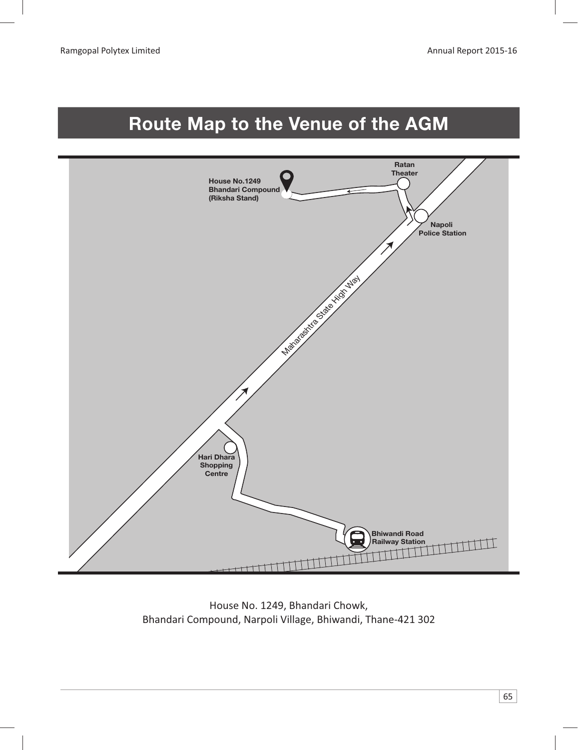# Route Map to the Venue of the AGM

House No. 1249, Bhandari Chowk,
Bhandari Compound, Narpoli Village, Bhiwandi, Thane-421 302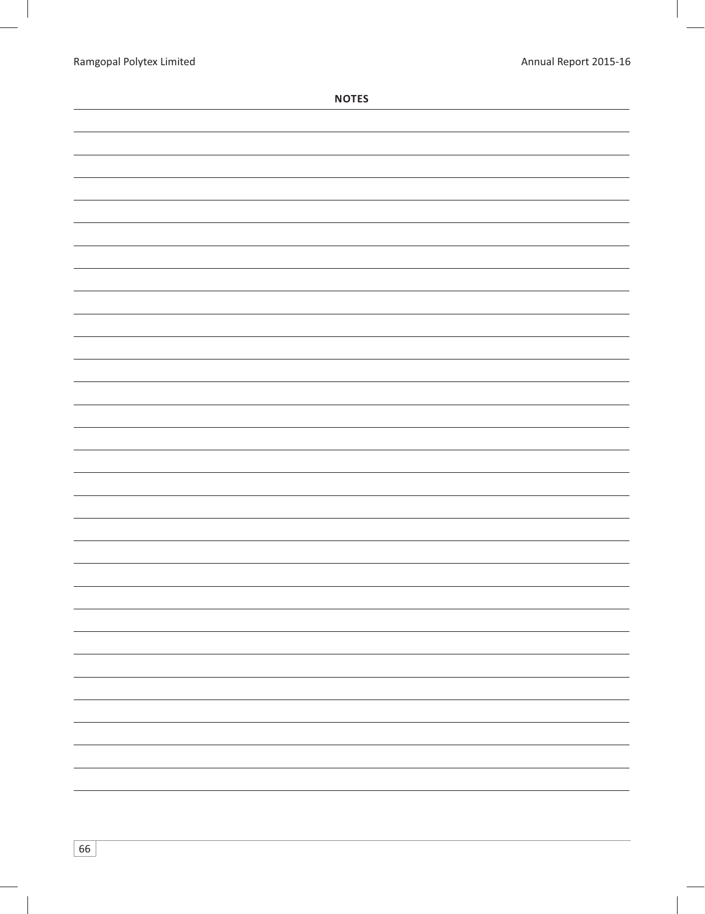## NOTES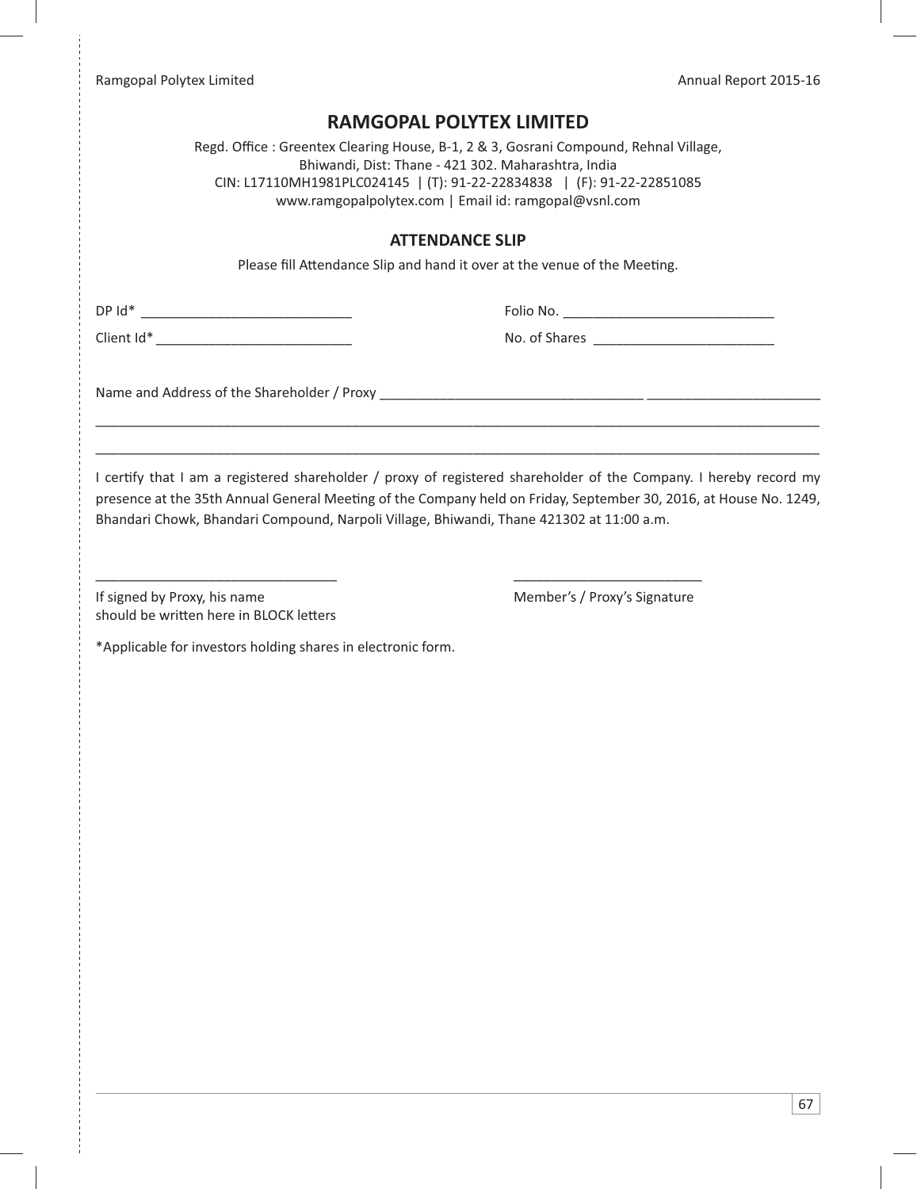# RAMGOPAL POLYTEX LIMITED

Regd. Office : Greentex Clearing House, B-1, 2 & 3, Gosrani Compound, Rehnal Village, Bhiwandi, Dist: Thane - 421 302. Maharashtra, India
CIN: L17110MH1981PLC024145 | (T): 91-22-22834838 | (F): 91-22-22851085
www.ramgopalpolytex.com | Email id: ramgopal@vsnl.com

## ATTENDANCE SLIP

Please fill Attendance Slip and hand it over at the venue of the Meeting.

DP Id* ____________________________ Folio No. ____________________________

Client Id* __________________________ No. of Shares ________________________

Name and Address of the Shareholder / Proxy ___________________________________ _______________________

_____________________________________________________________________________________________

_____________________________________________________________________________________________

I certify that I am a registered shareholder / proxy of registered shareholder of the Company. I hereby record my presence at the 35th Annual General Meeting of the Company held on Friday, September 30, 2016, at House No. 1249, Bhandari Chowk, Bhandari Compound, Narpoli Village, Bhiwandi, Thane 421302 at 11:00 a.m.

________________________________ _________________________

If signed by Proxy, his name should be written here in BLOCK letters

Member's / Proxy's Signature

*Applicable for investors holding shares in electronic form.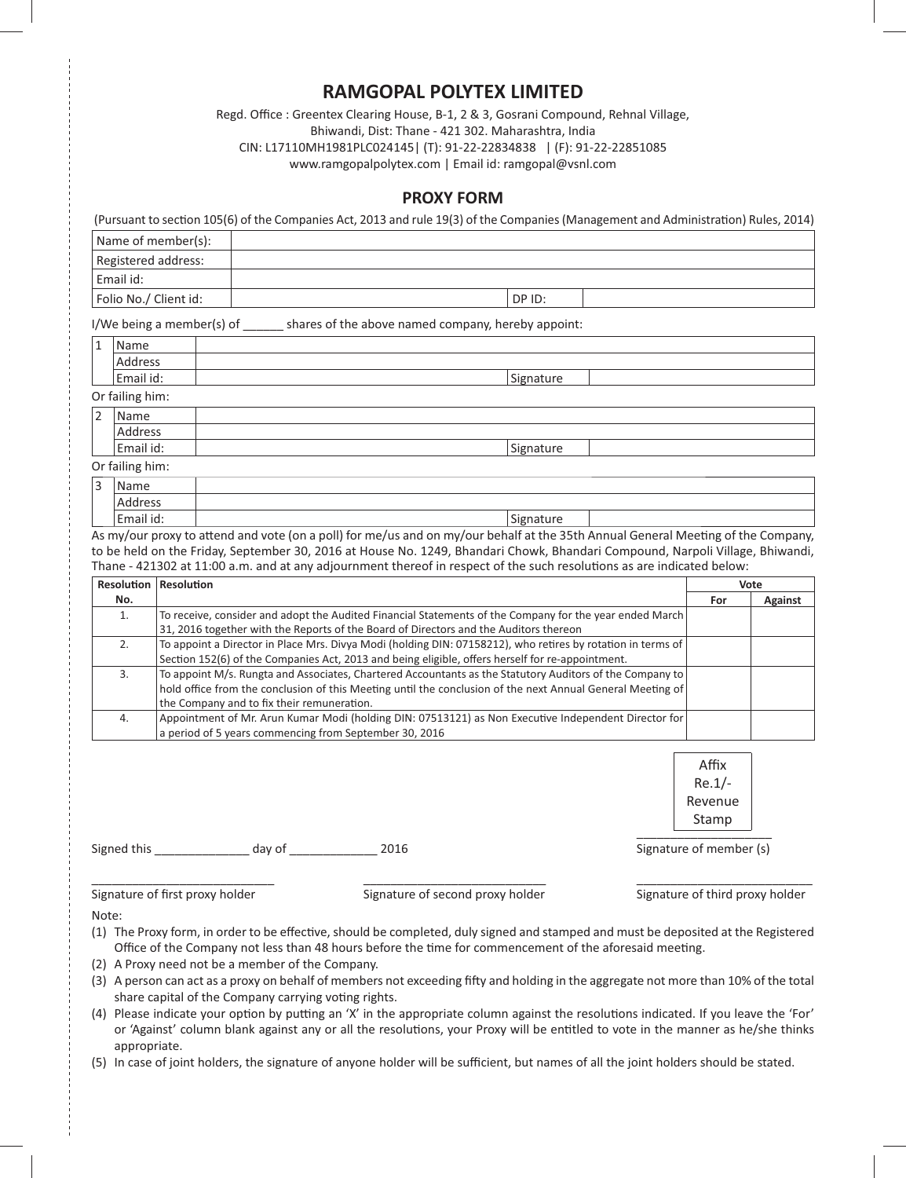# RAMGOPAL POLYTEX LIMITED

Regd. Office : Greentex Clearing House, B-1, 2 & 3, Gosrani Compound, Rehnal Village, Bhiwandi, Dist: Thane - 421 302. Maharashtra, India
CIN: L17110MH1981PLC024145| (T): 91-22-22834838 | (F): 91-22-22851085
www.ramgopalpolytex.com | Email id: ramgopal@vsnl.com

## PROXY FORM

(Pursuant to section 105(6) of the Companies Act, 2013 and rule 19(3) of the Companies (Management and Administration) Rules, 2014)

| Name of member(s): | | | |
|---|---|---|---|
| Registered address: | | | |
| Email id: | | | |
| Folio No./ Client id: | | DP ID: | |

I/We being a member(s) of ______ shares of the above named company, hereby appoint:

| 1 | Name | | | |
|---|---|---|---|---|
| | Address | | | |
| | Email id: | | Signature | |

Or failing him:

| 2 | Name | | | |
|---|---|---|---|---|
| | Address | | | |
| | Email id: | | Signature | |

Or failing him:

| 3 | Name | | | |
|---|---|---|---|---|
| | Address | | | |
| | Email id: | | Signature | |

As my/our proxy to attend and vote (on a poll) for me/us and on my/our behalf at the 35th Annual General Meeting of the Company, to be held on the Friday, September 30, 2016 at House No. 1249, Bhandari Chowk, Bhandari Compound, Narpoli Village, Bhiwandi, Thane - 421302 at 11:00 a.m. and at any adjournment thereof in respect of the such resolutions as are indicated below:

| Resolution No. | Resolution | Vote | |
|---|---|---|---|
| | | For | Against |
| 1. | To receive, consider and adopt the Audited Financial Statements of the Company for the year ended March 31, 2016 together with the Reports of the Board of Directors and the Auditors thereon | | |
| 2. | To appoint a Director in Place Mrs. Divya Modi (holding DIN: 07158212), who retires by rotation in terms of Section 152(6) of the Companies Act, 2013 and being eligible, offers herself for re-appointment. | | |
| 3. | To appoint M/s. Rungta and Associates, Chartered Accountants as the Statutory Auditors of the Company to hold office from the conclusion of this Meeting until the conclusion of the next Annual General Meeting of the Company and to fix their remuneration. | | |
| 4. | Appointment of Mr. Arun Kumar Modi (holding DIN: 07513121) as Non Executive Independent Director for a period of 5 years commencing from September 30, 2016 | | |

Affix Re.1/- Revenue Stamp

Signed this ______________ day of _____________ 2016

____________________
Signature of member (s)

___________________________
Signature of first proxy holder

___________________________
Signature of second proxy holder

___________________________
Signature of third proxy holder

Note:

(1) The Proxy form, in order to be effective, should be completed, duly signed and stamped and must be deposited at the Registered Office of the Company not less than 48 hours before the time for commencement of the aforesaid meeting.
(2) A Proxy need not be a member of the Company.
(3) A person can act as a proxy on behalf of members not exceeding fifty and holding in the aggregate not more than 10% of the total share capital of the Company carrying voting rights.
(4) Please indicate your option by putting an 'X' in the appropriate column against the resolutions indicated. If you leave the 'For' or 'Against' column blank against any or all the resolutions, your Proxy will be entitled to vote in the manner as he/she thinks appropriate.
(5) In case of joint holders, the signature of anyone holder will be sufficient, but names of all the joint holders should be stated.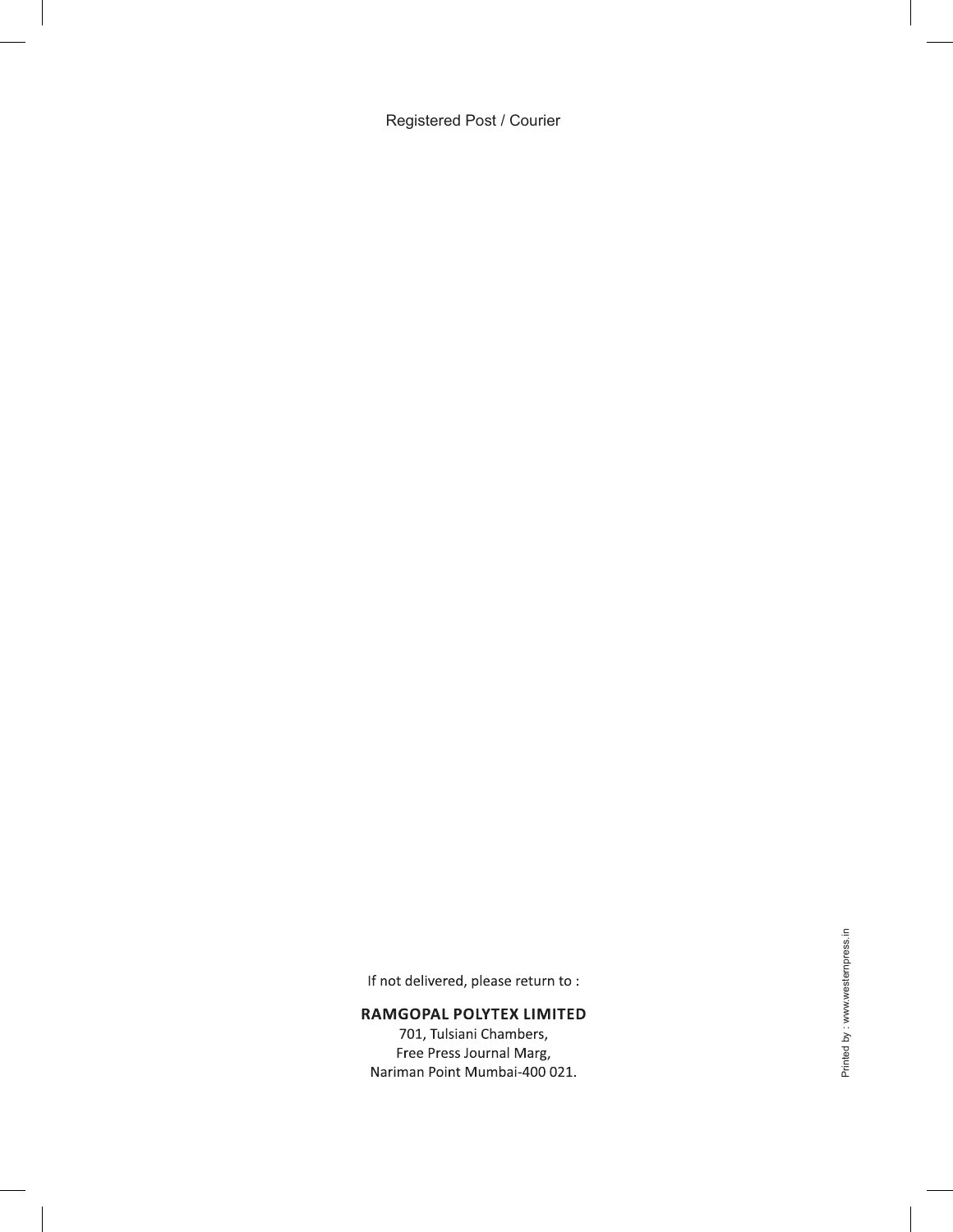Registered Post / Courier

If not delivered, please return to :

**RAMGOPAL POLYTEX LIMITED**

701, Tulsiani Chambers,

Free Press Journal Marg,

Nariman Point Mumbai-400 021.

Printed by : www.westernpress.in